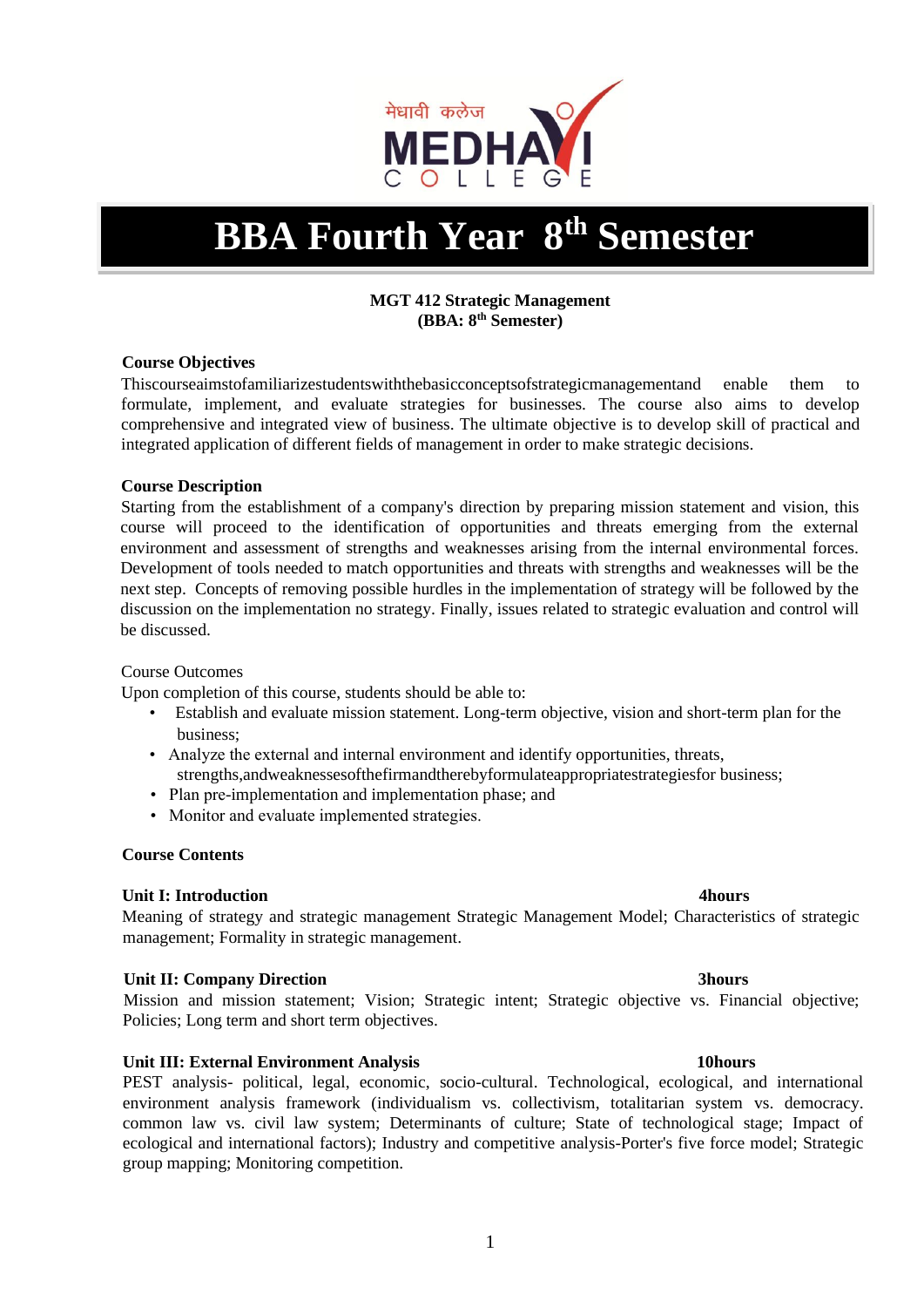मेधावी कलेज
MEDHAVI
COLLEGE

# BBA Fourth Year 8th Semester

**MGT 412 Strategic Management**
**(BBA: 8th Semester)**

**Course Objectives**

Thiscourseaimstofamiliarizestudentswiththebasicconceptsofstrategicmanagementand enable them to formulate, implement, and evaluate strategies for businesses. The course also aims to develop comprehensive and integrated view of business. The ultimate objective is to develop skill of practical and integrated application of different fields of management in order to make strategic decisions.

**Course Description**

Starting from the establishment of a company's direction by preparing mission statement and vision, this course will proceed to the identification of opportunities and threats emerging from the external environment and assessment of strengths and weaknesses arising from the internal environmental forces. Development of tools needed to match opportunities and threats with strengths and weaknesses will be the next step. Concepts of removing possible hurdles in the implementation of strategy will be followed by the discussion on the implementation no strategy. Finally, issues related to strategic evaluation and control will be discussed.

Course Outcomes

Upon completion of this course, students should be able to:

- Establish and evaluate mission statement. Long-term objective, vision and short-term plan for the business;
- Analyze the external and internal environment and identify opportunities, threats, strengths,andweaknessesofthefirmandtherebyformulateappropriatestrategiesfor business;
- Plan pre-implementation and implementation phase; and
- Monitor and evaluate implemented strategies.

**Course Contents**

**Unit I: Introduction** **4hours**

Meaning of strategy and strategic management Strategic Management Model; Characteristics of strategic management; Formality in strategic management.

**Unit II: Company Direction** **3hours**

Mission and mission statement; Vision; Strategic intent; Strategic objective vs. Financial objective; Policies; Long term and short term objectives.

**Unit III: External Environment Analysis** **10hours**

PEST analysis- political, legal, economic, socio-cultural. Technological, ecological, and international environment analysis framework (individualism vs. collectivism, totalitarian system vs. democracy. common law vs. civil law system; Determinants of culture; State of technological stage; Impact of ecological and international factors); Industry and competitive analysis-Porter's five force model; Strategic group mapping; Monitoring competition.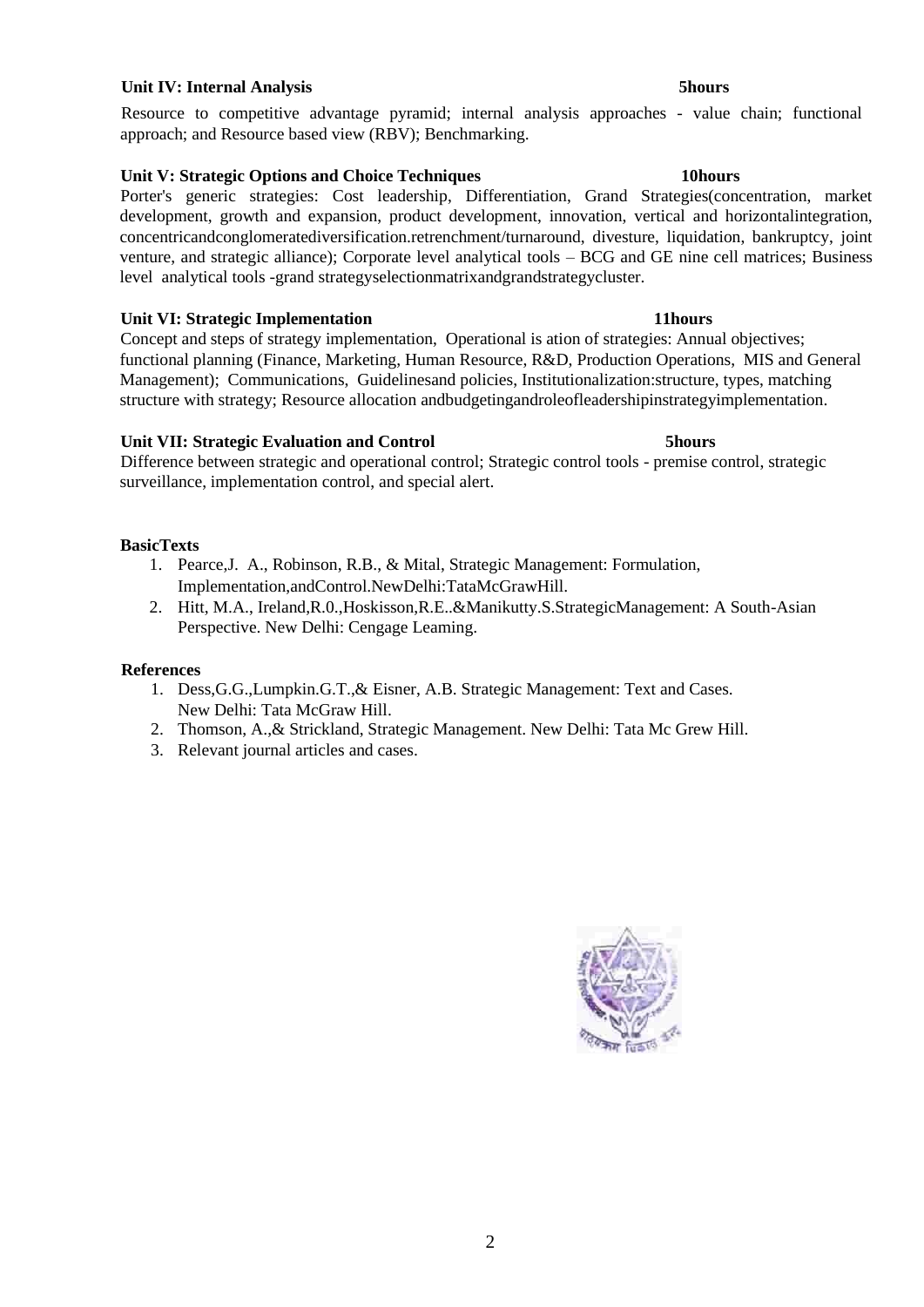**Unit IV: Internal Analysis 5hours**

Resource to competitive advantage pyramid; internal analysis approaches - value chain; functional approach; and Resource based view (RBV); Benchmarking.

**Unit V: Strategic Options and Choice Techniques 10hours**

Porter's generic strategies: Cost leadership, Differentiation, Grand Strategies(concentration, market development, growth and expansion, product development, innovation, vertical and horizontalintegration, concentricandconglomeratediversification.retrenchment/turnaround, divesture, liquidation, bankruptcy, joint venture, and strategic alliance); Corporate level analytical tools – BCG and GE nine cell matrices; Business level analytical tools -grand strategyselectionmatrixandgrandstrategycluster.

**Unit VI: Strategic Implementation 11hours**

Concept and steps of strategy implementation, Operational is ation of strategies: Annual objectives; functional planning (Finance, Marketing, Human Resource, R&D, Production Operations, MIS and General Management); Communications, Guidelinesand policies, Institutionalization:structure, types, matching structure with strategy; Resource allocation andbudgetingandroleofleadershipinstrategyimplementation.

**Unit VII: Strategic Evaluation and Control 5hours**

Difference between strategic and operational control; Strategic control tools - premise control, strategic surveillance, implementation control, and special alert.

**BasicTexts**

1. Pearce,J. A., Robinson, R.B., & Mital, Strategic Management: Formulation, Implementation,andControl.NewDelhi:TataMcGrawHill.
2. Hitt, M.A., Ireland,R.0.,Hoskisson,R.E..&Manikutty.S.StrategicManagement: A South-Asian Perspective. New Delhi: Cengage Leaming.

**References**

1. Dess,G.G.,Lumpkin.G.T.,& Eisner, A.B. Strategic Management: Text and Cases. New Delhi: Tata McGraw Hill.
2. Thomson, A.,& Strickland, Strategic Management. New Delhi: Tata Mc Grew Hill.
3. Relevant journal articles and cases.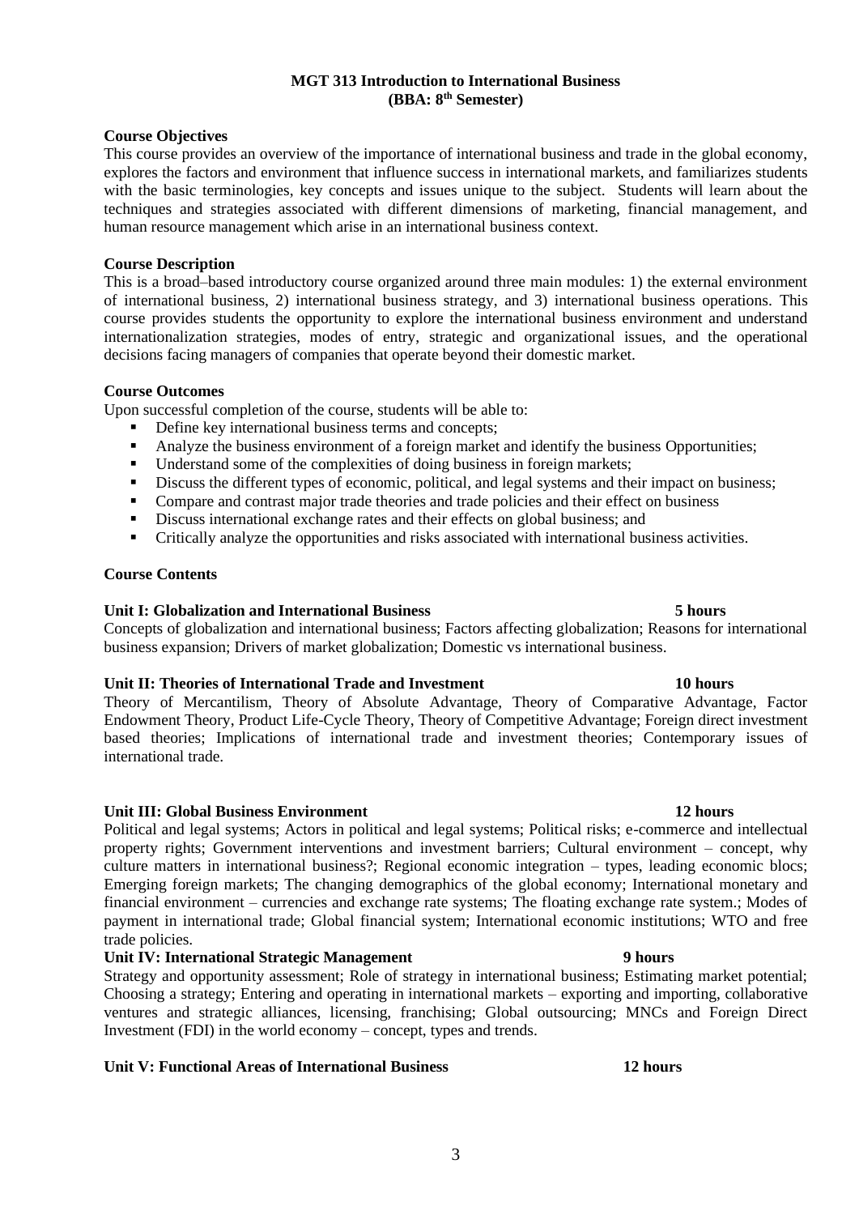# MGT 313 Introduction to International Business
## (BBA: 8th Semester)

**Course Objectives**

This course provides an overview of the importance of international business and trade in the global economy, explores the factors and environment that influence success in international markets, and familiarizes students with the basic terminologies, key concepts and issues unique to the subject. Students will learn about the techniques and strategies associated with different dimensions of marketing, financial management, and human resource management which arise in an international business context.

**Course Description**

This is a broad–based introductory course organized around three main modules: 1) the external environment of international business, 2) international business strategy, and 3) international business operations. This course provides students the opportunity to explore the international business environment and understand internationalization strategies, modes of entry, strategic and organizational issues, and the operational decisions facing managers of companies that operate beyond their domestic market.

**Course Outcomes**

Upon successful completion of the course, students will be able to:

- Define key international business terms and concepts;
- Analyze the business environment of a foreign market and identify the business Opportunities;
- Understand some of the complexities of doing business in foreign markets;
- Discuss the different types of economic, political, and legal systems and their impact on business;
- Compare and contrast major trade theories and trade policies and their effect on business
- Discuss international exchange rates and their effects on global business; and
- Critically analyze the opportunities and risks associated with international business activities.

**Course Contents**

**Unit I: Globalization and International Business 5 hours**

Concepts of globalization and international business; Factors affecting globalization; Reasons for international business expansion; Drivers of market globalization; Domestic vs international business.

**Unit II: Theories of International Trade and Investment 10 hours**

Theory of Mercantilism, Theory of Absolute Advantage, Theory of Comparative Advantage, Factor Endowment Theory, Product Life-Cycle Theory, Theory of Competitive Advantage; Foreign direct investment based theories; Implications of international trade and investment theories; Contemporary issues of international trade.

**Unit III: Global Business Environment 12 hours**

Political and legal systems; Actors in political and legal systems; Political risks; e-commerce and intellectual property rights; Government interventions and investment barriers; Cultural environment – concept, why culture matters in international business?; Regional economic integration – types, leading economic blocs; Emerging foreign markets; The changing demographics of the global economy; International monetary and financial environment – currencies and exchange rate systems; The floating exchange rate system.; Modes of payment in international trade; Global financial system; International economic institutions; WTO and free trade policies.

**Unit IV: International Strategic Management 9 hours**

Strategy and opportunity assessment; Role of strategy in international business; Estimating market potential; Choosing a strategy; Entering and operating in international markets – exporting and importing, collaborative ventures and strategic alliances, licensing, franchising; Global outsourcing; MNCs and Foreign Direct Investment (FDI) in the world economy – concept, types and trends.

**Unit V: Functional Areas of International Business 12 hours**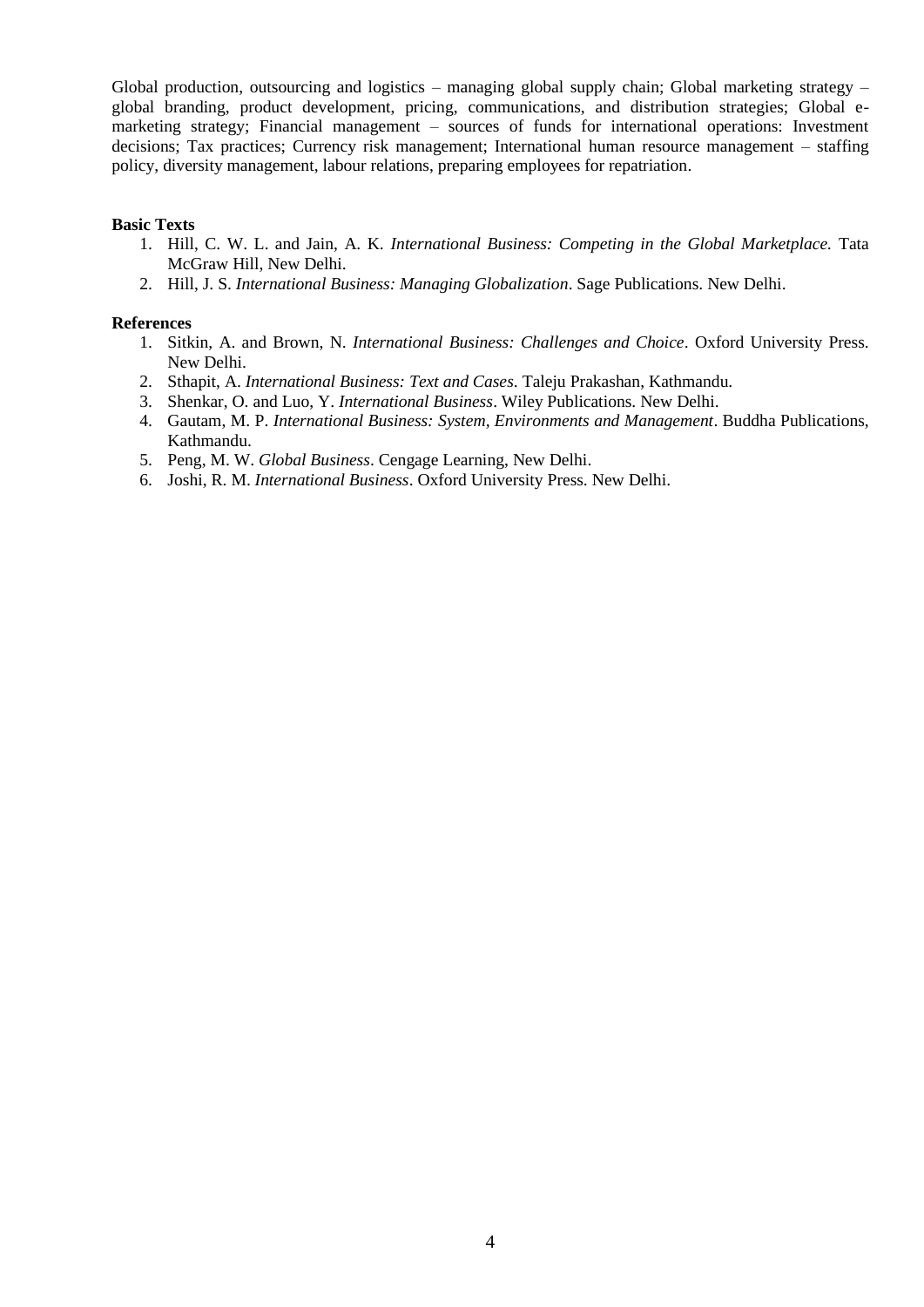Global production, outsourcing and logistics – managing global supply chain; Global marketing strategy – global branding, product development, pricing, communications, and distribution strategies; Global e-marketing strategy; Financial management – sources of funds for international operations: Investment decisions; Tax practices; Currency risk management; International human resource management – staffing policy, diversity management, labour relations, preparing employees for repatriation.

**Basic Texts**

1. Hill, C. W. L. and Jain, A. K. *International Business: Competing in the Global Marketplace.* Tata McGraw Hill, New Delhi.
2. Hill, J. S. *International Business: Managing Globalization*. Sage Publications. New Delhi.

**References**

1. Sitkin, A. and Brown, N. *International Business: Challenges and Choice*. Oxford University Press. New Delhi.
2. Sthapit, A. *International Business: Text and Cases*. Taleju Prakashan, Kathmandu.
3. Shenkar, O. and Luo, Y. *International Business*. Wiley Publications. New Delhi.
4. Gautam, M. P. *International Business: System, Environments and Management*. Buddha Publications, Kathmandu.
5. Peng, M. W. *Global Business*. Cengage Learning, New Delhi.
6. Joshi, R. M. *International Business*. Oxford University Press. New Delhi.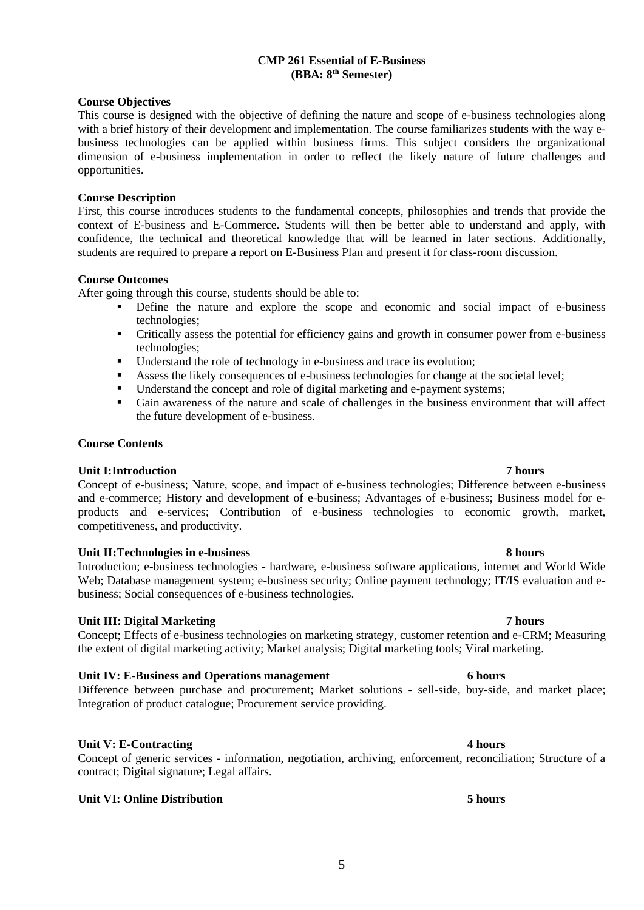# CMP 261 Essential of E-Business
## (BBA: 8th Semester)

**Course Objectives**

This course is designed with the objective of defining the nature and scope of e-business technologies along with a brief history of their development and implementation. The course familiarizes students with the way e-business technologies can be applied within business firms. This subject considers the organizational dimension of e-business implementation in order to reflect the likely nature of future challenges and opportunities.

**Course Description**

First, this course introduces students to the fundamental concepts, philosophies and trends that provide the context of E-business and E-Commerce. Students will then be better able to understand and apply, with confidence, the technical and theoretical knowledge that will be learned in later sections. Additionally, students are required to prepare a report on E-Business Plan and present it for class-room discussion.

**Course Outcomes**

After going through this course, students should be able to:

- Define the nature and explore the scope and economic and social impact of e-business technologies;
- Critically assess the potential for efficiency gains and growth in consumer power from e-business technologies;
- Understand the role of technology in e-business and trace its evolution;
- Assess the likely consequences of e-business technologies for change at the societal level;
- Understand the concept and role of digital marketing and e-payment systems;
- Gain awareness of the nature and scale of challenges in the business environment that will affect the future development of e-business.

**Course Contents**

**Unit I:Introduction 7 hours**

Concept of e-business; Nature, scope, and impact of e-business technologies; Difference between e-business and e-commerce; History and development of e-business; Advantages of e-business; Business model for e-products and e-services; Contribution of e-business technologies to economic growth, market, competitiveness, and productivity.

**Unit II:Technologies in e-business 8 hours**

Introduction; e-business technologies - hardware, e-business software applications, internet and World Wide Web; Database management system; e-business security; Online payment technology; IT/IS evaluation and e-business; Social consequences of e-business technologies.

**Unit III: Digital Marketing 7 hours**

Concept; Effects of e-business technologies on marketing strategy, customer retention and e-CRM; Measuring the extent of digital marketing activity; Market analysis; Digital marketing tools; Viral marketing.

**Unit IV: E-Business and Operations management 6 hours**

Difference between purchase and procurement; Market solutions - sell-side, buy-side, and market place; Integration of product catalogue; Procurement service providing.

**Unit V: E-Contracting 4 hours**

Concept of generic services - information, negotiation, archiving, enforcement, reconciliation; Structure of a contract; Digital signature; Legal affairs.

**Unit VI: Online Distribution 5 hours**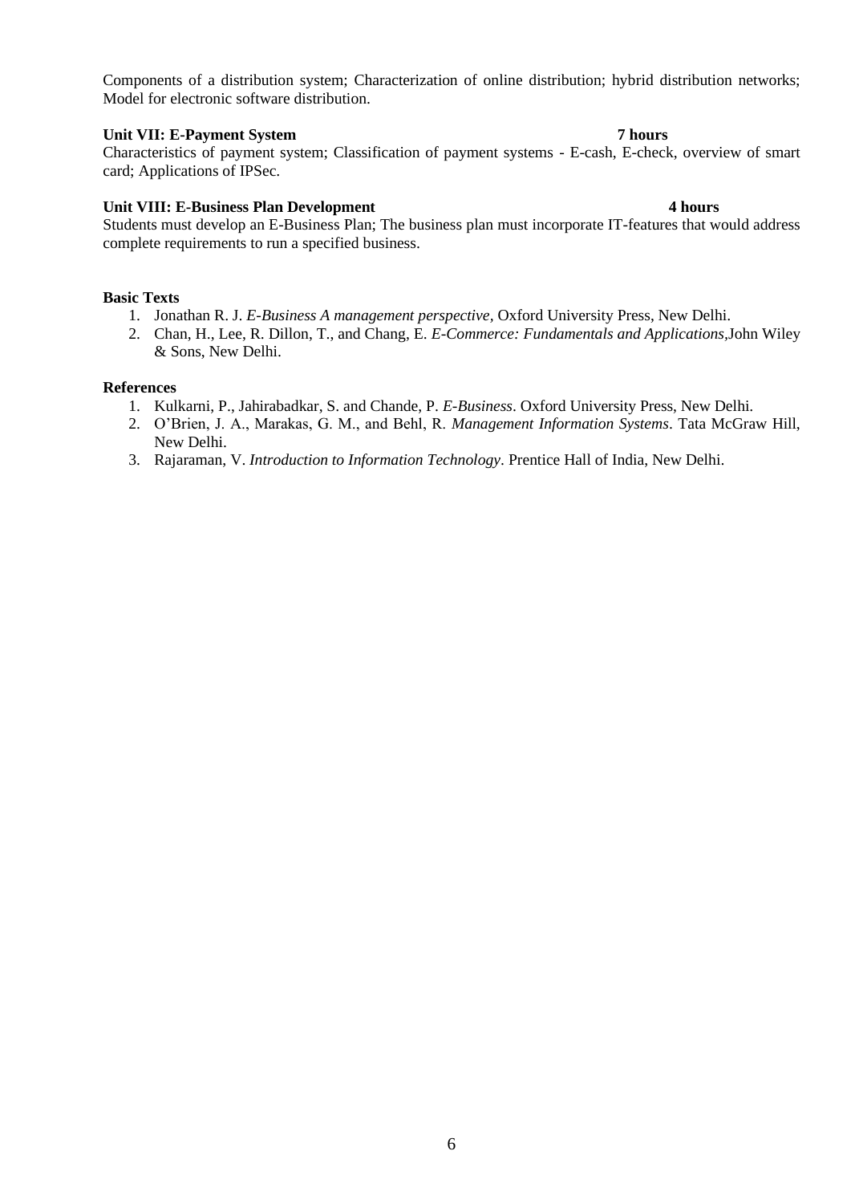Components of a distribution system; Characterization of online distribution; hybrid distribution networks; Model for electronic software distribution.

**Unit VII: E-Payment System** **7 hours**

Characteristics of payment system; Classification of payment systems - E-cash, E-check, overview of smart card; Applications of IPSec.

**Unit VIII: E-Business Plan Development** **4 hours**

Students must develop an E-Business Plan; The business plan must incorporate IT-features that would address complete requirements to run a specified business.

**Basic Texts**

1. Jonathan R. J. *E-Business A management perspective,* Oxford University Press, New Delhi.
2. Chan, H., Lee, R. Dillon, T., and Chang, E. *E-Commerce: Fundamentals and Applications*,John Wiley & Sons, New Delhi.

**References**

1. Kulkarni, P., Jahirabadkar, S. and Chande, P. *E-Business*. Oxford University Press, New Delhi.
2. O'Brien, J. A., Marakas, G. M., and Behl, R. *Management Information Systems*. Tata McGraw Hill, New Delhi.
3. Rajaraman, V. *Introduction to Information Technology*. Prentice Hall of India, New Delhi.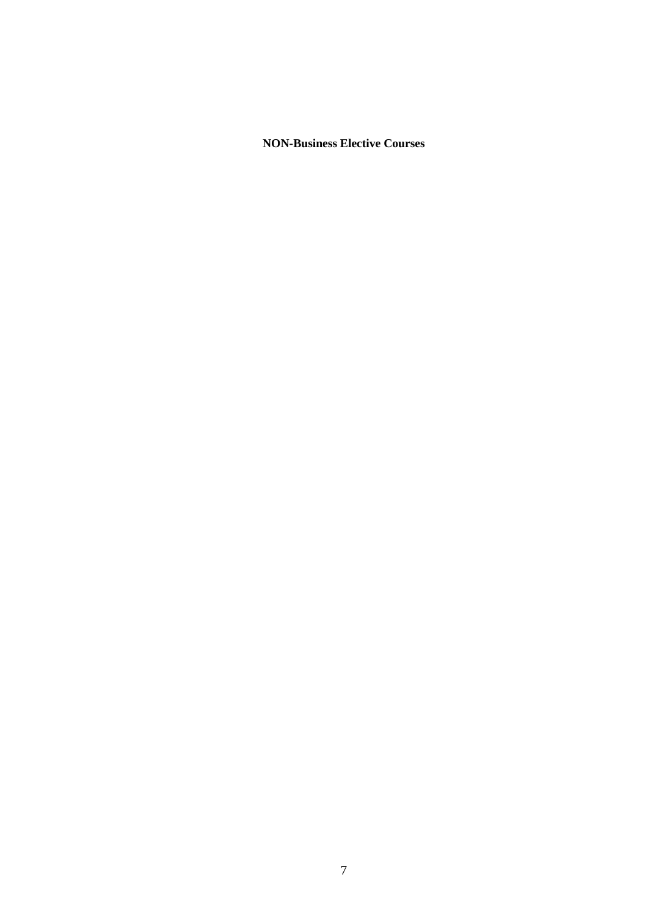**NON-Business Elective Courses**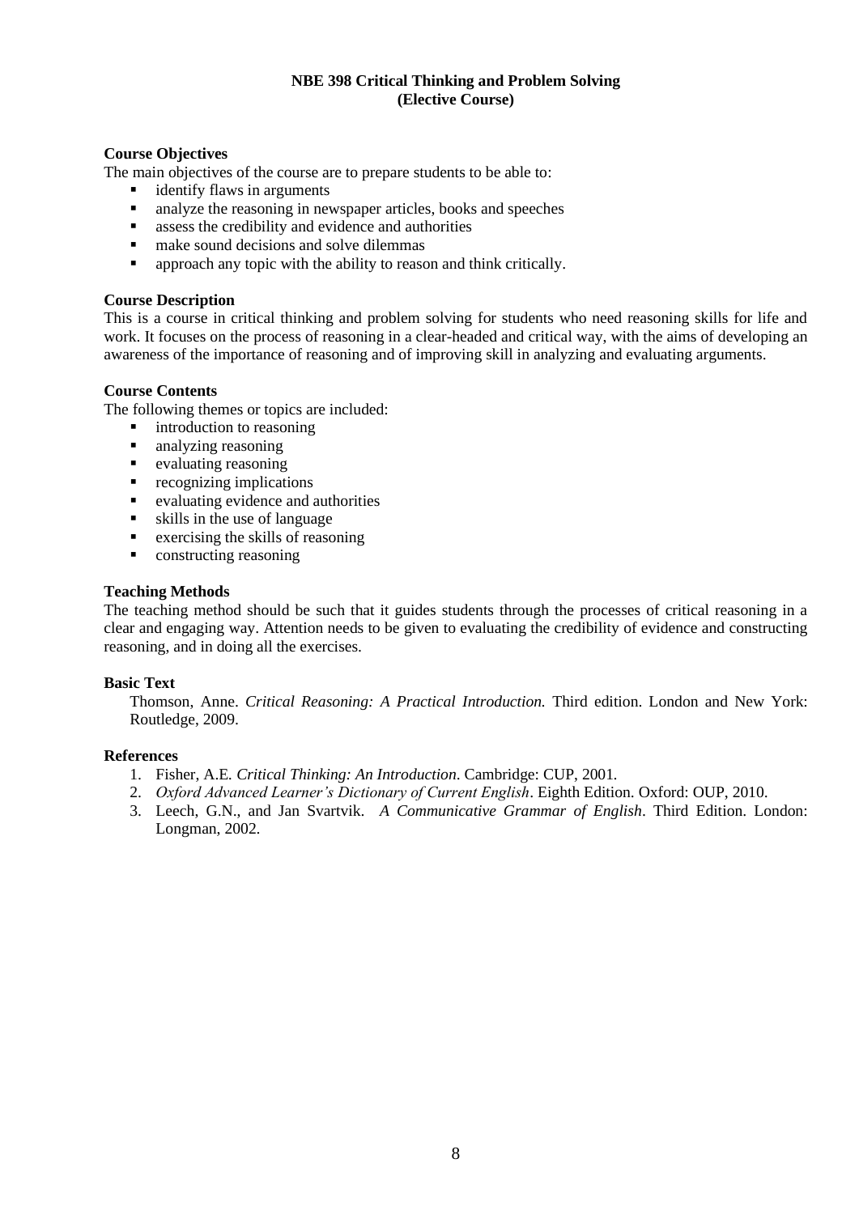## NBE 398 Critical Thinking and Problem Solving
## (Elective Course)

**Course Objectives**

The main objectives of the course are to prepare students to be able to:

- identify flaws in arguments
- analyze the reasoning in newspaper articles, books and speeches
- assess the credibility and evidence and authorities
- make sound decisions and solve dilemmas
- approach any topic with the ability to reason and think critically.

**Course Description**

This is a course in critical thinking and problem solving for students who need reasoning skills for life and work. It focuses on the process of reasoning in a clear-headed and critical way, with the aims of developing an awareness of the importance of reasoning and of improving skill in analyzing and evaluating arguments.

**Course Contents**

The following themes or topics are included:

- introduction to reasoning
- analyzing reasoning
- evaluating reasoning
- recognizing implications
- evaluating evidence and authorities
- skills in the use of language
- exercising the skills of reasoning
- constructing reasoning

**Teaching Methods**

The teaching method should be such that it guides students through the processes of critical reasoning in a clear and engaging way. Attention needs to be given to evaluating the credibility of evidence and constructing reasoning, and in doing all the exercises.

**Basic Text**

Thomson, Anne. *Critical Reasoning: A Practical Introduction.* Third edition. London and New York: Routledge, 2009.

**References**

1. Fisher, A.E. *Critical Thinking: An Introduction*. Cambridge: CUP, 2001.
2. *Oxford Advanced Learner's Dictionary of Current English*. Eighth Edition. Oxford: OUP, 2010.
3. Leech, G.N., and Jan Svartvik. *A Communicative Grammar of English*. Third Edition. London: Longman, 2002.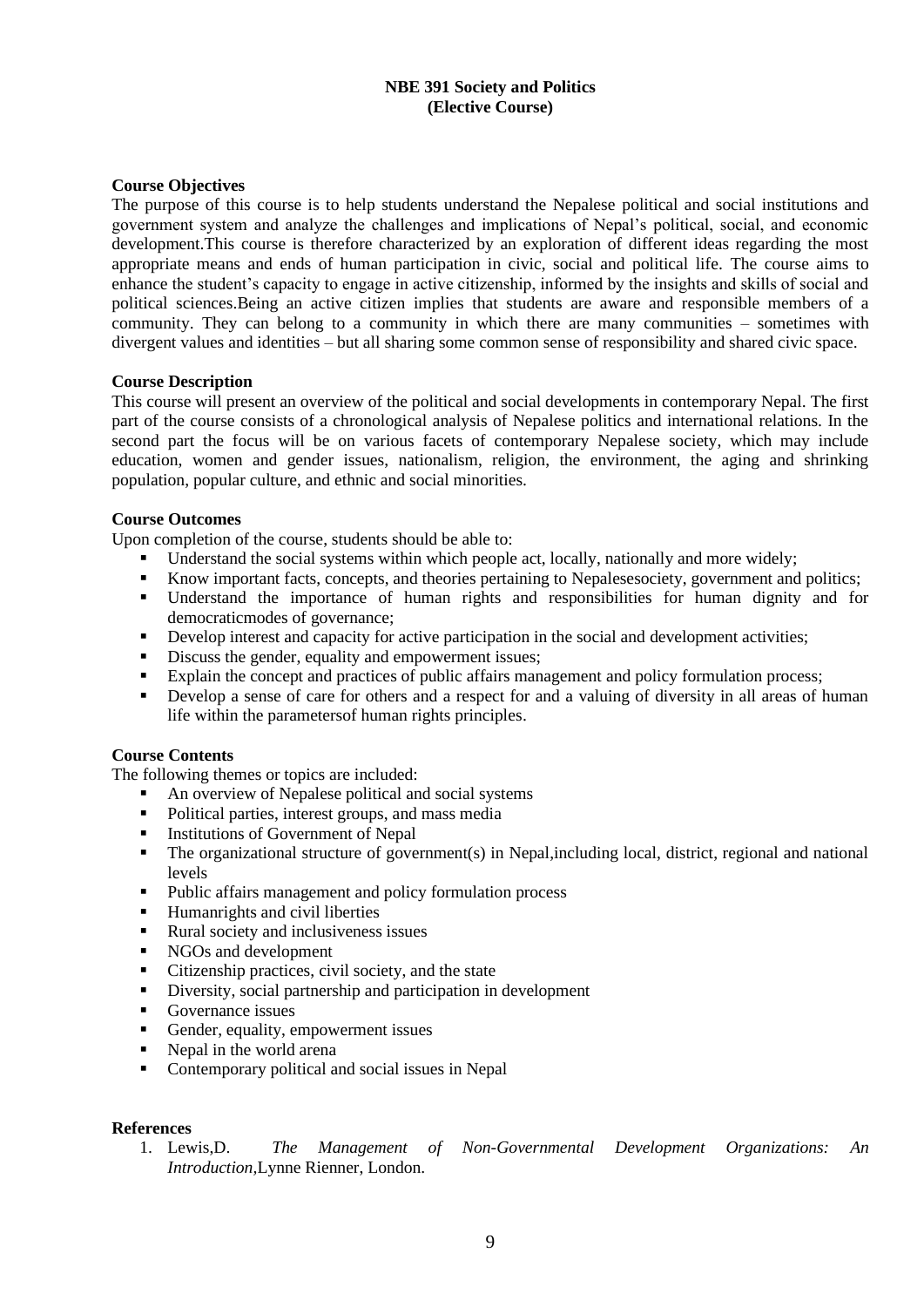**NBE 391 Society and Politics**
**(Elective Course)**

**Course Objectives**

The purpose of this course is to help students understand the Nepalese political and social institutions and government system and analyze the challenges and implications of Nepal's political, social, and economic development.This course is therefore characterized by an exploration of different ideas regarding the most appropriate means and ends of human participation in civic, social and political life. The course aims to enhance the student's capacity to engage in active citizenship, informed by the insights and skills of social and political sciences.Being an active citizen implies that students are aware and responsible members of a community. They can belong to a community in which there are many communities – sometimes with divergent values and identities – but all sharing some common sense of responsibility and shared civic space.

**Course Description**

This course will present an overview of the political and social developments in contemporary Nepal. The first part of the course consists of a chronological analysis of Nepalese politics and international relations. In the second part the focus will be on various facets of contemporary Nepalese society, which may include education, women and gender issues, nationalism, religion, the environment, the aging and shrinking population, popular culture, and ethnic and social minorities.

**Course Outcomes**

Upon completion of the course, students should be able to:

- Understand the social systems within which people act, locally, nationally and more widely;
- Know important facts, concepts, and theories pertaining to Nepalesesociety, government and politics;
- Understand the importance of human rights and responsibilities for human dignity and for democraticmodes of governance;
- Develop interest and capacity for active participation in the social and development activities;
- Discuss the gender, equality and empowerment issues;
- Explain the concept and practices of public affairs management and policy formulation process;
- Develop a sense of care for others and a respect for and a valuing of diversity in all areas of human life within the parametersof human rights principles.

**Course Contents**

The following themes or topics are included:

- An overview of Nepalese political and social systems
- Political parties, interest groups, and mass media
- Institutions of Government of Nepal
- The organizational structure of government(s) in Nepal,including local, district, regional and national levels
- Public affairs management and policy formulation process
- Humanrights and civil liberties
- Rural society and inclusiveness issues
- NGOs and development
- Citizenship practices, civil society, and the state
- Diversity, social partnership and participation in development
- Governance issues
- Gender, equality, empowerment issues
- Nepal in the world arena
- Contemporary political and social issues in Nepal

**References**

1. Lewis,D. *The Management of Non-Governmental Development Organizations: An Introduction*,Lynne Rienner, London.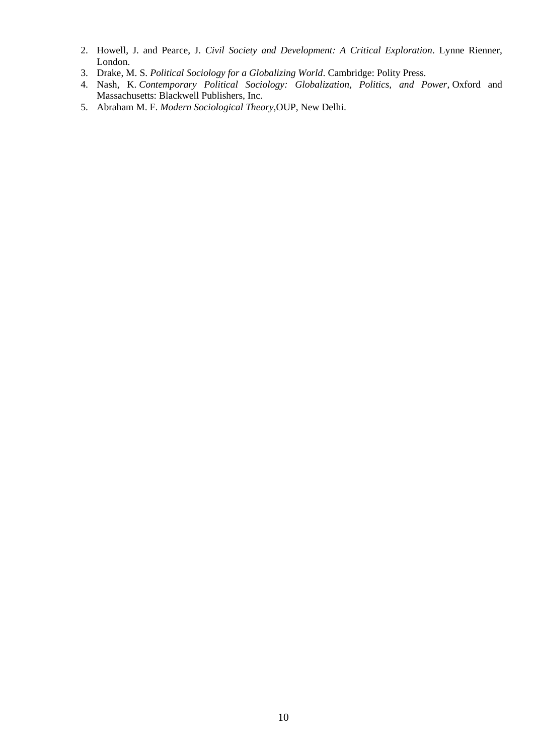2. Howell, J. and Pearce, J. *Civil Society and Development: A Critical Exploration*. Lynne Rienner, London.
3. Drake, M. S. *Political Sociology for a Globalizing World*. Cambridge: Polity Press.
4. Nash, K. *Contemporary Political Sociology: Globalization, Politics, and Power*, Oxford and Massachusetts: Blackwell Publishers, Inc.
5. Abraham M. F. *Modern Sociological Theory*,OUP, New Delhi.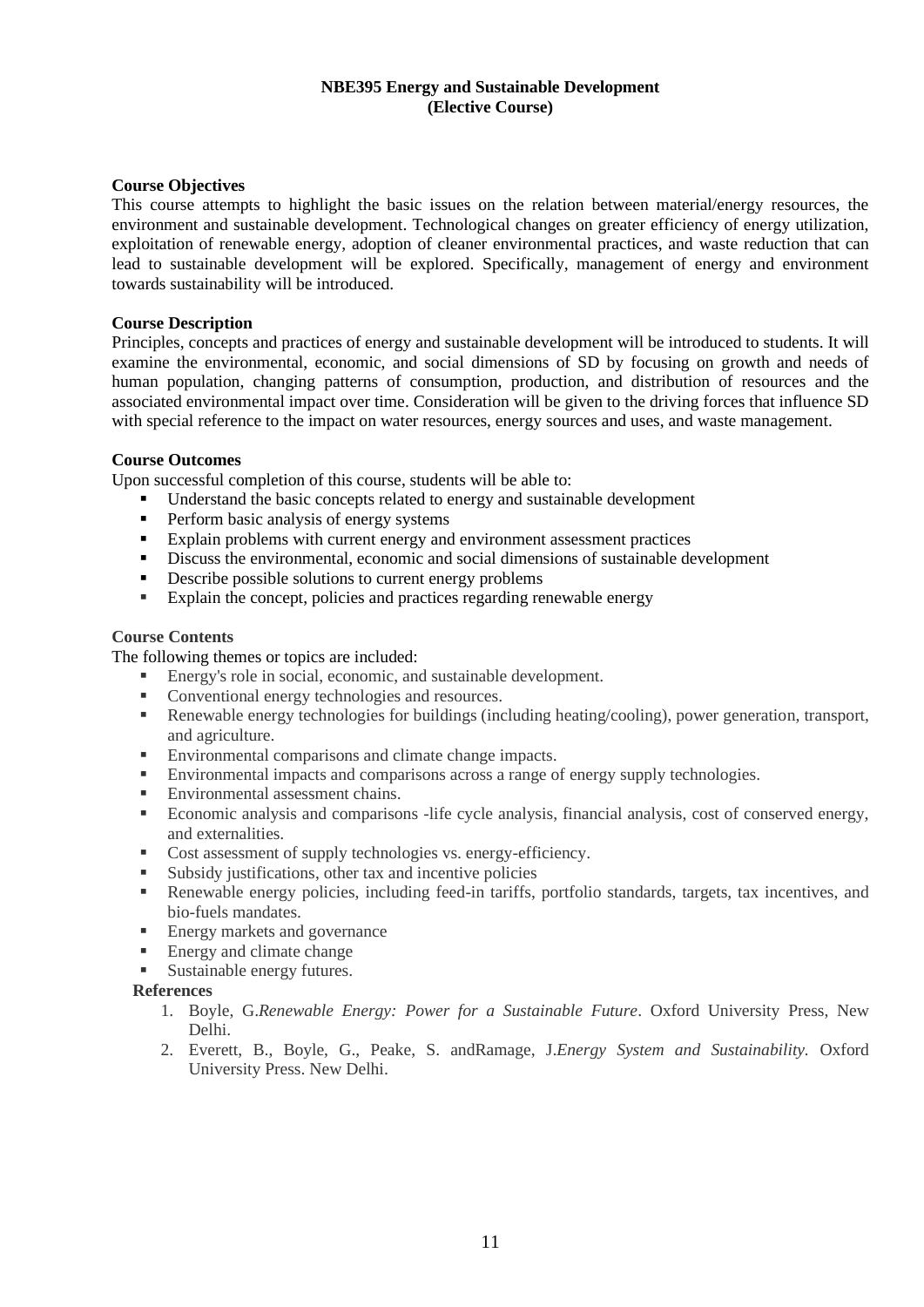**NBE395 Energy and Sustainable Development**
**(Elective Course)**

**Course Objectives**

This course attempts to highlight the basic issues on the relation between material/energy resources, the environment and sustainable development. Technological changes on greater efficiency of energy utilization, exploitation of renewable energy, adoption of cleaner environmental practices, and waste reduction that can lead to sustainable development will be explored. Specifically, management of energy and environment towards sustainability will be introduced.

**Course Description**

Principles, concepts and practices of energy and sustainable development will be introduced to students. It will examine the environmental, economic, and social dimensions of SD by focusing on growth and needs of human population, changing patterns of consumption, production, and distribution of resources and the associated environmental impact over time. Consideration will be given to the driving forces that influence SD with special reference to the impact on water resources, energy sources and uses, and waste management.

**Course Outcomes**

Upon successful completion of this course, students will be able to:

- Understand the basic concepts related to energy and sustainable development
- Perform basic analysis of energy systems
- Explain problems with current energy and environment assessment practices
- Discuss the environmental, economic and social dimensions of sustainable development
- Describe possible solutions to current energy problems
- Explain the concept, policies and practices regarding renewable energy

**Course Contents**

The following themes or topics are included:

- Energy's role in social, economic, and sustainable development.
- Conventional energy technologies and resources.
- Renewable energy technologies for buildings (including heating/cooling), power generation, transport, and agriculture.
- Environmental comparisons and climate change impacts.
- Environmental impacts and comparisons across a range of energy supply technologies.
- Environmental assessment chains.
- Economic analysis and comparisons -life cycle analysis, financial analysis, cost of conserved energy, and externalities.
- Cost assessment of supply technologies vs. energy-efficiency.
- Subsidy justifications, other tax and incentive policies
- Renewable energy policies, including feed-in tariffs, portfolio standards, targets, tax incentives, and bio-fuels mandates.
- Energy markets and governance
- Energy and climate change
- Sustainable energy futures.

**References**

1. Boyle, G.*Renewable Energy: Power for a Sustainable Future*. Oxford University Press, New Delhi.
2. Everett, B., Boyle, G., Peake, S. andRamage, J.*Energy System and Sustainability.* Oxford University Press. New Delhi.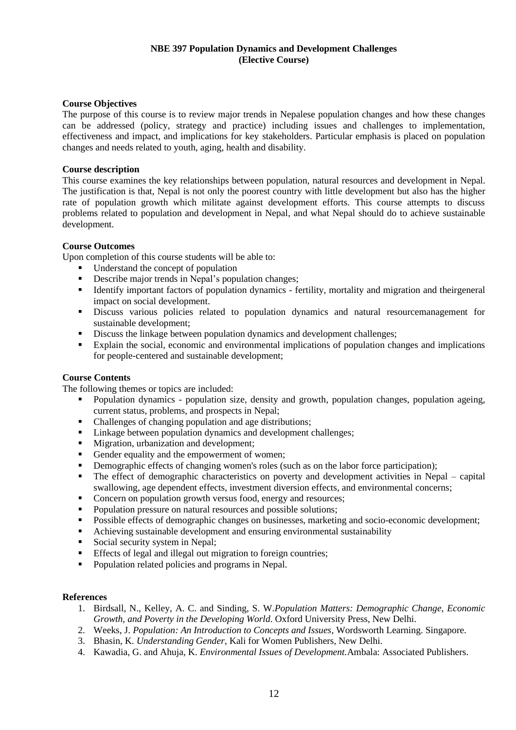# NBE 397 Population Dynamics and Development Challenges
**(Elective Course)**

## Course Objectives

The purpose of this course is to review major trends in Nepalese population changes and how these changes can be addressed (policy, strategy and practice) including issues and challenges to implementation, effectiveness and impact, and implications for key stakeholders. Particular emphasis is placed on population changes and needs related to youth, aging, health and disability.

## Course description

This course examines the key relationships between population, natural resources and development in Nepal. The justification is that, Nepal is not only the poorest country with little development but also has the higher rate of population growth which militate against development efforts. This course attempts to discuss problems related to population and development in Nepal, and what Nepal should do to achieve sustainable development.

## Course Outcomes

Upon completion of this course students will be able to:

- Understand the concept of population
- Describe major trends in Nepal's population changes;
- Identify important factors of population dynamics - fertility, mortality and migration and theirgeneral impact on social development.
- Discuss various policies related to population dynamics and natural resourcemanagement for sustainable development;
- Discuss the linkage between population dynamics and development challenges;
- Explain the social, economic and environmental implications of population changes and implications for people-centered and sustainable development;

## Course Contents

The following themes or topics are included:

- Population dynamics - population size, density and growth, population changes, population ageing, current status, problems, and prospects in Nepal;
- Challenges of changing population and age distributions;
- Linkage between population dynamics and development challenges;
- Migration, urbanization and development;
- Gender equality and the empowerment of women;
- Demographic effects of changing women's roles (such as on the labor force participation);
- The effect of demographic characteristics on poverty and development activities in Nepal – capital swallowing, age dependent effects, investment diversion effects, and environmental concerns;
- Concern on population growth versus food, energy and resources;
- Population pressure on natural resources and possible solutions;
- Possible effects of demographic changes on businesses, marketing and socio-economic development;
- Achieving sustainable development and ensuring environmental sustainability
- Social security system in Nepal;
- Effects of legal and illegal out migration to foreign countries;
- Population related policies and programs in Nepal.

## References

1. Birdsall, N., Kelley, A. C. and Sinding, S. W.*Population Matters: Demographic Change, Economic Growth, and Poverty in the Developing World*. Oxford University Press, New Delhi.
2. Weeks, J. *Population: An Introduction to Concepts and Issues*, Wordsworth Learning. Singapore.
3. Bhasin, K. *Understanding Gender*, Kali for Women Publishers, New Delhi.
4. Kawadia, G. and Ahuja, K. *Environmental Issues of Development.*Ambala: Associated Publishers.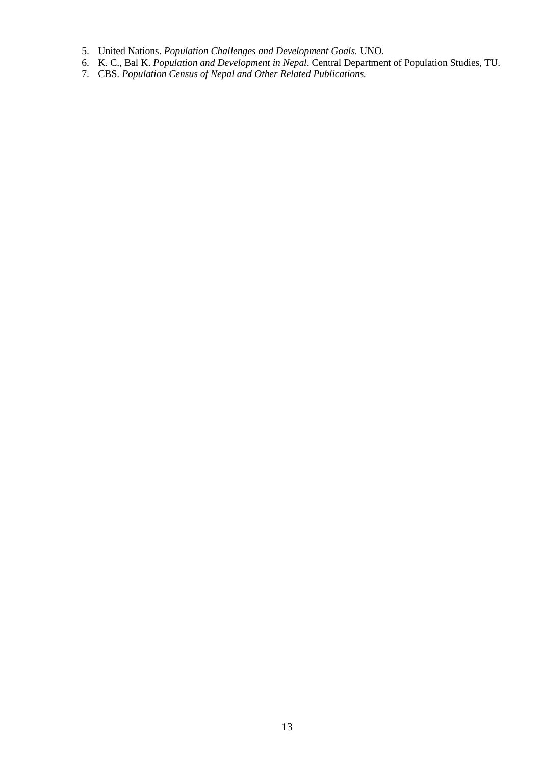5. United Nations. *Population Challenges and Development Goals.* UNO.
6. K. C., Bal K. *Population and Development in Nepal*. Central Department of Population Studies, TU.
7. CBS. *Population Census of Nepal and Other Related Publications.*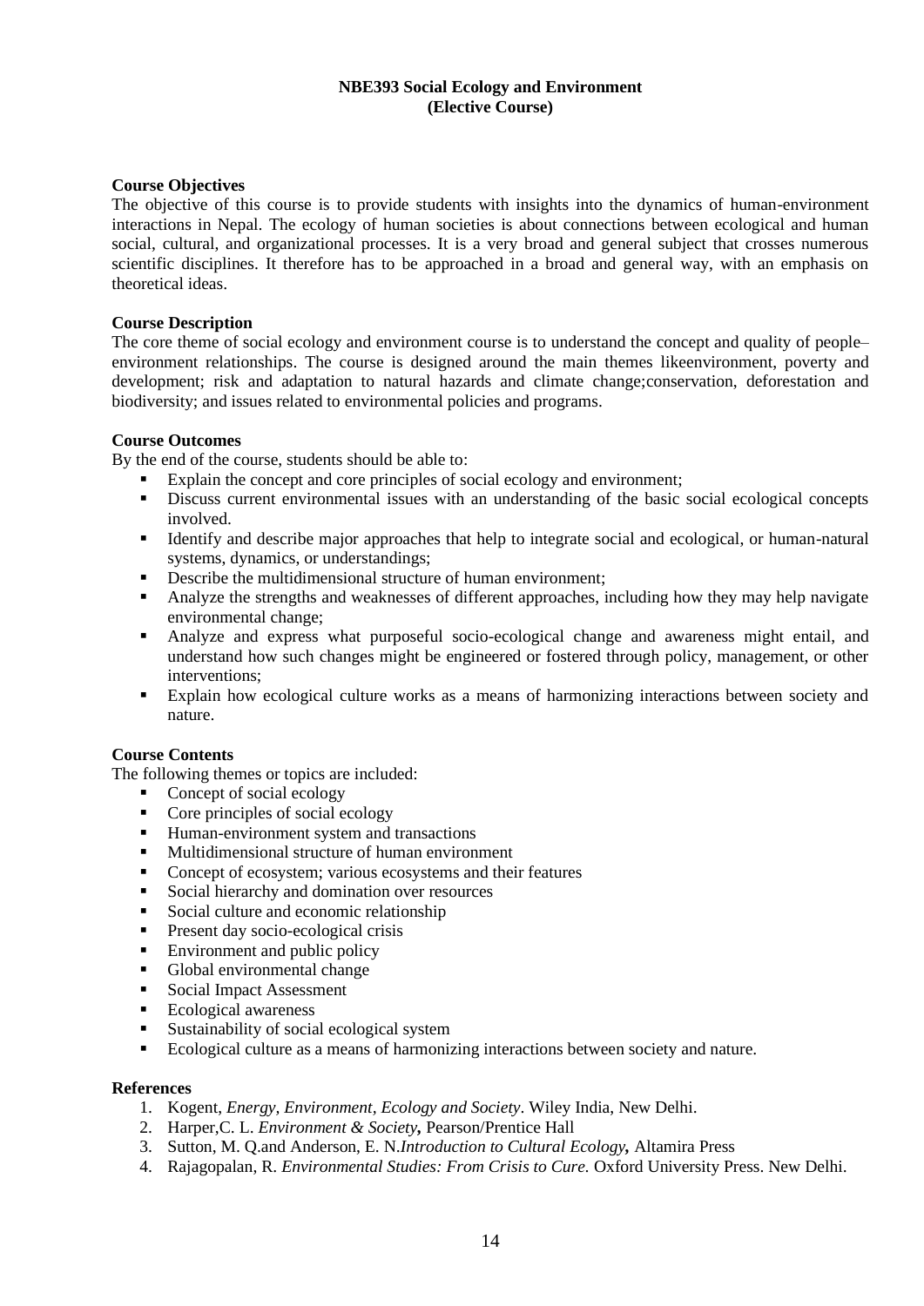**NBE393 Social Ecology and Environment**
**(Elective Course)**

**Course Objectives**

The objective of this course is to provide students with insights into the dynamics of human-environment interactions in Nepal. The ecology of human societies is about connections between ecological and human social, cultural, and organizational processes. It is a very broad and general subject that crosses numerous scientific disciplines. It therefore has to be approached in a broad and general way, with an emphasis on theoretical ideas.

**Course Description**

The core theme of social ecology and environment course is to understand the concept and quality of people–environment relationships. The course is designed around the main themes likeenvironment, poverty and development; risk and adaptation to natural hazards and climate change;conservation, deforestation and biodiversity; and issues related to environmental policies and programs.

**Course Outcomes**

By the end of the course, students should be able to:

- Explain the concept and core principles of social ecology and environment;
- Discuss current environmental issues with an understanding of the basic social ecological concepts involved.
- Identify and describe major approaches that help to integrate social and ecological, or human-natural systems, dynamics, or understandings;
- Describe the multidimensional structure of human environment;
- Analyze the strengths and weaknesses of different approaches, including how they may help navigate environmental change;
- Analyze and express what purposeful socio-ecological change and awareness might entail, and understand how such changes might be engineered or fostered through policy, management, or other interventions;
- Explain how ecological culture works as a means of harmonizing interactions between society and nature.

**Course Contents**

The following themes or topics are included:

- Concept of social ecology
- Core principles of social ecology
- Human-environment system and transactions
- Multidimensional structure of human environment
- Concept of ecosystem; various ecosystems and their features
- Social hierarchy and domination over resources
- Social culture and economic relationship
- Present day socio-ecological crisis
- Environment and public policy
- Global environmental change
- Social Impact Assessment
- Ecological awareness
- Sustainability of social ecological system
- Ecological culture as a means of harmonizing interactions between society and nature.

**References**

1. Kogent, *Energy, Environment, Ecology and Society*. Wiley India, New Delhi.
2. Harper,C. L. ***Environment & Society*,** Pearson/Prentice Hall
3. Sutton, M. Q.and Anderson, E. N.*Introduction to Cultural Ecology*, Altamira Press
4. Rajagopalan, R. *Environmental Studies: From Crisis to Cure.* Oxford University Press. New Delhi.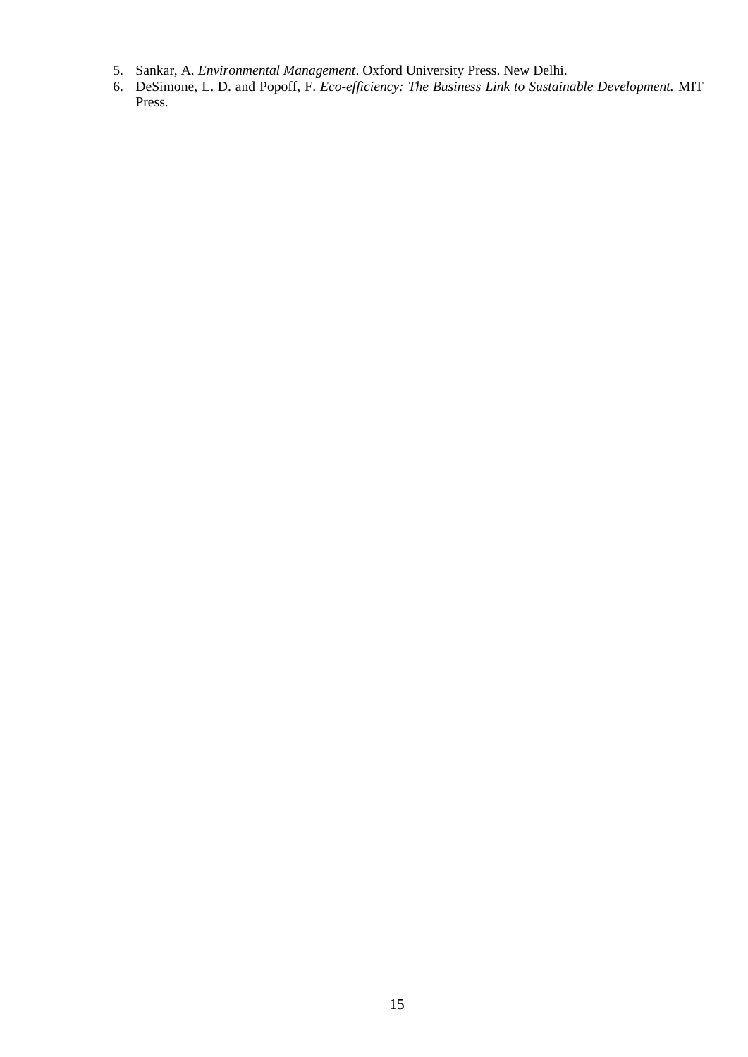5. Sankar, A. *Environmental Management*. Oxford University Press. New Delhi.
6. DeSimone, L. D. and Popoff, F. *Eco-efficiency: The Business Link to Sustainable Development.* MIT Press.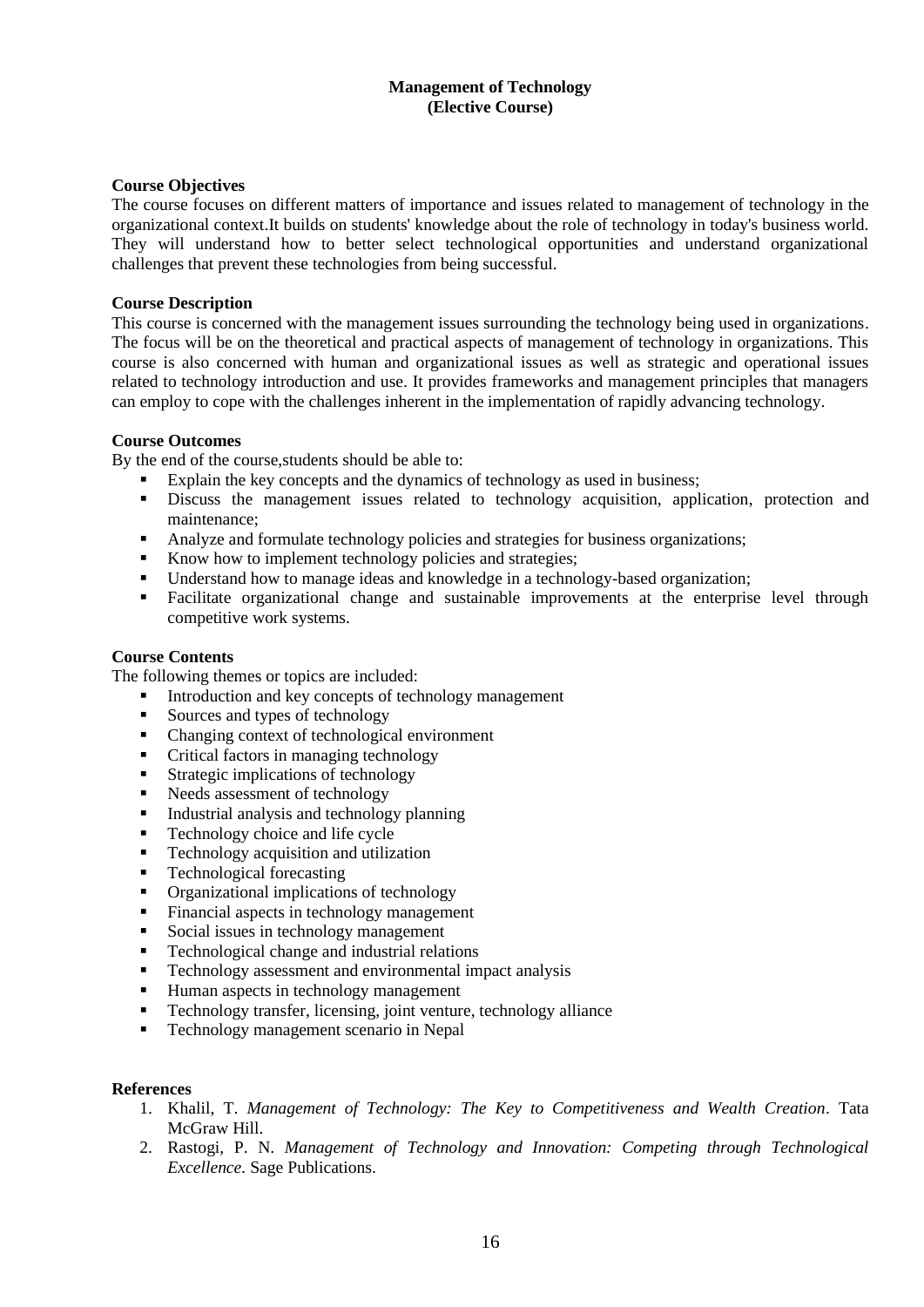**Management of Technology**
**(Elective Course)**

**Course Objectives**

The course focuses on different matters of importance and issues related to management of technology in the organizational context.It builds on students' knowledge about the role of technology in today's business world. They will understand how to better select technological opportunities and understand organizational challenges that prevent these technologies from being successful.

**Course Description**

This course is concerned with the management issues surrounding the technology being used in organizations. The focus will be on the theoretical and practical aspects of management of technology in organizations. This course is also concerned with human and organizational issues as well as strategic and operational issues related to technology introduction and use. It provides frameworks and management principles that managers can employ to cope with the challenges inherent in the implementation of rapidly advancing technology.

**Course Outcomes**

By the end of the course,students should be able to:

- Explain the key concepts and the dynamics of technology as used in business;
- Discuss the management issues related to technology acquisition, application, protection and maintenance;
- Analyze and formulate technology policies and strategies for business organizations;
- Know how to implement technology policies and strategies;
- Understand how to manage ideas and knowledge in a technology-based organization;
- Facilitate organizational change and sustainable improvements at the enterprise level through competitive work systems.

**Course Contents**

The following themes or topics are included:

- Introduction and key concepts of technology management
- Sources and types of technology
- Changing context of technological environment
- Critical factors in managing technology
- Strategic implications of technology
- Needs assessment of technology
- Industrial analysis and technology planning
- Technology choice and life cycle
- Technology acquisition and utilization
- Technological forecasting
- Organizational implications of technology
- Financial aspects in technology management
- Social issues in technology management
- Technological change and industrial relations
- Technology assessment and environmental impact analysis
- Human aspects in technology management
- Technology transfer, licensing, joint venture, technology alliance
- Technology management scenario in Nepal

**References**

1. Khalil, T. *Management of Technology: The Key to Competitiveness and Wealth Creation*. Tata McGraw Hill.
2. Rastogi, P. N. *Management of Technology and Innovation: Competing through Technological Excellence.* Sage Publications.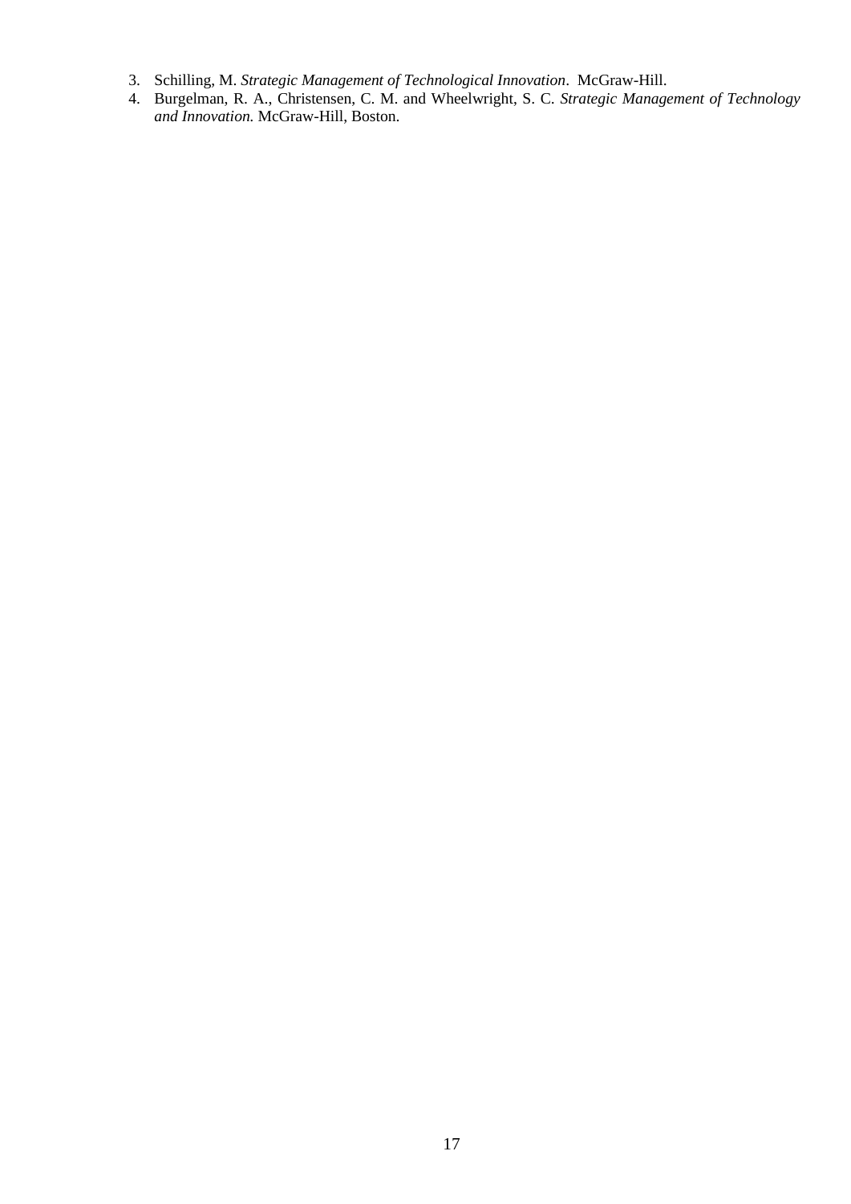3. Schilling, M. *Strategic Management of Technological Innovation*. McGraw-Hill.
4. Burgelman, R. A., Christensen, C. M. and Wheelwright, S. C. *Strategic Management of Technology and Innovation.* McGraw-Hill, Boston.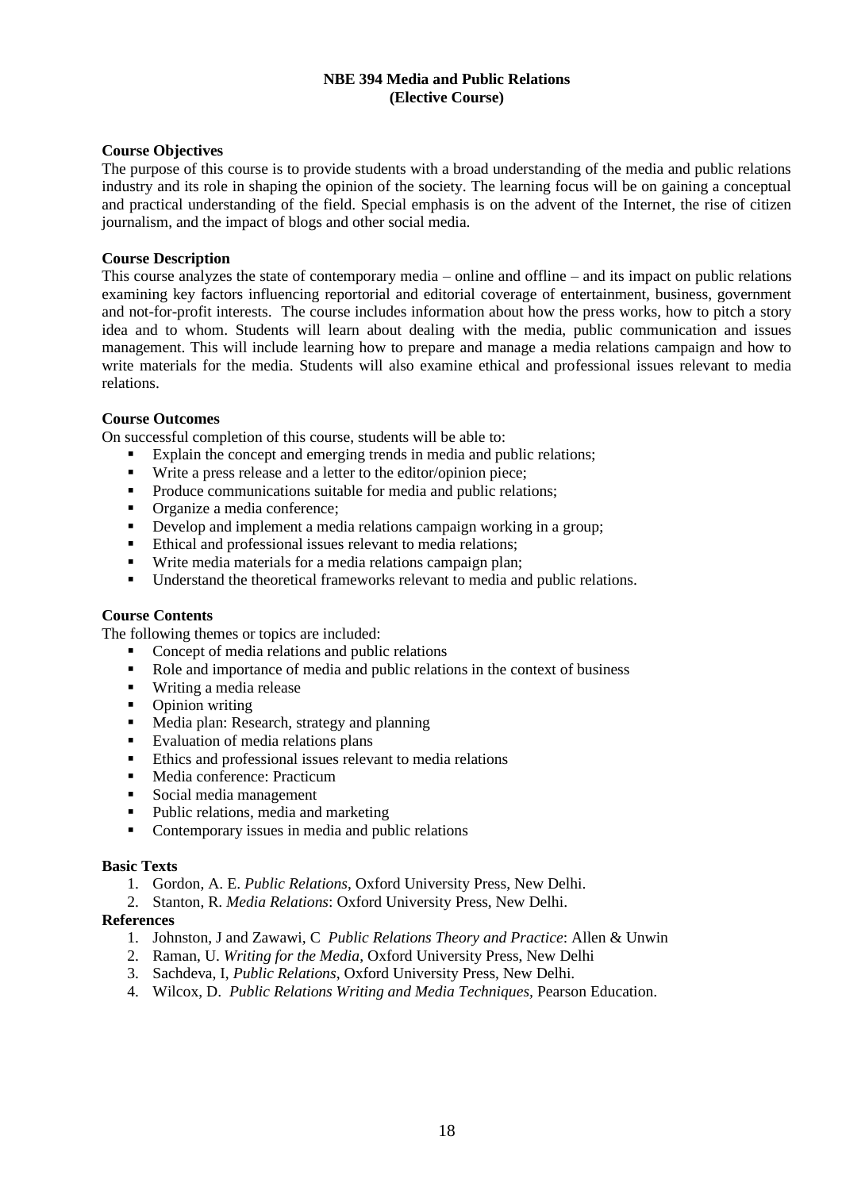## NBE 394 Media and Public Relations
## (Elective Course)

**Course Objectives**

The purpose of this course is to provide students with a broad understanding of the media and public relations industry and its role in shaping the opinion of the society. The learning focus will be on gaining a conceptual and practical understanding of the field. Special emphasis is on the advent of the Internet, the rise of citizen journalism, and the impact of blogs and other social media.

**Course Description**

This course analyzes the state of contemporary media – online and offline – and its impact on public relations examining key factors influencing reportorial and editorial coverage of entertainment, business, government and not-for-profit interests. The course includes information about how the press works, how to pitch a story idea and to whom. Students will learn about dealing with the media, public communication and issues management. This will include learning how to prepare and manage a media relations campaign and how to write materials for the media. Students will also examine ethical and professional issues relevant to media relations.

**Course Outcomes**

On successful completion of this course, students will be able to:

- Explain the concept and emerging trends in media and public relations;
- Write a press release and a letter to the editor/opinion piece;
- Produce communications suitable for media and public relations;
- Organize a media conference;
- Develop and implement a media relations campaign working in a group;
- Ethical and professional issues relevant to media relations;
- Write media materials for a media relations campaign plan;
- Understand the theoretical frameworks relevant to media and public relations.

**Course Contents**

The following themes or topics are included:

- Concept of media relations and public relations
- Role and importance of media and public relations in the context of business
- Writing a media release
- Opinion writing
- Media plan: Research, strategy and planning
- Evaluation of media relations plans
- Ethics and professional issues relevant to media relations
- Media conference: Practicum
- Social media management
- Public relations, media and marketing
- Contemporary issues in media and public relations

**Basic Texts**

1. Gordon, A. E. *Public Relations*, Oxford University Press, New Delhi.
2. Stanton, R. *Media Relations*: Oxford University Press, New Delhi.

**References**

1. Johnston, J and Zawawi, C *Public Relations Theory and Practice*: Allen & Unwin
2. Raman, U. *Writing for the Media*, Oxford University Press, New Delhi
3. Sachdeva, I, *Public Relations*, Oxford University Press, New Delhi.
4. Wilcox, D. *Public Relations Writing and Media Techniques,* Pearson Education.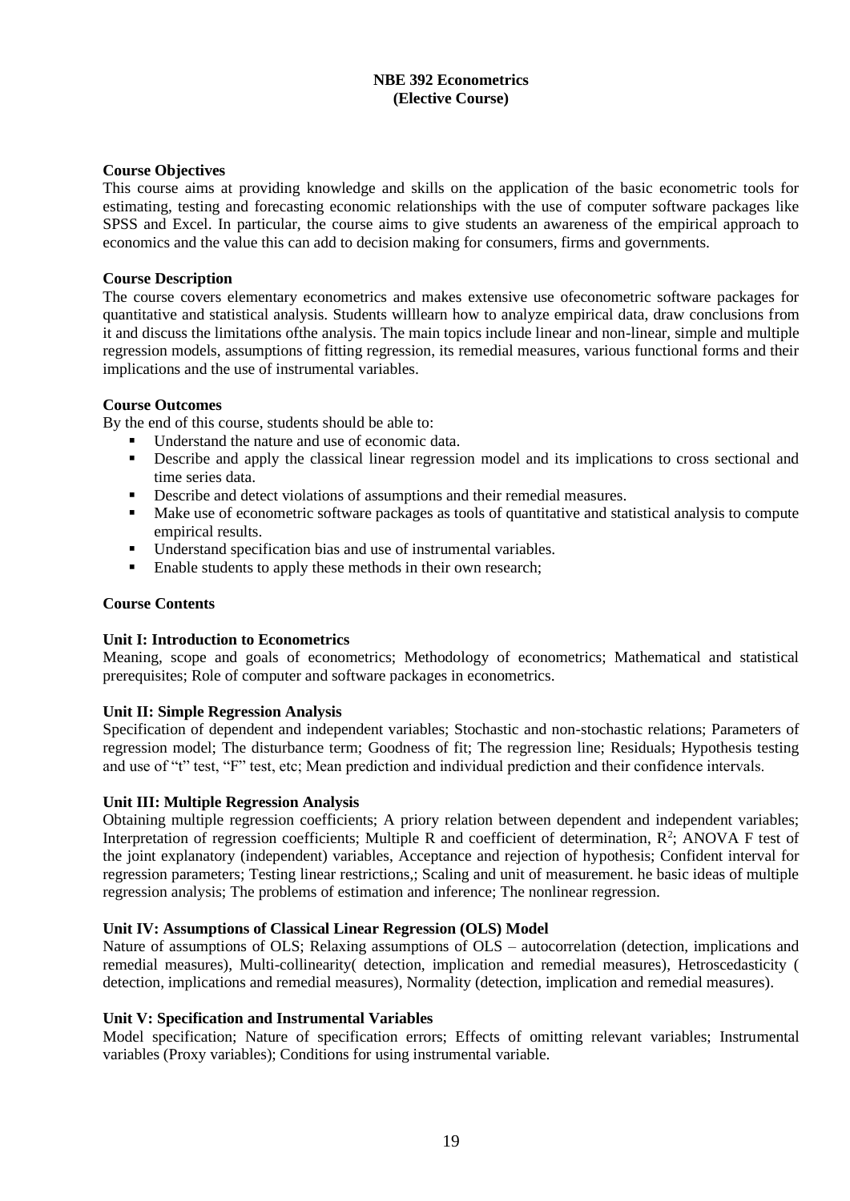**NBE 392 Econometrics**
**(Elective Course)**

**Course Objectives**

This course aims at providing knowledge and skills on the application of the basic econometric tools for estimating, testing and forecasting economic relationships with the use of computer software packages like SPSS and Excel. In particular, the course aims to give students an awareness of the empirical approach to economics and the value this can add to decision making for consumers, firms and governments.

**Course Description**

The course covers elementary econometrics and makes extensive use ofeconometric software packages for quantitative and statistical analysis. Students willlearn how to analyze empirical data, draw conclusions from it and discuss the limitations ofthe analysis. The main topics include linear and non-linear, simple and multiple regression models, assumptions of fitting regression, its remedial measures, various functional forms and their implications and the use of instrumental variables.

**Course Outcomes**

By the end of this course, students should be able to:

- Understand the nature and use of economic data.
- Describe and apply the classical linear regression model and its implications to cross sectional and time series data.
- Describe and detect violations of assumptions and their remedial measures.
- Make use of econometric software packages as tools of quantitative and statistical analysis to compute empirical results.
- Understand specification bias and use of instrumental variables.
- Enable students to apply these methods in their own research;

**Course Contents**

**Unit I: Introduction to Econometrics**

Meaning, scope and goals of econometrics; Methodology of econometrics; Mathematical and statistical prerequisites; Role of computer and software packages in econometrics.

**Unit II: Simple Regression Analysis**

Specification of dependent and independent variables; Stochastic and non-stochastic relations; Parameters of regression model; The disturbance term; Goodness of fit; The regression line; Residuals; Hypothesis testing and use of "t" test, "F" test, etc; Mean prediction and individual prediction and their confidence intervals.

**Unit III: Multiple Regression Analysis**

Obtaining multiple regression coefficients; A priory relation between dependent and independent variables; Interpretation of regression coefficients; Multiple R and coefficient of determination, $R^2$; ANOVA F test of the joint explanatory (independent) variables, Acceptance and rejection of hypothesis; Confident interval for regression parameters; Testing linear restrictions,; Scaling and unit of measurement. he basic ideas of multiple regression analysis; The problems of estimation and inference; The nonlinear regression.

**Unit IV: Assumptions of Classical Linear Regression (OLS) Model**

Nature of assumptions of OLS; Relaxing assumptions of OLS – autocorrelation (detection, implications and remedial measures), Multi-collinearity( detection, implication and remedial measures), Hetroscedasticity ( detection, implications and remedial measures), Normality (detection, implication and remedial measures).

**Unit V: Specification and Instrumental Variables**

Model specification; Nature of specification errors; Effects of omitting relevant variables; Instrumental variables (Proxy variables); Conditions for using instrumental variable.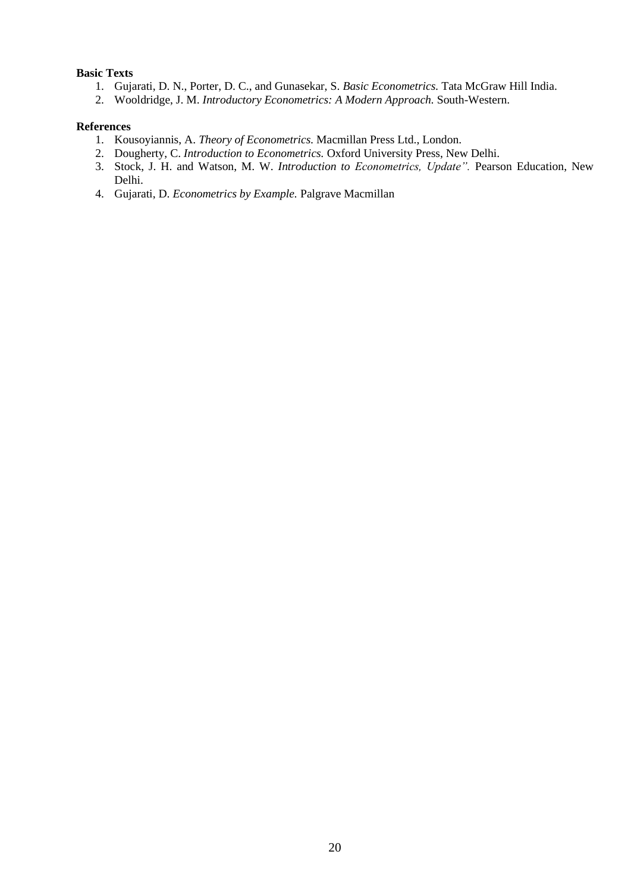**Basic Texts**

1. Gujarati, D. N., Porter, D. C., and Gunasekar, S. *Basic Econometrics.* Tata McGraw Hill India.
2. Wooldridge, J. M. *Introductory Econometrics: A Modern Approach.* South-Western.

**References**

1. Kousoyiannis, A. *Theory of Econometrics.* Macmillan Press Ltd., London.
2. Dougherty, C. *Introduction to Econometrics.* Oxford University Press, New Delhi.
3. Stock, J. H. and Watson, M. W. *Introduction to Econometrics, Update".* Pearson Education, New Delhi.
4. Gujarati, D. *Econometrics by Example.* Palgrave Macmillan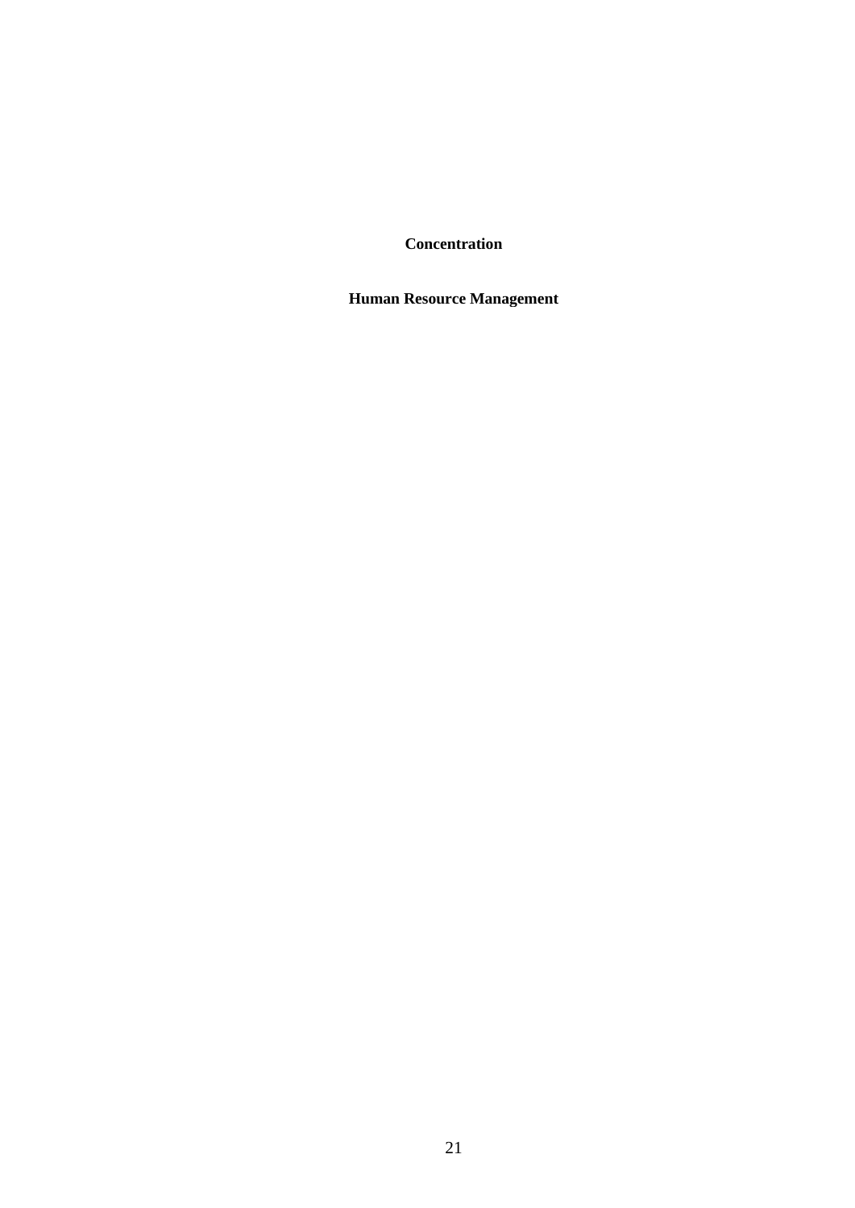**Concentration**

**Human Resource Management**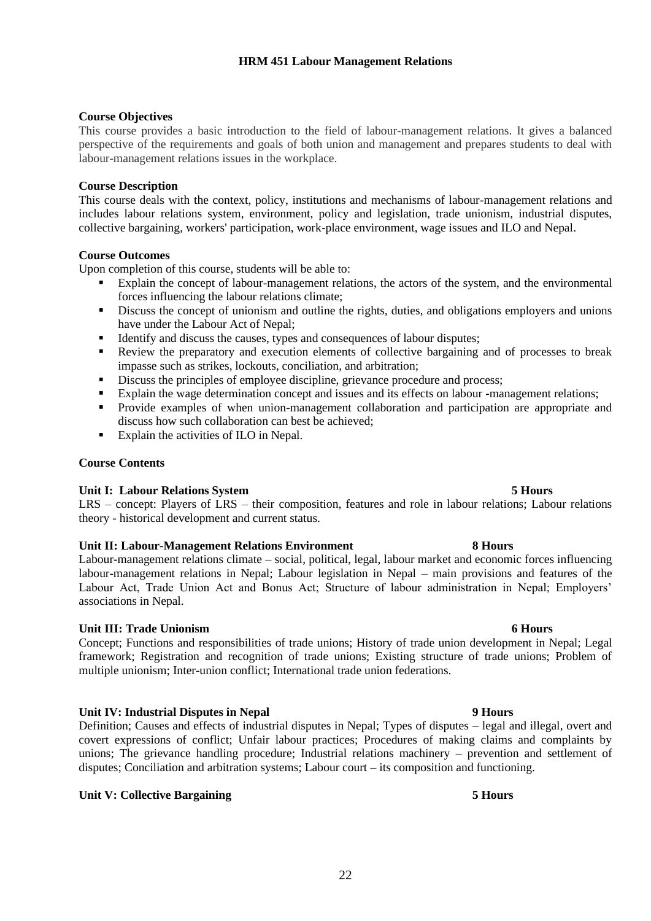# HRM 451 Labour Management Relations

## Course Objectives

This course provides a basic introduction to the field of labour-management relations. It gives a balanced perspective of the requirements and goals of both union and management and prepares students to deal with labour-management relations issues in the workplace.

## Course Description

This course deals with the context, policy, institutions and mechanisms of labour-management relations and includes labour relations system, environment, policy and legislation, trade unionism, industrial disputes, collective bargaining, workers' participation, work-place environment, wage issues and ILO and Nepal.

## Course Outcomes

Upon completion of this course, students will be able to:

- Explain the concept of labour-management relations, the actors of the system, and the environmental forces influencing the labour relations climate;
- Discuss the concept of unionism and outline the rights, duties, and obligations employers and unions have under the Labour Act of Nepal;
- Identify and discuss the causes, types and consequences of labour disputes;
- Review the preparatory and execution elements of collective bargaining and of processes to break impasse such as strikes, lockouts, conciliation, and arbitration;
- Discuss the principles of employee discipline, grievance procedure and process;
- Explain the wage determination concept and issues and its effects on labour -management relations;
- Provide examples of when union-management collaboration and participation are appropriate and discuss how such collaboration can best be achieved;
- Explain the activities of ILO in Nepal.

## Course Contents

### Unit I: Labour Relations System — 5 Hours

LRS – concept: Players of LRS – their composition, features and role in labour relations; Labour relations theory - historical development and current status.

### Unit II: Labour-Management Relations Environment — 8 Hours

Labour-management relations climate – social, political, legal, labour market and economic forces influencing labour-management relations in Nepal; Labour legislation in Nepal – main provisions and features of the Labour Act, Trade Union Act and Bonus Act; Structure of labour administration in Nepal; Employers' associations in Nepal.

### Unit III: Trade Unionism — 6 Hours

Concept; Functions and responsibilities of trade unions; History of trade union development in Nepal; Legal framework; Registration and recognition of trade unions; Existing structure of trade unions; Problem of multiple unionism; Inter-union conflict; International trade union federations.

### Unit IV: Industrial Disputes in Nepal — 9 Hours

Definition; Causes and effects of industrial disputes in Nepal; Types of disputes – legal and illegal, overt and covert expressions of conflict; Unfair labour practices; Procedures of making claims and complaints by unions; The grievance handling procedure; Industrial relations machinery – prevention and settlement of disputes; Conciliation and arbitration systems; Labour court – its composition and functioning.

### Unit V: Collective Bargaining — 5 Hours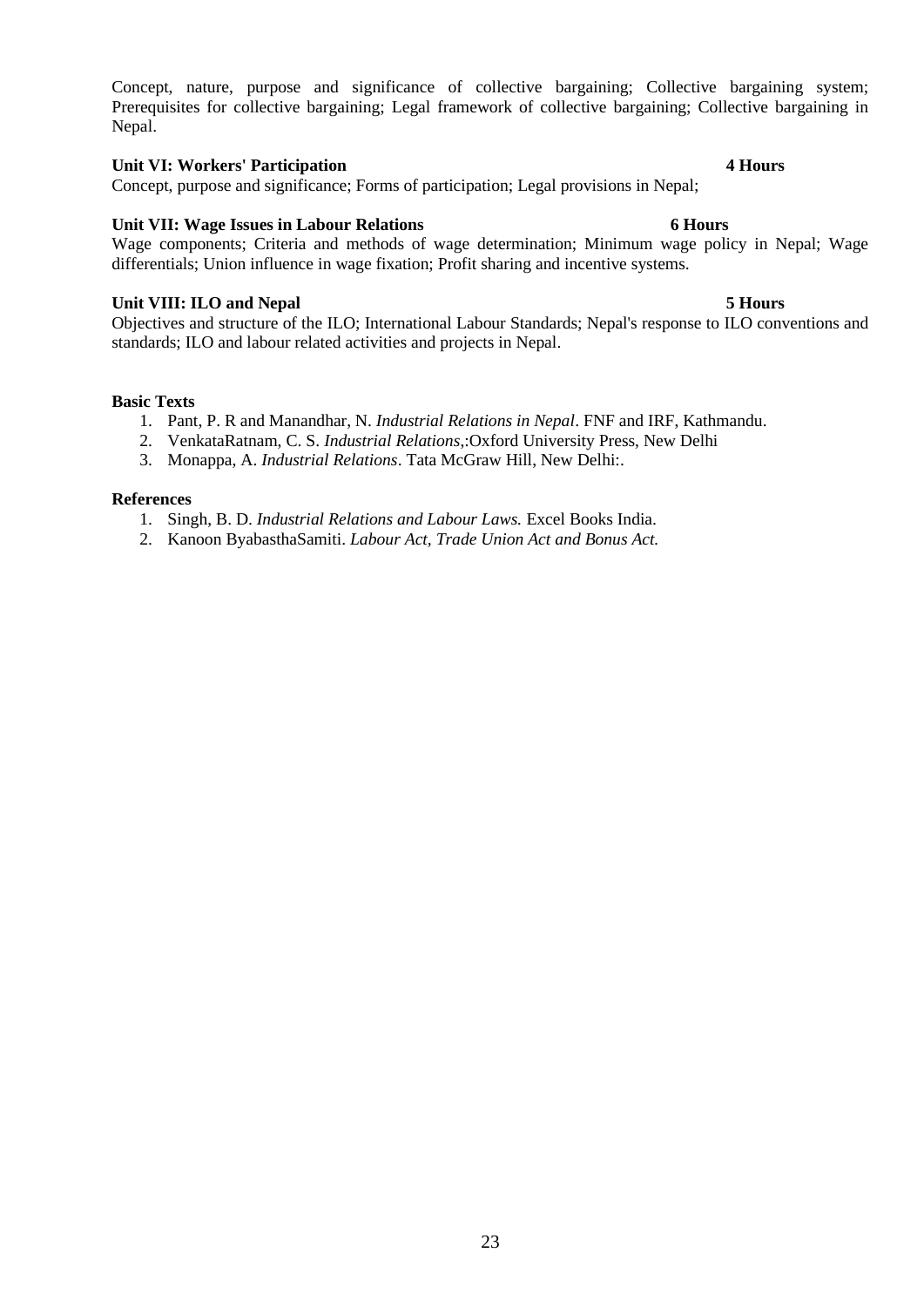Concept, nature, purpose and significance of collective bargaining; Collective bargaining system; Prerequisites for collective bargaining; Legal framework of collective bargaining; Collective bargaining in Nepal.

**Unit VI: Workers' Participation** **4 Hours**

Concept, purpose and significance; Forms of participation; Legal provisions in Nepal;

**Unit VII: Wage Issues in Labour Relations** **6 Hours**

Wage components; Criteria and methods of wage determination; Minimum wage policy in Nepal; Wage differentials; Union influence in wage fixation; Profit sharing and incentive systems.

**Unit VIII: ILO and Nepal** **5 Hours**

Objectives and structure of the ILO; International Labour Standards; Nepal's response to ILO conventions and standards; ILO and labour related activities and projects in Nepal.

**Basic Texts**

1. Pant, P. R and Manandhar, N. *Industrial Relations in Nepal*. FNF and IRF, Kathmandu.
2. VenkataRatnam, C. S. *Industrial Relations*,:Oxford University Press, New Delhi
3. Monappa, A. *Industrial Relations*. Tata McGraw Hill, New Delhi:.

**References**

1. Singh, B. D. *Industrial Relations and Labour Laws.* Excel Books India.
2. Kanoon ByabasthaSamiti. *Labour Act, Trade Union Act and Bonus Act.*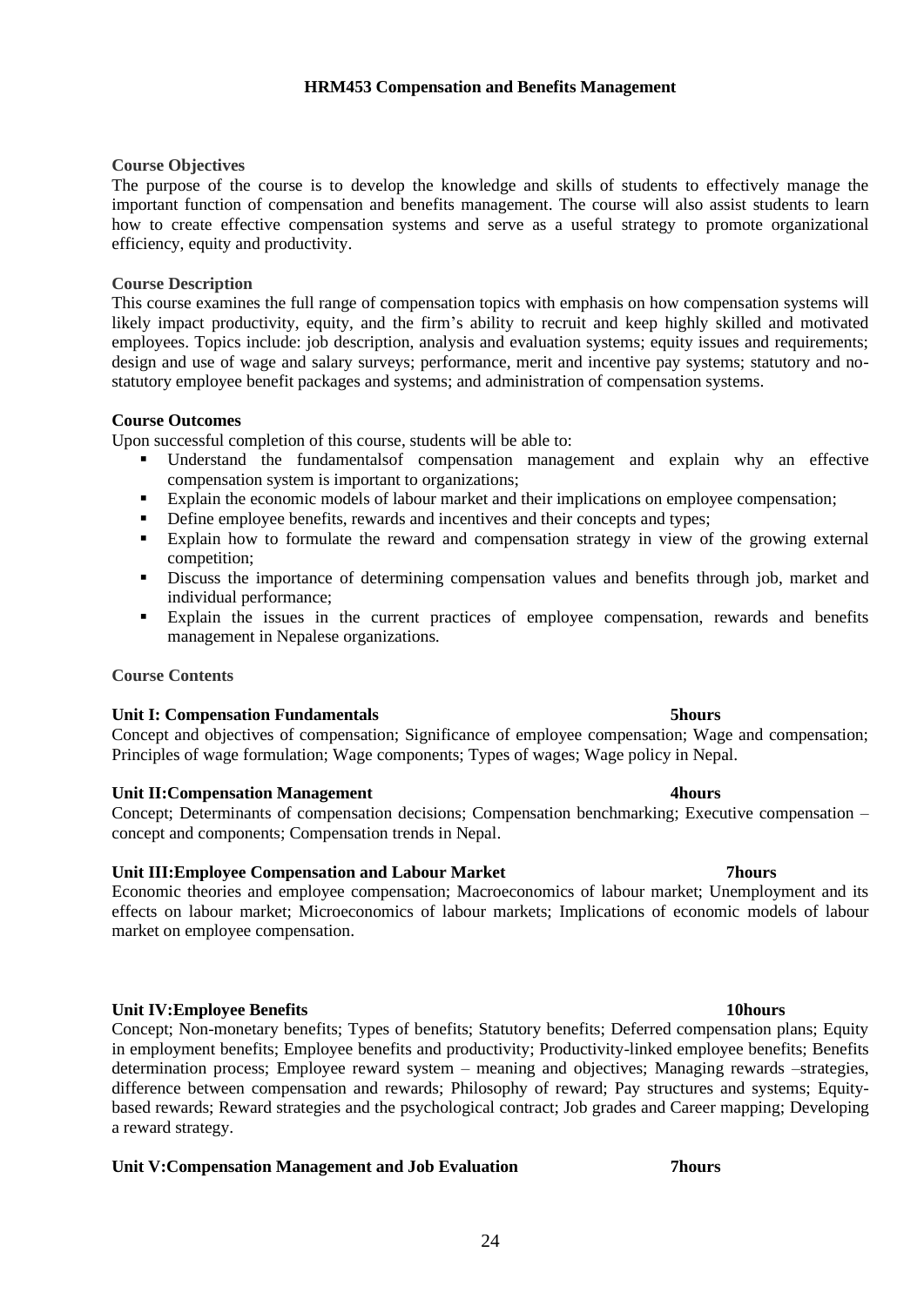## HRM453 Compensation and Benefits Management

### Course Objectives

The purpose of the course is to develop the knowledge and skills of students to effectively manage the important function of compensation and benefits management. The course will also assist students to learn how to create effective compensation systems and serve as a useful strategy to promote organizational efficiency, equity and productivity.

### Course Description

This course examines the full range of compensation topics with emphasis on how compensation systems will likely impact productivity, equity, and the firm's ability to recruit and keep highly skilled and motivated employees. Topics include: job description, analysis and evaluation systems; equity issues and requirements; design and use of wage and salary surveys; performance, merit and incentive pay systems; statutory and no-statutory employee benefit packages and systems; and administration of compensation systems.

### Course Outcomes

Upon successful completion of this course, students will be able to:

- Understand the fundamentalsof compensation management and explain why an effective compensation system is important to organizations;
- Explain the economic models of labour market and their implications on employee compensation;
- Define employee benefits, rewards and incentives and their concepts and types;
- Explain how to formulate the reward and compensation strategy in view of the growing external competition;
- Discuss the importance of determining compensation values and benefits through job, market and individual performance;
- Explain the issues in the current practices of employee compensation, rewards and benefits management in Nepalese organizations.

### Course Contents

**Unit I: Compensation Fundamentals — 5hours**

Concept and objectives of compensation; Significance of employee compensation; Wage and compensation; Principles of wage formulation; Wage components; Types of wages; Wage policy in Nepal.

**Unit II:Compensation Management — 4hours**

Concept; Determinants of compensation decisions; Compensation benchmarking; Executive compensation – concept and components; Compensation trends in Nepal.

**Unit III:Employee Compensation and Labour Market — 7hours**

Economic theories and employee compensation; Macroeconomics of labour market; Unemployment and its effects on labour market; Microeconomics of labour markets; Implications of economic models of labour market on employee compensation.

**Unit IV:Employee Benefits — 10hours**

Concept; Non-monetary benefits; Types of benefits; Statutory benefits; Deferred compensation plans; Equity in employment benefits; Employee benefits and productivity; Productivity-linked employee benefits; Benefits determination process; Employee reward system – meaning and objectives; Managing rewards –strategies, difference between compensation and rewards; Philosophy of reward; Pay structures and systems; Equity-based rewards; Reward strategies and the psychological contract; Job grades and Career mapping; Developing a reward strategy.

**Unit V:Compensation Management and Job Evaluation — 7hours**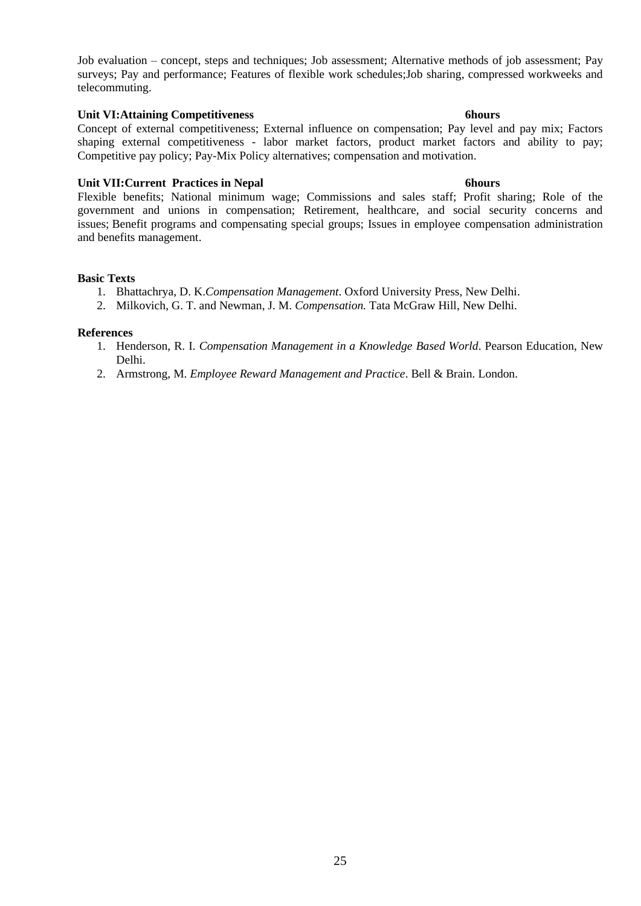Job evaluation – concept, steps and techniques; Job assessment; Alternative methods of job assessment; Pay surveys; Pay and performance; Features of flexible work schedules;Job sharing, compressed workweeks and telecommuting.

**Unit VI:Attaining Competitiveness** **6hours**

Concept of external competitiveness; External influence on compensation; Pay level and pay mix; Factors shaping external competitiveness - labor market factors, product market factors and ability to pay; Competitive pay policy; Pay-Mix Policy alternatives; compensation and motivation.

**Unit VII:Current Practices in Nepal** **6hours**

Flexible benefits; National minimum wage; Commissions and sales staff; Profit sharing; Role of the government and unions in compensation; Retirement, healthcare, and social security concerns and issues; Benefit programs and compensating special groups; Issues in employee compensation administration and benefits management.

**Basic Texts**

1. Bhattachrya, D. K.*Compensation Management*. Oxford University Press, New Delhi.
2. Milkovich, G. T. and Newman, J. M. *Compensation.* Tata McGraw Hill, New Delhi.

**References**

1. Henderson, R. I. *Compensation Management in a Knowledge Based World*. Pearson Education, New Delhi.
2. Armstrong, M. *Employee Reward Management and Practice*. Bell & Brain. London.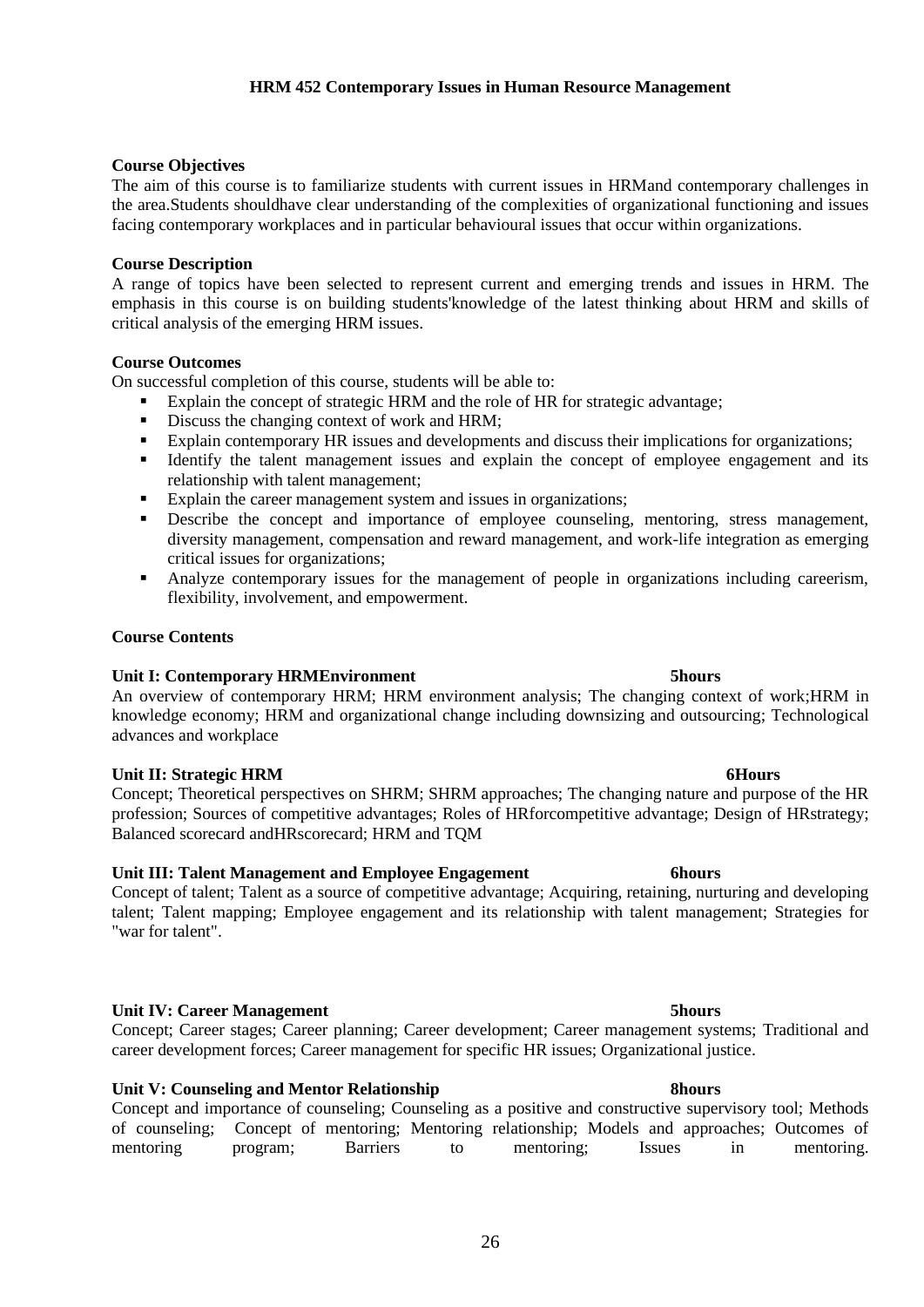# HRM 452 Contemporary Issues in Human Resource Management

**Course Objectives**

The aim of this course is to familiarize students with current issues in HRMand contemporary challenges in the area.Students shouldhave clear understanding of the complexities of organizational functioning and issues facing contemporary workplaces and in particular behavioural issues that occur within organizations.

**Course Description**

A range of topics have been selected to represent current and emerging trends and issues in HRM. The emphasis in this course is on building students'knowledge of the latest thinking about HRM and skills of critical analysis of the emerging HRM issues.

**Course Outcomes**

On successful completion of this course, students will be able to:

- Explain the concept of strategic HRM and the role of HR for strategic advantage;
- Discuss the changing context of work and HRM;
- Explain contemporary HR issues and developments and discuss their implications for organizations;
- Identify the talent management issues and explain the concept of employee engagement and its relationship with talent management;
- Explain the career management system and issues in organizations;
- Describe the concept and importance of employee counseling, mentoring, stress management, diversity management, compensation and reward management, and work-life integration as emerging critical issues for organizations;
- Analyze contemporary issues for the management of people in organizations including careerism, flexibility, involvement, and empowerment.

**Course Contents**

**Unit I: Contemporary HRMEnvironment 5hours**

An overview of contemporary HRM; HRM environment analysis; The changing context of work;HRM in knowledge economy; HRM and organizational change including downsizing and outsourcing; Technological advances and workplace

**Unit II: Strategic HRM 6Hours**

Concept; Theoretical perspectives on SHRM; SHRM approaches; The changing nature and purpose of the HR profession; Sources of competitive advantages; Roles of HRforcompetitive advantage; Design of HRstrategy; Balanced scorecard andHRscorecard; HRM and TQM

**Unit III: Talent Management and Employee Engagement 6hours**

Concept of talent; Talent as a source of competitive advantage; Acquiring, retaining, nurturing and developing talent; Talent mapping; Employee engagement and its relationship with talent management; Strategies for "war for talent".

**Unit IV: Career Management 5hours**

Concept; Career stages; Career planning; Career development; Career management systems; Traditional and career development forces; Career management for specific HR issues; Organizational justice.

**Unit V: Counseling and Mentor Relationship 8hours**

Concept and importance of counseling; Counseling as a positive and constructive supervisory tool; Methods of counseling; Concept of mentoring; Mentoring relationship; Models and approaches; Outcomes of mentoring program; Barriers to mentoring; Issues in mentoring.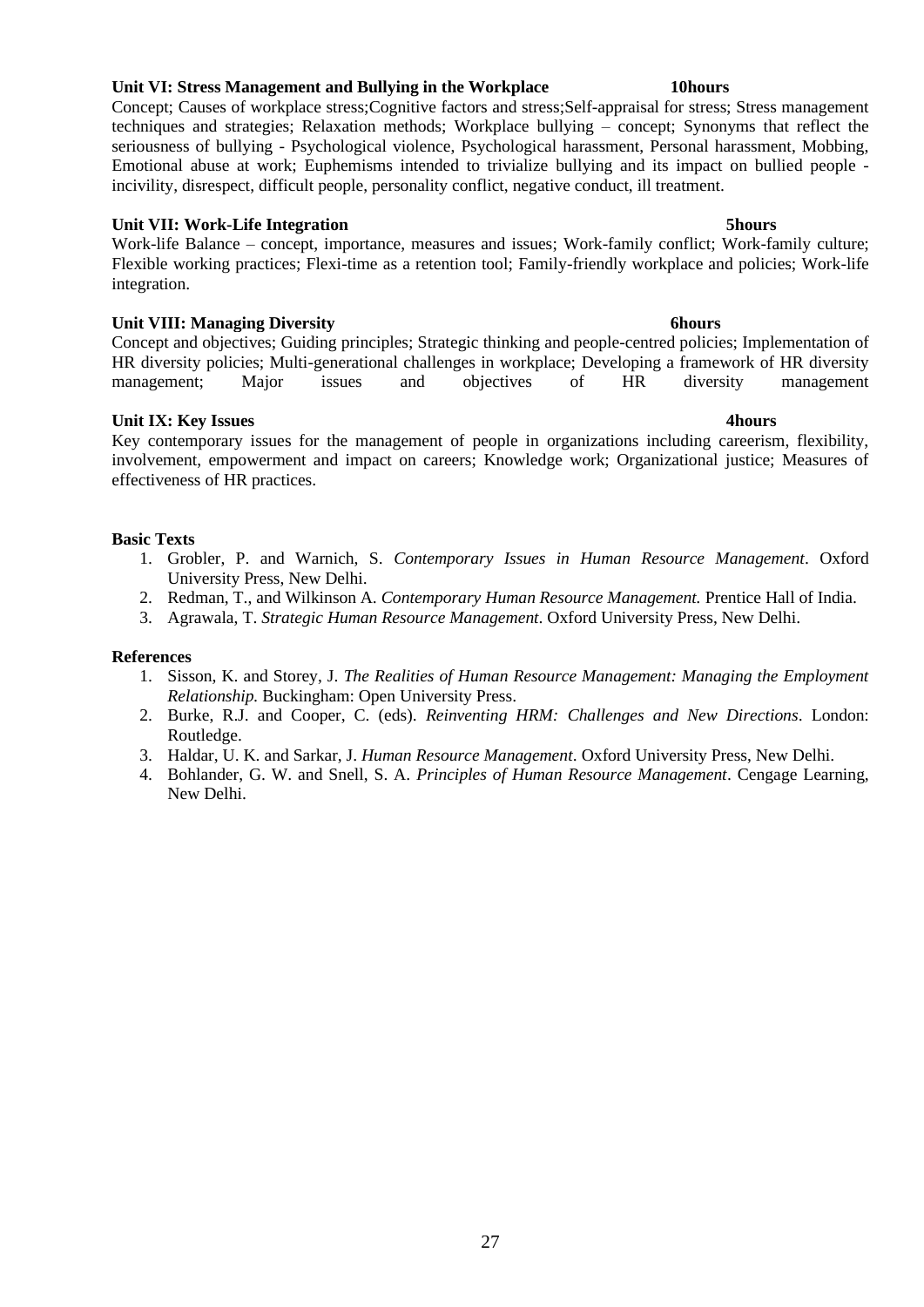**Unit VI: Stress Management and Bullying in the Workplace 10hours**

Concept; Causes of workplace stress;Cognitive factors and stress;Self-appraisal for stress; Stress management techniques and strategies; Relaxation methods; Workplace bullying – concept; Synonyms that reflect the seriousness of bullying - Psychological violence, Psychological harassment, Personal harassment, Mobbing, Emotional abuse at work; Euphemisms intended to trivialize bullying and its impact on bullied people - incivility, disrespect, difficult people, personality conflict, negative conduct, ill treatment.

**Unit VII: Work-Life Integration 5hours**

Work-life Balance – concept, importance, measures and issues; Work-family conflict; Work-family culture; Flexible working practices; Flexi-time as a retention tool; Family-friendly workplace and policies; Work-life integration.

**Unit VIII: Managing Diversity 6hours**

Concept and objectives; Guiding principles; Strategic thinking and people-centred policies; Implementation of HR diversity policies; Multi-generational challenges in workplace; Developing a framework of HR diversity management; Major issues and objectives of HR diversity management

**Unit IX: Key Issues 4hours**

Key contemporary issues for the management of people in organizations including careerism, flexibility, involvement, empowerment and impact on careers; Knowledge work; Organizational justice; Measures of effectiveness of HR practices.

**Basic Texts**

1. Grobler, P. and Warnich, S. *Contemporary Issues in Human Resource Management*. Oxford University Press, New Delhi.
2. Redman, T., and Wilkinson A. *Contemporary Human Resource Management.* Prentice Hall of India.
3. Agrawala, T. *Strategic Human Resource Management*. Oxford University Press, New Delhi.

**References**

1. Sisson, K. and Storey, J. *The Realities of Human Resource Management: Managing the Employment Relationship.* Buckingham: Open University Press.
2. Burke, R.J. and Cooper, C. (eds). *Reinventing HRM: Challenges and New Directions*. London: Routledge.
3. Haldar, U. K. and Sarkar, J. *Human Resource Management*. Oxford University Press, New Delhi.
4. Bohlander, G. W. and Snell, S. A. *Principles of Human Resource Management*. Cengage Learning, New Delhi.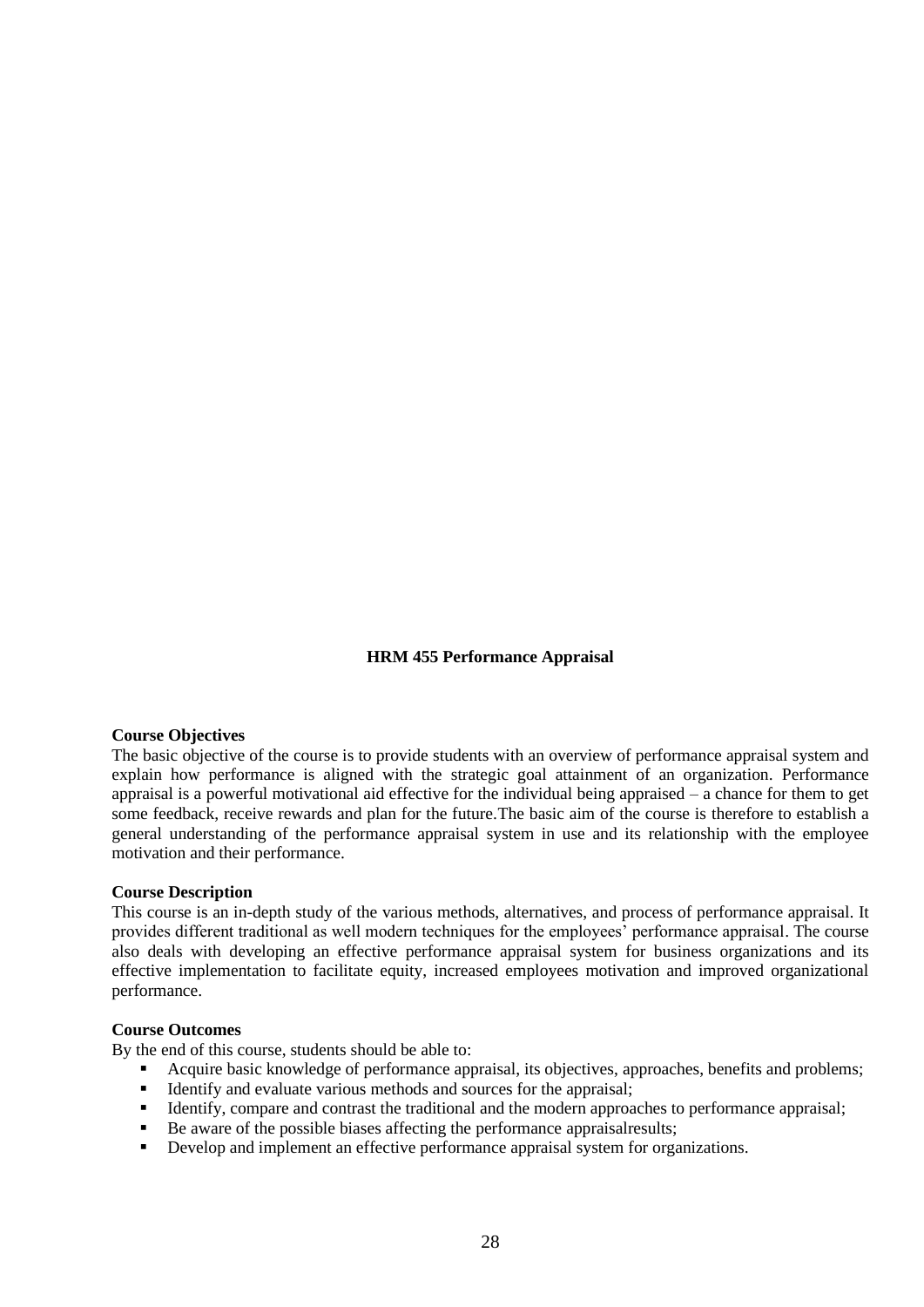## HRM 455 Performance Appraisal

### Course Objectives

The basic objective of the course is to provide students with an overview of performance appraisal system and explain how performance is aligned with the strategic goal attainment of an organization. Performance appraisal is a powerful motivational aid effective for the individual being appraised – a chance for them to get some feedback, receive rewards and plan for the future.The basic aim of the course is therefore to establish a general understanding of the performance appraisal system in use and its relationship with the employee motivation and their performance.

### Course Description

This course is an in-depth study of the various methods, alternatives, and process of performance appraisal. It provides different traditional as well modern techniques for the employees' performance appraisal. The course also deals with developing an effective performance appraisal system for business organizations and its effective implementation to facilitate equity, increased employees motivation and improved organizational performance.

### Course Outcomes

By the end of this course, students should be able to:

- Acquire basic knowledge of performance appraisal, its objectives, approaches, benefits and problems;
- Identify and evaluate various methods and sources for the appraisal;
- Identify, compare and contrast the traditional and the modern approaches to performance appraisal;
- Be aware of the possible biases affecting the performance appraisalresults;
- Develop and implement an effective performance appraisal system for organizations.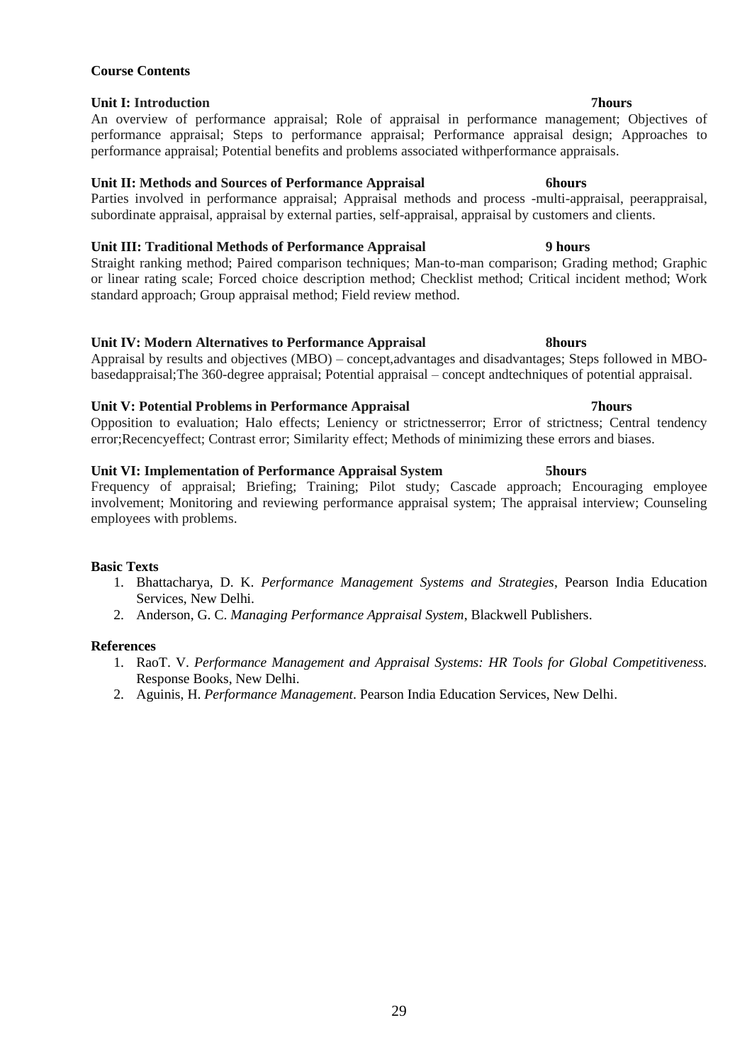**Course Contents**

**Unit I: Introduction 7hours**

An overview of performance appraisal; Role of appraisal in performance management; Objectives of performance appraisal; Steps to performance appraisal; Performance appraisal design; Approaches to performance appraisal; Potential benefits and problems associated withperformance appraisals.

**Unit II: Methods and Sources of Performance Appraisal 6hours**

Parties involved in performance appraisal; Appraisal methods and process -multi-appraisal, peerappraisal, subordinate appraisal, appraisal by external parties, self-appraisal, appraisal by customers and clients.

**Unit III: Traditional Methods of Performance Appraisal 9 hours**

Straight ranking method; Paired comparison techniques; Man-to-man comparison; Grading method; Graphic or linear rating scale; Forced choice description method; Checklist method; Critical incident method; Work standard approach; Group appraisal method; Field review method.

**Unit IV: Modern Alternatives to Performance Appraisal 8hours**

Appraisal by results and objectives (MBO) – concept,advantages and disadvantages; Steps followed in MBO-basedappraisal;The 360-degree appraisal; Potential appraisal – concept andtechniques of potential appraisal.

**Unit V: Potential Problems in Performance Appraisal 7hours**

Opposition to evaluation; Halo effects; Leniency or strictnesserror; Error of strictness; Central tendency error;Recencyeffect; Contrast error; Similarity effect; Methods of minimizing these errors and biases.

**Unit VI: Implementation of Performance Appraisal System 5hours**

Frequency of appraisal; Briefing; Training; Pilot study; Cascade approach; Encouraging employee involvement; Monitoring and reviewing performance appraisal system; The appraisal interview; Counseling employees with problems.

**Basic Texts**

1. Bhattacharya, D. K. *Performance Management Systems and Strategies*, Pearson India Education Services, New Delhi.
2. Anderson, G. C. *Managing Performance Appraisal System*, Blackwell Publishers.

**References**

1. RaoT. V. *Performance Management and Appraisal Systems: HR Tools for Global Competitiveness.* Response Books, New Delhi.
2. Aguinis, H. *Performance Management*. Pearson India Education Services, New Delhi.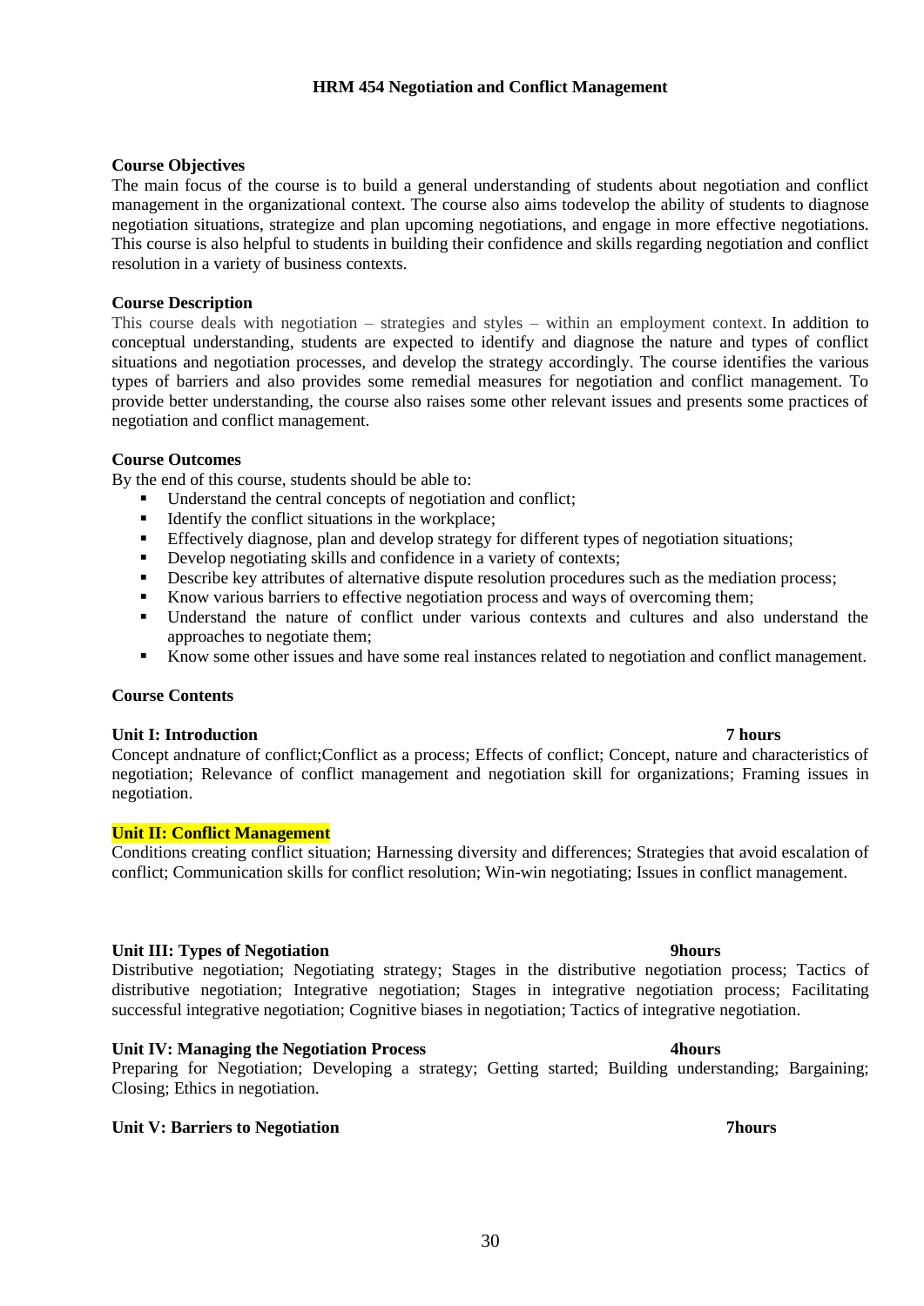**HRM 454 Negotiation and Conflict Management**

**Course Objectives**

The main focus of the course is to build a general understanding of students about negotiation and conflict management in the organizational context. The course also aims todevelop the ability of students to diagnose negotiation situations, strategize and plan upcoming negotiations, and engage in more effective negotiations. This course is also helpful to students in building their confidence and skills regarding negotiation and conflict resolution in a variety of business contexts.

**Course Description**

This course deals with negotiation – strategies and styles – within an employment context. In addition to conceptual understanding, students are expected to identify and diagnose the nature and types of conflict situations and negotiation processes, and develop the strategy accordingly. The course identifies the various types of barriers and also provides some remedial measures for negotiation and conflict management. To provide better understanding, the course also raises some other relevant issues and presents some practices of negotiation and conflict management.

**Course Outcomes**

By the end of this course, students should be able to:

- Understand the central concepts of negotiation and conflict;
- Identify the conflict situations in the workplace;
- Effectively diagnose, plan and develop strategy for different types of negotiation situations;
- Develop negotiating skills and confidence in a variety of contexts;
- Describe key attributes of alternative dispute resolution procedures such as the mediation process;
- Know various barriers to effective negotiation process and ways of overcoming them;
- Understand the nature of conflict under various contexts and cultures and also understand the approaches to negotiate them;
- Know some other issues and have some real instances related to negotiation and conflict management.

**Course Contents**

**Unit I: Introduction** **7 hours**

Concept andnature of conflict;Conflict as a process; Effects of conflict; Concept, nature and characteristics of negotiation; Relevance of conflict management and negotiation skill for organizations; Framing issues in negotiation.

**Unit II: Conflict Management**

Conditions creating conflict situation; Harnessing diversity and differences; Strategies that avoid escalation of conflict; Communication skills for conflict resolution; Win-win negotiating; Issues in conflict management.

**Unit III: Types of Negotiation** **9hours**

Distributive negotiation; Negotiating strategy; Stages in the distributive negotiation process; Tactics of distributive negotiation; Integrative negotiation; Stages in integrative negotiation process; Facilitating successful integrative negotiation; Cognitive biases in negotiation; Tactics of integrative negotiation.

**Unit IV: Managing the Negotiation Process** **4hours**

Preparing for Negotiation; Developing a strategy; Getting started; Building understanding; Bargaining; Closing; Ethics in negotiation.

**Unit V: Barriers to Negotiation** **7hours**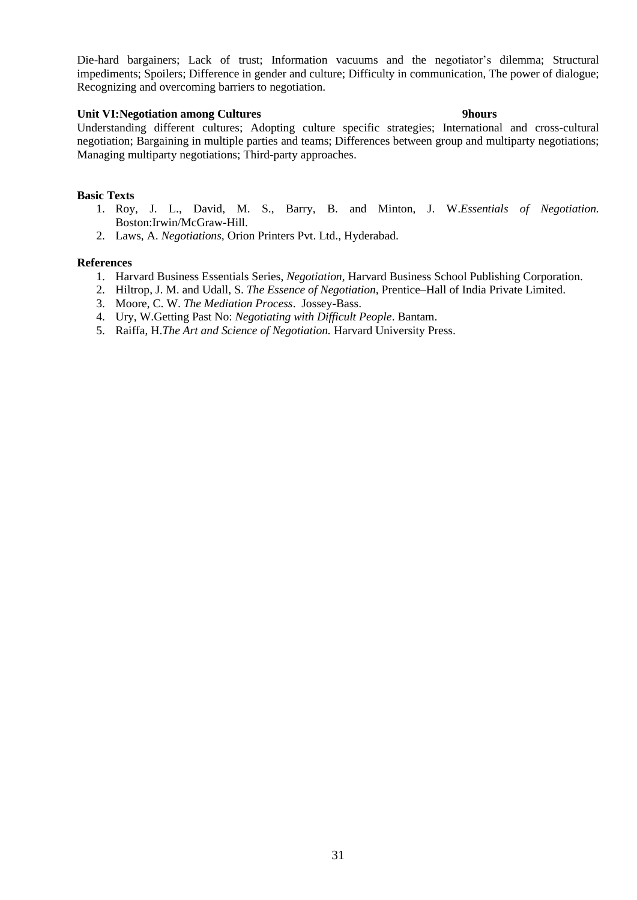Die-hard bargainers; Lack of trust; Information vacuums and the negotiator's dilemma; Structural impediments; Spoilers; Difference in gender and culture; Difficulty in communication, The power of dialogue; Recognizing and overcoming barriers to negotiation.

**Unit VI:Negotiation among Cultures 9hours**

Understanding different cultures; Adopting culture specific strategies; International and cross-cultural negotiation; Bargaining in multiple parties and teams; Differences between group and multiparty negotiations; Managing multiparty negotiations; Third-party approaches.

**Basic Texts**

1. Roy, J. L., David, M. S., Barry, B. and Minton, J. W.*Essentials of Negotiation.* Boston:Irwin/McGraw-Hill.
2. Laws, A. *Negotiations*, Orion Printers Pvt. Ltd., Hyderabad.

**References**

1. Harvard Business Essentials Series, *Negotiation*, Harvard Business School Publishing Corporation.
2. Hiltrop, J. M. and Udall, S. *The Essence of Negotiation*, Prentice–Hall of India Private Limited.
3. Moore, C. W. *The Mediation Process*. Jossey-Bass.
4. Ury, W.Getting Past No: *Negotiating with Difficult People*. Bantam.
5. Raiffa, H.*The Art and Science of Negotiation.* Harvard University Press.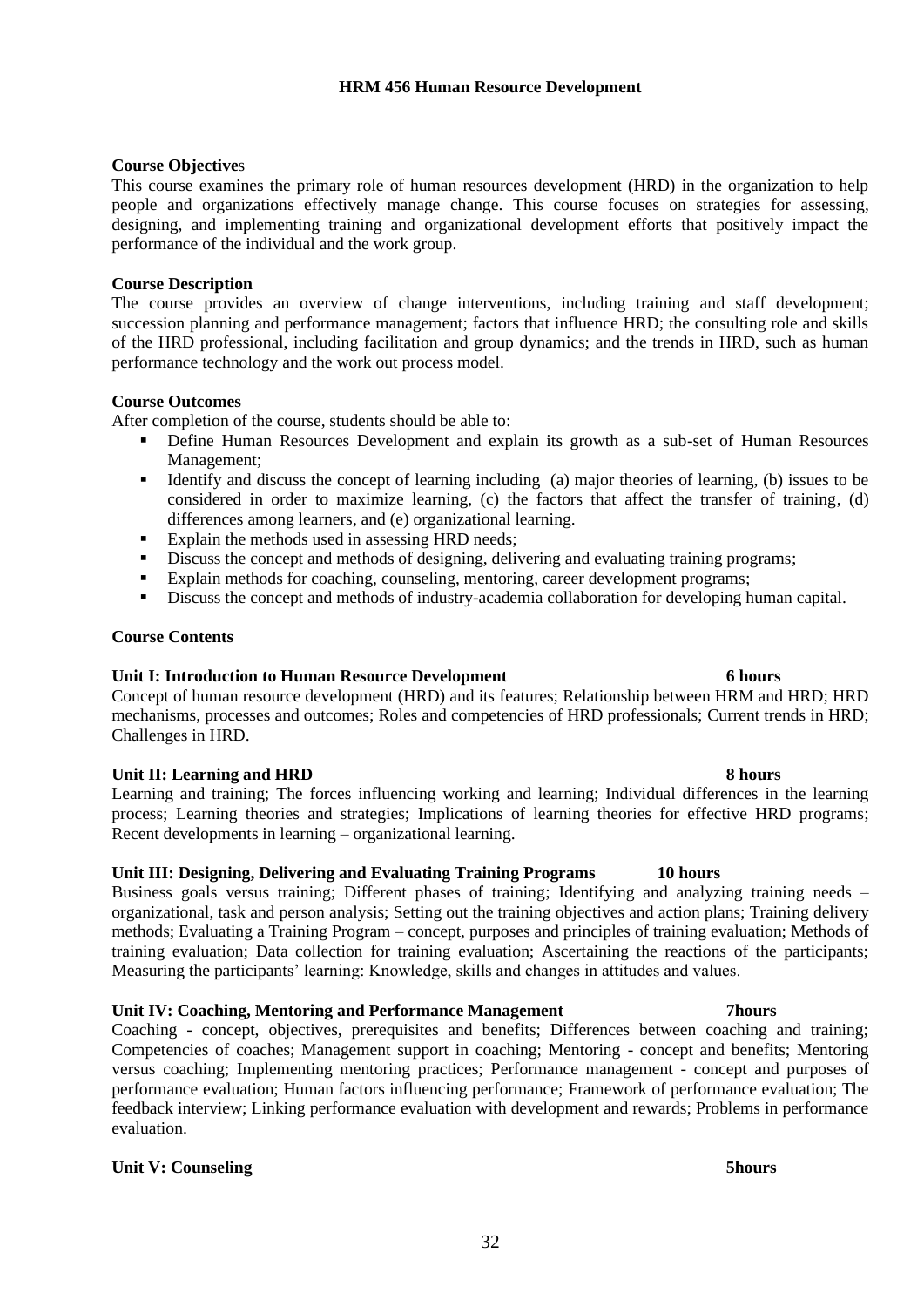# HRM 456 Human Resource Development

**Course Objectives**

This course examines the primary role of human resources development (HRD) in the organization to help people and organizations effectively manage change. This course focuses on strategies for assessing, designing, and implementing training and organizational development efforts that positively impact the performance of the individual and the work group.

**Course Description**

The course provides an overview of change interventions, including training and staff development; succession planning and performance management; factors that influence HRD; the consulting role and skills of the HRD professional, including facilitation and group dynamics; and the trends in HRD, such as human performance technology and the work out process model.

**Course Outcomes**

After completion of the course, students should be able to:

- Define Human Resources Development and explain its growth as a sub-set of Human Resources Management;
- Identify and discuss the concept of learning including (a) major theories of learning, (b) issues to be considered in order to maximize learning, (c) the factors that affect the transfer of training, (d) differences among learners, and (e) organizational learning.
- Explain the methods used in assessing HRD needs;
- Discuss the concept and methods of designing, delivering and evaluating training programs;
- Explain methods for coaching, counseling, mentoring, career development programs;
- Discuss the concept and methods of industry-academia collaboration for developing human capital.

**Course Contents**

**Unit I: Introduction to Human Resource Development 6 hours**

Concept of human resource development (HRD) and its features; Relationship between HRM and HRD; HRD mechanisms, processes and outcomes; Roles and competencies of HRD professionals; Current trends in HRD; Challenges in HRD.

**Unit II: Learning and HRD 8 hours**

Learning and training; The forces influencing working and learning; Individual differences in the learning process; Learning theories and strategies; Implications of learning theories for effective HRD programs; Recent developments in learning – organizational learning.

**Unit III: Designing, Delivering and Evaluating Training Programs 10 hours**

Business goals versus training; Different phases of training; Identifying and analyzing training needs – organizational, task and person analysis; Setting out the training objectives and action plans; Training delivery methods; Evaluating a Training Program – concept, purposes and principles of training evaluation; Methods of training evaluation; Data collection for training evaluation; Ascertaining the reactions of the participants; Measuring the participants' learning: Knowledge, skills and changes in attitudes and values.

**Unit IV: Coaching, Mentoring and Performance Management 7hours**

Coaching - concept, objectives, prerequisites and benefits; Differences between coaching and training; Competencies of coaches; Management support in coaching; Mentoring - concept and benefits; Mentoring versus coaching; Implementing mentoring practices; Performance management - concept and purposes of performance evaluation; Human factors influencing performance; Framework of performance evaluation; The feedback interview; Linking performance evaluation with development and rewards; Problems in performance evaluation.

**Unit V: Counseling 5hours**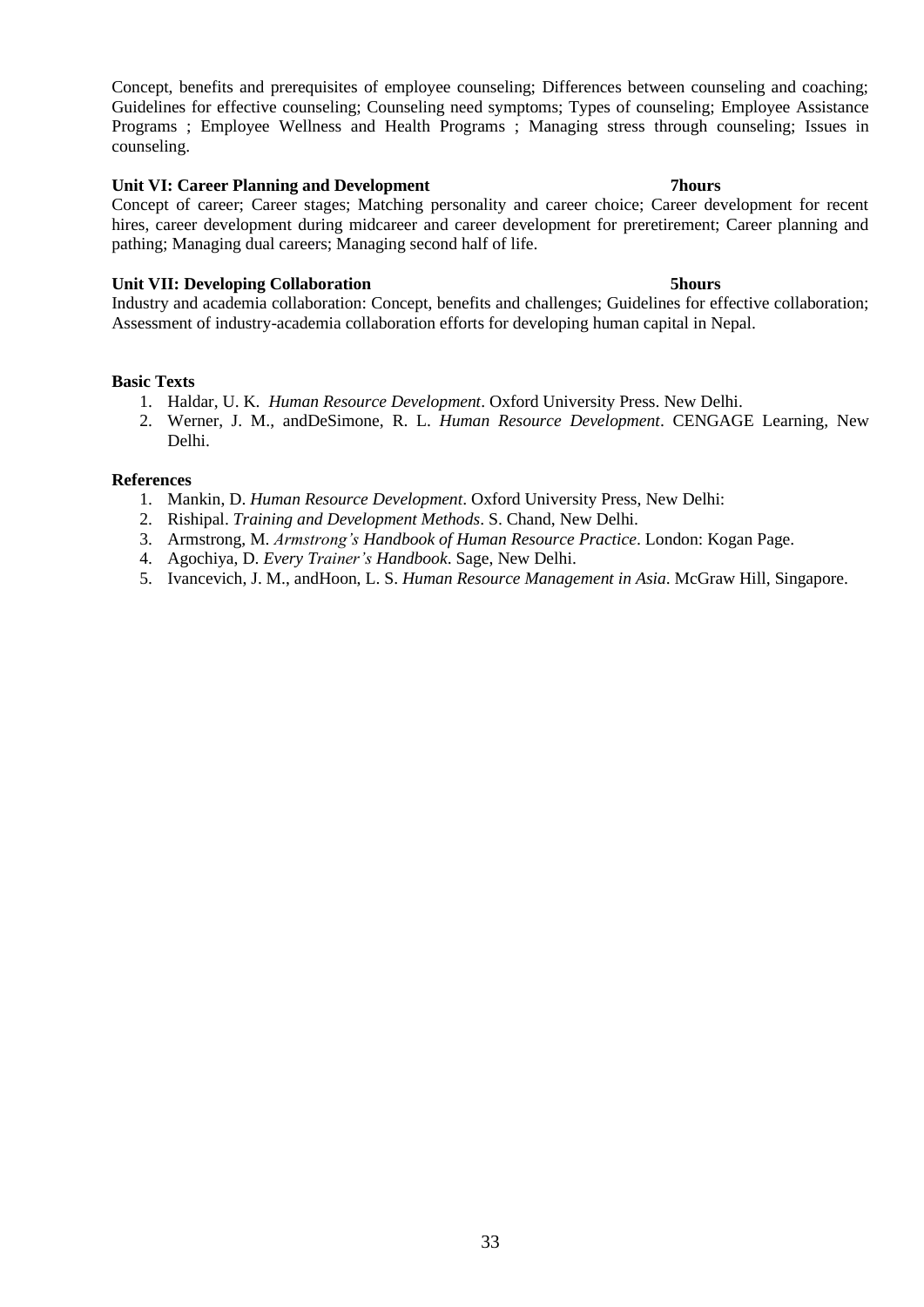Concept, benefits and prerequisites of employee counseling; Differences between counseling and coaching; Guidelines for effective counseling; Counseling need symptoms; Types of counseling; Employee Assistance Programs ; Employee Wellness and Health Programs ; Managing stress through counseling; Issues in counseling.

**Unit VI: Career Planning and Development 7hours**

Concept of career; Career stages; Matching personality and career choice; Career development for recent hires, career development during midcareer and career development for preretirement; Career planning and pathing; Managing dual careers; Managing second half of life.

**Unit VII: Developing Collaboration 5hours**

Industry and academia collaboration: Concept, benefits and challenges; Guidelines for effective collaboration; Assessment of industry-academia collaboration efforts for developing human capital in Nepal.

**Basic Texts**

1. Haldar, U. K. *Human Resource Development*. Oxford University Press. New Delhi.
2. Werner, J. M., andDeSimone, R. L. *Human Resource Development*. CENGAGE Learning, New Delhi.

**References**

1. Mankin, D. *Human Resource Development*. Oxford University Press, New Delhi:
2. Rishipal. *Training and Development Methods*. S. Chand, New Delhi.
3. Armstrong, M. *Armstrong's Handbook of Human Resource Practice*. London: Kogan Page.
4. Agochiya, D. *Every Trainer's Handbook*. Sage, New Delhi.
5. Ivancevich, J. M., andHoon, L. S. *Human Resource Management in Asia*. McGraw Hill, Singapore.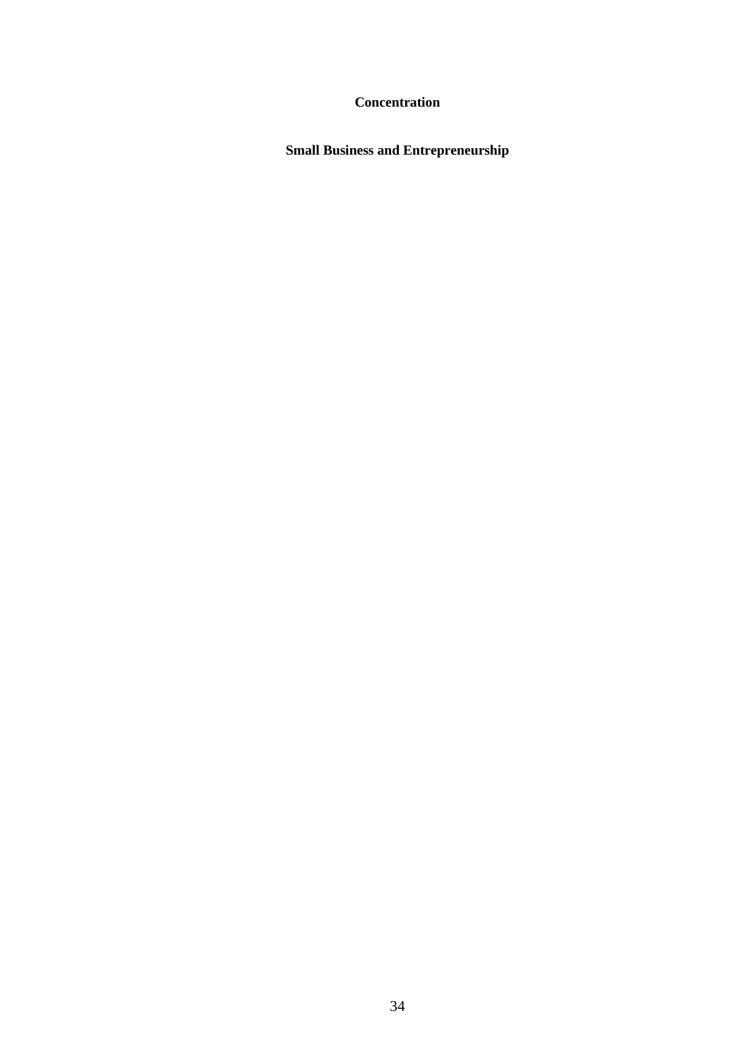**Concentration**

**Small Business and Entrepreneurship**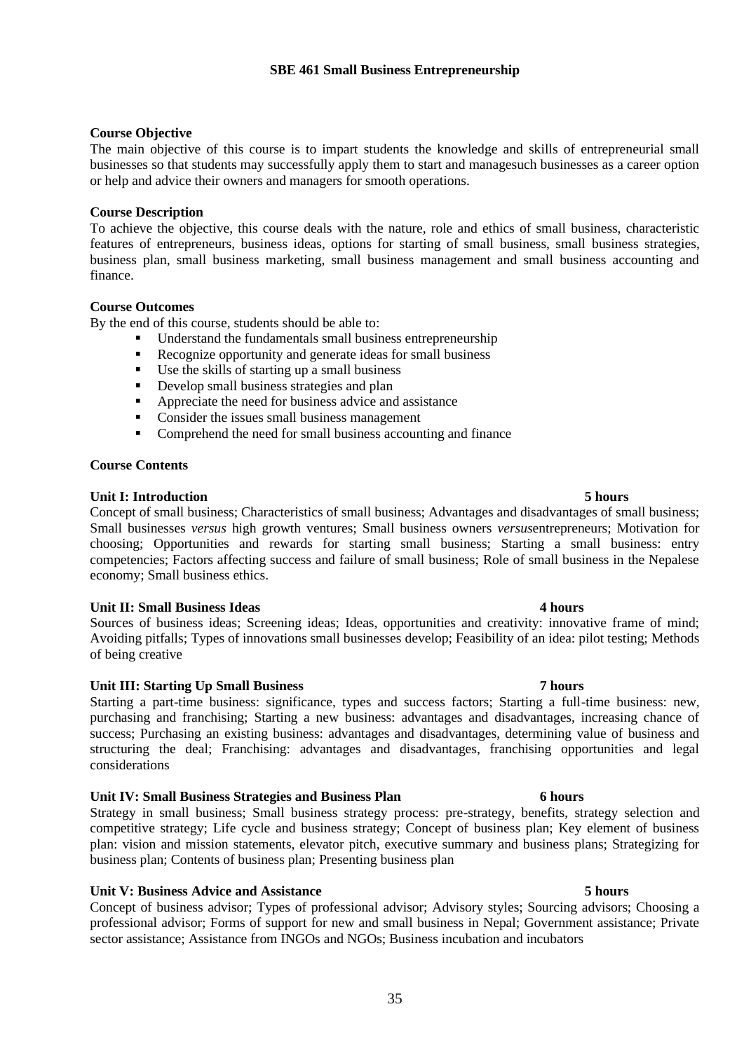# SBE 461 Small Business Entrepreneurship

**Course Objective**

The main objective of this course is to impart students the knowledge and skills of entrepreneurial small businesses so that students may successfully apply them to start and managesuch businesses as a career option or help and advice their owners and managers for smooth operations.

**Course Description**

To achieve the objective, this course deals with the nature, role and ethics of small business, characteristic features of entrepreneurs, business ideas, options for starting of small business, small business strategies, business plan, small business marketing, small business management and small business accounting and finance.

**Course Outcomes**

By the end of this course, students should be able to:

- Understand the fundamentals small business entrepreneurship
- Recognize opportunity and generate ideas for small business
- Use the skills of starting up a small business
- Develop small business strategies and plan
- Appreciate the need for business advice and assistance
- Consider the issues small business management
- Comprehend the need for small business accounting and finance

**Course Contents**

**Unit I: Introduction 5 hours**

Concept of small business; Characteristics of small business; Advantages and disadvantages of small business; Small businesses *versus* high growth ventures; Small business owners *versus*entrepreneurs; Motivation for choosing; Opportunities and rewards for starting small business; Starting a small business: entry competencies; Factors affecting success and failure of small business; Role of small business in the Nepalese economy; Small business ethics.

**Unit II: Small Business Ideas 4 hours**

Sources of business ideas; Screening ideas; Ideas, opportunities and creativity: innovative frame of mind; Avoiding pitfalls; Types of innovations small businesses develop; Feasibility of an idea: pilot testing; Methods of being creative

**Unit III: Starting Up Small Business 7 hours**

Starting a part-time business: significance, types and success factors; Starting a full-time business: new, purchasing and franchising; Starting a new business: advantages and disadvantages, increasing chance of success; Purchasing an existing business: advantages and disadvantages, determining value of business and structuring the deal; Franchising: advantages and disadvantages, franchising opportunities and legal considerations

**Unit IV: Small Business Strategies and Business Plan 6 hours**

Strategy in small business; Small business strategy process: pre-strategy, benefits, strategy selection and competitive strategy; Life cycle and business strategy; Concept of business plan; Key element of business plan: vision and mission statements, elevator pitch, executive summary and business plans; Strategizing for business plan; Contents of business plan; Presenting business plan

**Unit V: Business Advice and Assistance 5 hours**

Concept of business advisor; Types of professional advisor; Advisory styles; Sourcing advisors; Choosing a professional advisor; Forms of support for new and small business in Nepal; Government assistance; Private sector assistance; Assistance from INGOs and NGOs; Business incubation and incubators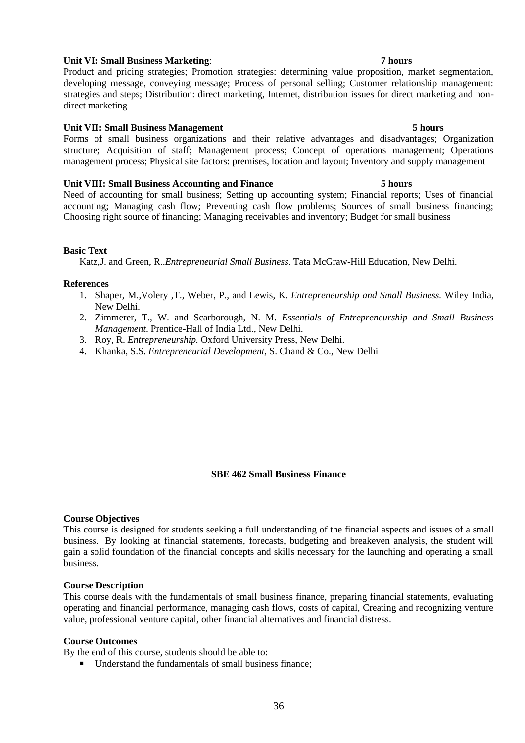**Unit VI: Small Business Marketing**: **7 hours**

Product and pricing strategies; Promotion strategies: determining value proposition, market segmentation, developing message, conveying message; Process of personal selling; Customer relationship management: strategies and steps; Distribution: direct marketing, Internet, distribution issues for direct marketing and non-direct marketing

**Unit VII: Small Business Management** **5 hours**

Forms of small business organizations and their relative advantages and disadvantages; Organization structure; Acquisition of staff; Management process; Concept of operations management; Operations management process; Physical site factors: premises, location and layout; Inventory and supply management

**Unit VIII: Small Business Accounting and Finance** **5 hours**

Need of accounting for small business; Setting up accounting system; Financial reports; Uses of financial accounting; Managing cash flow; Preventing cash flow problems; Sources of small business financing; Choosing right source of financing; Managing receivables and inventory; Budget for small business

**Basic Text**

Katz,J. and Green, R..*Entrepreneurial Small Business*. Tata McGraw-Hill Education, New Delhi.

**References**

1. Shaper, M.,Volery ,T., Weber, P., and Lewis, K. *Entrepreneurship and Small Business.* Wiley India, New Delhi.
2. Zimmerer, T., W. and Scarborough, N. M. *Essentials of Entrepreneurship and Small Business Management*. Prentice-Hall of India Ltd., New Delhi.
3. Roy, R. *Entrepreneurship.* Oxford University Press, New Delhi.
4. Khanka, S.S. *Entrepreneurial Development,* S. Chand & Co., New Delhi

## SBE 462 Small Business Finance

**Course Objectives**

This course is designed for students seeking a full understanding of the financial aspects and issues of a small business. By looking at financial statements, forecasts, budgeting and breakeven analysis, the student will gain a solid foundation of the financial concepts and skills necessary for the launching and operating a small business.

**Course Description**

This course deals with the fundamentals of small business finance, preparing financial statements, evaluating operating and financial performance, managing cash flows, costs of capital, Creating and recognizing venture value, professional venture capital, other financial alternatives and financial distress.

**Course Outcomes**

By the end of this course, students should be able to:

- Understand the fundamentals of small business finance;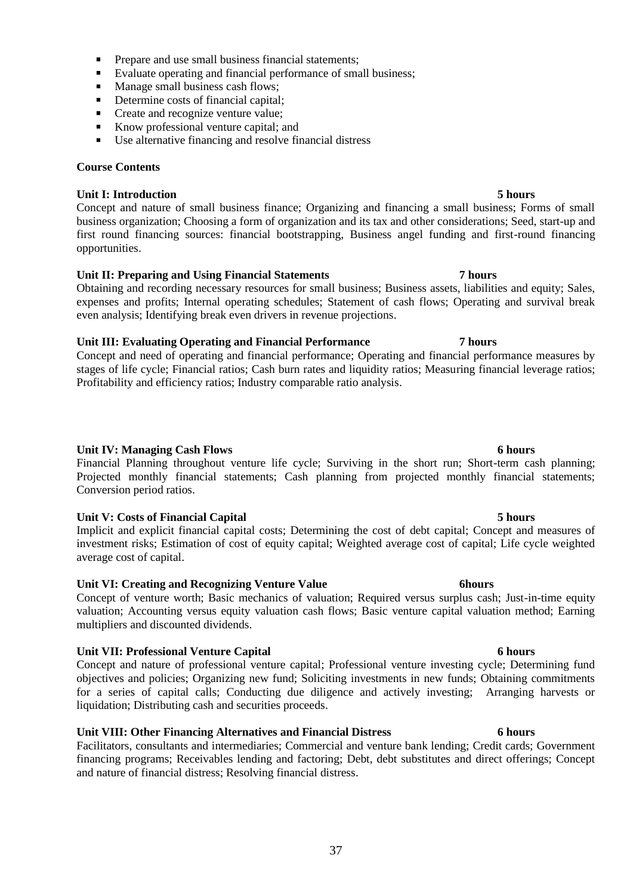- Prepare and use small business financial statements;
- Evaluate operating and financial performance of small business;
- Manage small business cash flows;
- Determine costs of financial capital;
- Create and recognize venture value;
- Know professional venture capital; and
- Use alternative financing and resolve financial distress

**Course Contents**

**Unit I: Introduction** **5 hours**

Concept and nature of small business finance; Organizing and financing a small business; Forms of small business organization; Choosing a form of organization and its tax and other considerations; Seed, start-up and first round financing sources: financial bootstrapping, Business angel funding and first-round financing opportunities.

**Unit II: Preparing and Using Financial Statements** **7 hours**

Obtaining and recording necessary resources for small business; Business assets, liabilities and equity; Sales, expenses and profits; Internal operating schedules; Statement of cash flows; Operating and survival break even analysis; Identifying break even drivers in revenue projections.

**Unit III: Evaluating Operating and Financial Performance** **7 hours**

Concept and need of operating and financial performance; Operating and financial performance measures by stages of life cycle; Financial ratios; Cash burn rates and liquidity ratios; Measuring financial leverage ratios; Profitability and efficiency ratios; Industry comparable ratio analysis.

**Unit IV: Managing Cash Flows** **6 hours**

Financial Planning throughout venture life cycle; Surviving in the short run; Short-term cash planning; Projected monthly financial statements; Cash planning from projected monthly financial statements; Conversion period ratios.

**Unit V: Costs of Financial Capital** **5 hours**

Implicit and explicit financial capital costs; Determining the cost of debt capital; Concept and measures of investment risks; Estimation of cost of equity capital; Weighted average cost of capital; Life cycle weighted average cost of capital.

**Unit VI: Creating and Recognizing Venture Value** **6hours**

Concept of venture worth; Basic mechanics of valuation; Required versus surplus cash; Just-in-time equity valuation; Accounting versus equity valuation cash flows; Basic venture capital valuation method; Earning multipliers and discounted dividends.

**Unit VII: Professional Venture Capital** **6 hours**

Concept and nature of professional venture capital; Professional venture investing cycle; Determining fund objectives and policies; Organizing new fund; Soliciting investments in new funds; Obtaining commitments for a series of capital calls; Conducting due diligence and actively investing; Arranging harvests or liquidation; Distributing cash and securities proceeds.

**Unit VIII: Other Financing Alternatives and Financial Distress** **6 hours**

Facilitators, consultants and intermediaries; Commercial and venture bank lending; Credit cards; Government financing programs; Receivables lending and factoring; Debt, debt substitutes and direct offerings; Concept and nature of financial distress; Resolving financial distress.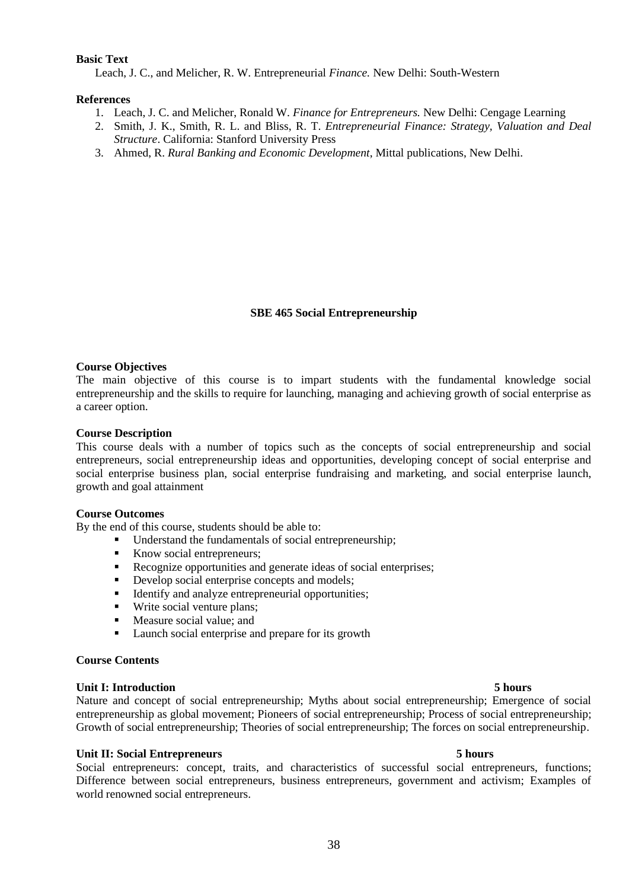**Basic Text**

Leach, J. C., and Melicher, R. W. Entrepreneurial *Finance.* New Delhi: South-Western

**References**

1. Leach, J. C. and Melicher, Ronald W. *Finance for Entrepreneurs.* New Delhi: Cengage Learning
2. Smith, J. K., Smith, R. L. and Bliss, R. T. *Entrepreneurial Finance: Strategy, Valuation and Deal Structure*. California: Stanford University Press
3. Ahmed, R. *Rural Banking and Economic Development*, Mittal publications, New Delhi.

## SBE 465 Social Entrepreneurship

**Course Objectives**

The main objective of this course is to impart students with the fundamental knowledge social entrepreneurship and the skills to require for launching, managing and achieving growth of social enterprise as a career option.

**Course Description**

This course deals with a number of topics such as the concepts of social entrepreneurship and social entrepreneurs, social entrepreneurship ideas and opportunities, developing concept of social enterprise and social enterprise business plan, social enterprise fundraising and marketing, and social enterprise launch, growth and goal attainment

**Course Outcomes**

By the end of this course, students should be able to:

- Understand the fundamentals of social entrepreneurship;
- Know social entrepreneurs;
- Recognize opportunities and generate ideas of social enterprises;
- Develop social enterprise concepts and models;
- Identify and analyze entrepreneurial opportunities;
- Write social venture plans;
- Measure social value; and
- Launch social enterprise and prepare for its growth

**Course Contents**

**Unit I: Introduction 5 hours**

Nature and concept of social entrepreneurship; Myths about social entrepreneurship; Emergence of social entrepreneurship as global movement; Pioneers of social entrepreneurship; Process of social entrepreneurship; Growth of social entrepreneurship; Theories of social entrepreneurship; The forces on social entrepreneurship.

**Unit II: Social Entrepreneurs 5 hours**

Social entrepreneurs: concept, traits, and characteristics of successful social entrepreneurs, functions; Difference between social entrepreneurs, business entrepreneurs, government and activism; Examples of world renowned social entrepreneurs.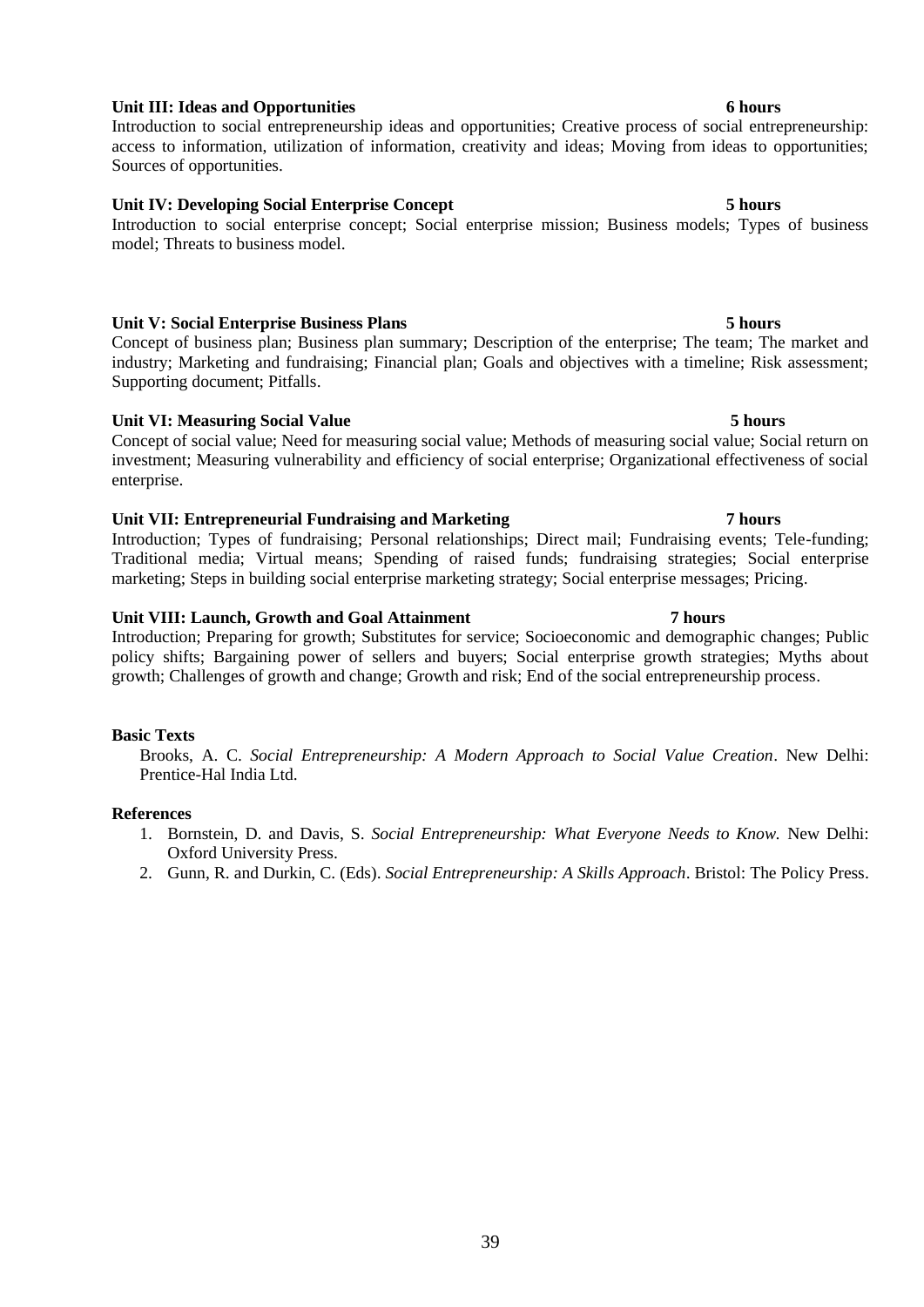**Unit III: Ideas and Opportunities** **6 hours**

Introduction to social entrepreneurship ideas and opportunities; Creative process of social entrepreneurship: access to information, utilization of information, creativity and ideas; Moving from ideas to opportunities; Sources of opportunities.

**Unit IV: Developing Social Enterprise Concept** **5 hours**

Introduction to social enterprise concept; Social enterprise mission; Business models; Types of business model; Threats to business model.

**Unit V: Social Enterprise Business Plans** **5 hours**

Concept of business plan; Business plan summary; Description of the enterprise; The team; The market and industry; Marketing and fundraising; Financial plan; Goals and objectives with a timeline; Risk assessment; Supporting document; Pitfalls.

**Unit VI: Measuring Social Value** **5 hours**

Concept of social value; Need for measuring social value; Methods of measuring social value; Social return on investment; Measuring vulnerability and efficiency of social enterprise; Organizational effectiveness of social enterprise.

**Unit VII: Entrepreneurial Fundraising and Marketing** **7 hours**

Introduction; Types of fundraising; Personal relationships; Direct mail; Fundraising events; Tele-funding; Traditional media; Virtual means; Spending of raised funds; fundraising strategies; Social enterprise marketing; Steps in building social enterprise marketing strategy; Social enterprise messages; Pricing.

**Unit VIII: Launch, Growth and Goal Attainment** **7 hours**

Introduction; Preparing for growth; Substitutes for service; Socioeconomic and demographic changes; Public policy shifts; Bargaining power of sellers and buyers; Social enterprise growth strategies; Myths about growth; Challenges of growth and change; Growth and risk; End of the social entrepreneurship process.

**Basic Texts**

Brooks, A. C. *Social Entrepreneurship: A Modern Approach to Social Value Creation*. New Delhi: Prentice-Hal India Ltd.

**References**

1. Bornstein, D. and Davis, S. *Social Entrepreneurship: What Everyone Needs to Know.* New Delhi: Oxford University Press.
2. Gunn, R. and Durkin, C. (Eds). *Social Entrepreneurship: A Skills Approach*. Bristol: The Policy Press.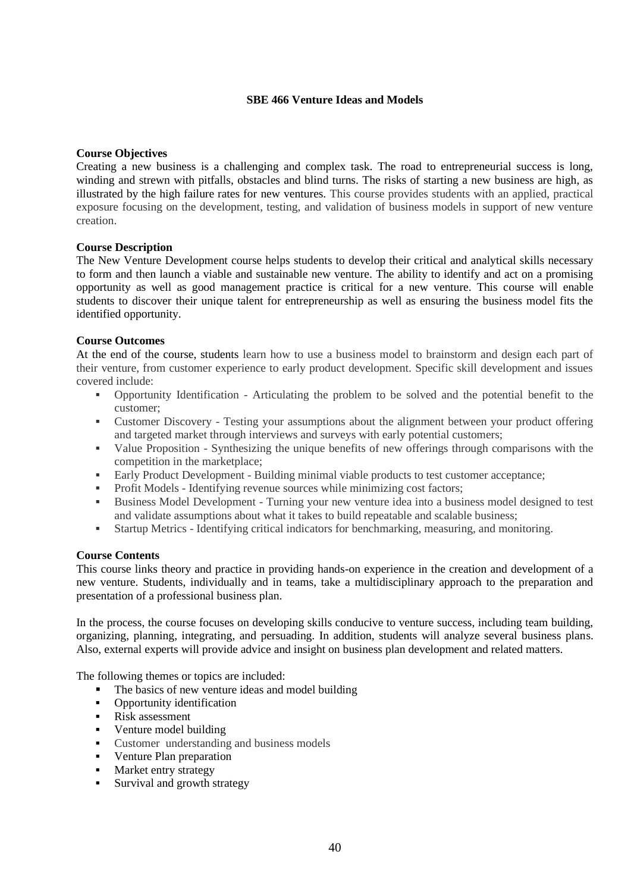# SBE 466 Venture Ideas and Models

**Course Objectives**

Creating a new business is a challenging and complex task. The road to entrepreneurial success is long, winding and strewn with pitfalls, obstacles and blind turns. The risks of starting a new business are high, as illustrated by the high failure rates for new ventures. This course provides students with an applied, practical exposure focusing on the development, testing, and validation of business models in support of new venture creation.

**Course Description**

The New Venture Development course helps students to develop their critical and analytical skills necessary to form and then launch a viable and sustainable new venture. The ability to identify and act on a promising opportunity as well as good management practice is critical for a new venture. This course will enable students to discover their unique talent for entrepreneurship as well as ensuring the business model fits the identified opportunity.

**Course Outcomes**

At the end of the course, students learn how to use a business model to brainstorm and design each part of their venture, from customer experience to early product development. Specific skill development and issues covered include:

- Opportunity Identification - Articulating the problem to be solved and the potential benefit to the customer;
- Customer Discovery - Testing your assumptions about the alignment between your product offering and targeted market through interviews and surveys with early potential customers;
- Value Proposition - Synthesizing the unique benefits of new offerings through comparisons with the competition in the marketplace;
- Early Product Development - Building minimal viable products to test customer acceptance;
- Profit Models - Identifying revenue sources while minimizing cost factors;
- Business Model Development - Turning your new venture idea into a business model designed to test and validate assumptions about what it takes to build repeatable and scalable business;
- Startup Metrics - Identifying critical indicators for benchmarking, measuring, and monitoring.

**Course Contents**

This course links theory and practice in providing hands-on experience in the creation and development of a new venture. Students, individually and in teams, take a multidisciplinary approach to the preparation and presentation of a professional business plan.

In the process, the course focuses on developing skills conducive to venture success, including team building, organizing, planning, integrating, and persuading. In addition, students will analyze several business plans. Also, external experts will provide advice and insight on business plan development and related matters.

The following themes or topics are included:

- The basics of new venture ideas and model building
- Opportunity identification
- Risk assessment
- Venture model building
- Customer understanding and business models
- Venture Plan preparation
- Market entry strategy
- Survival and growth strategy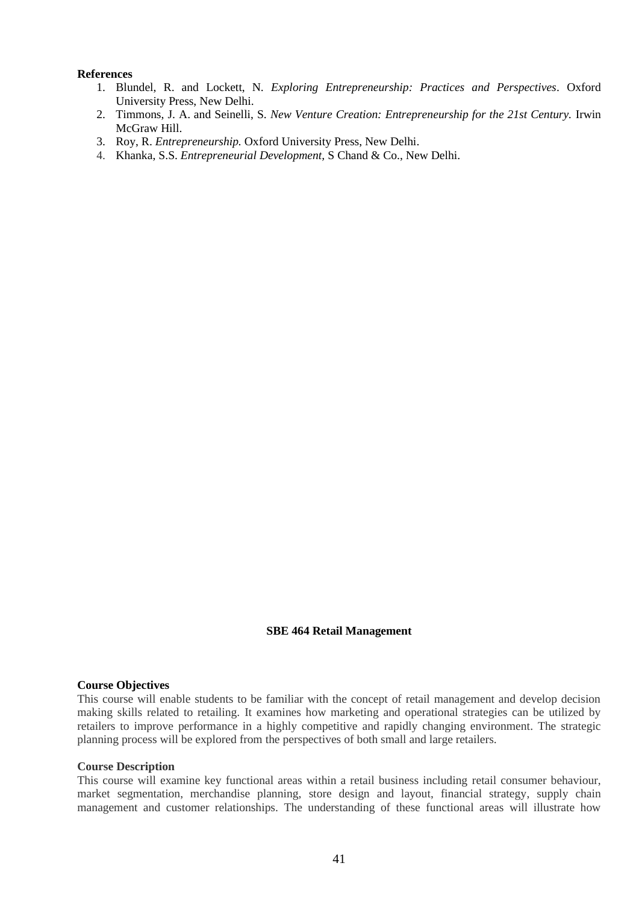**References**

1. Blundel, R. and Lockett, N. *Exploring Entrepreneurship: Practices and Perspectives*. Oxford University Press, New Delhi.
2. Timmons, J. A. and Seinelli, S. *New Venture Creation: Entrepreneurship for the 21st Century.* Irwin McGraw Hill.
3. Roy, R. *Entrepreneurship.* Oxford University Press, New Delhi.
4. Khanka, S.S. *Entrepreneurial Development,* S Chand & Co., New Delhi.

## SBE 464 Retail Management

**Course Objectives**

This course will enable students to be familiar with the concept of retail management and develop decision making skills related to retailing. It examines how marketing and operational strategies can be utilized by retailers to improve performance in a highly competitive and rapidly changing environment. The strategic planning process will be explored from the perspectives of both small and large retailers.

**Course Description**

This course will examine key functional areas within a retail business including retail consumer behaviour, market segmentation, merchandise planning, store design and layout, financial strategy, supply chain management and customer relationships. The understanding of these functional areas will illustrate how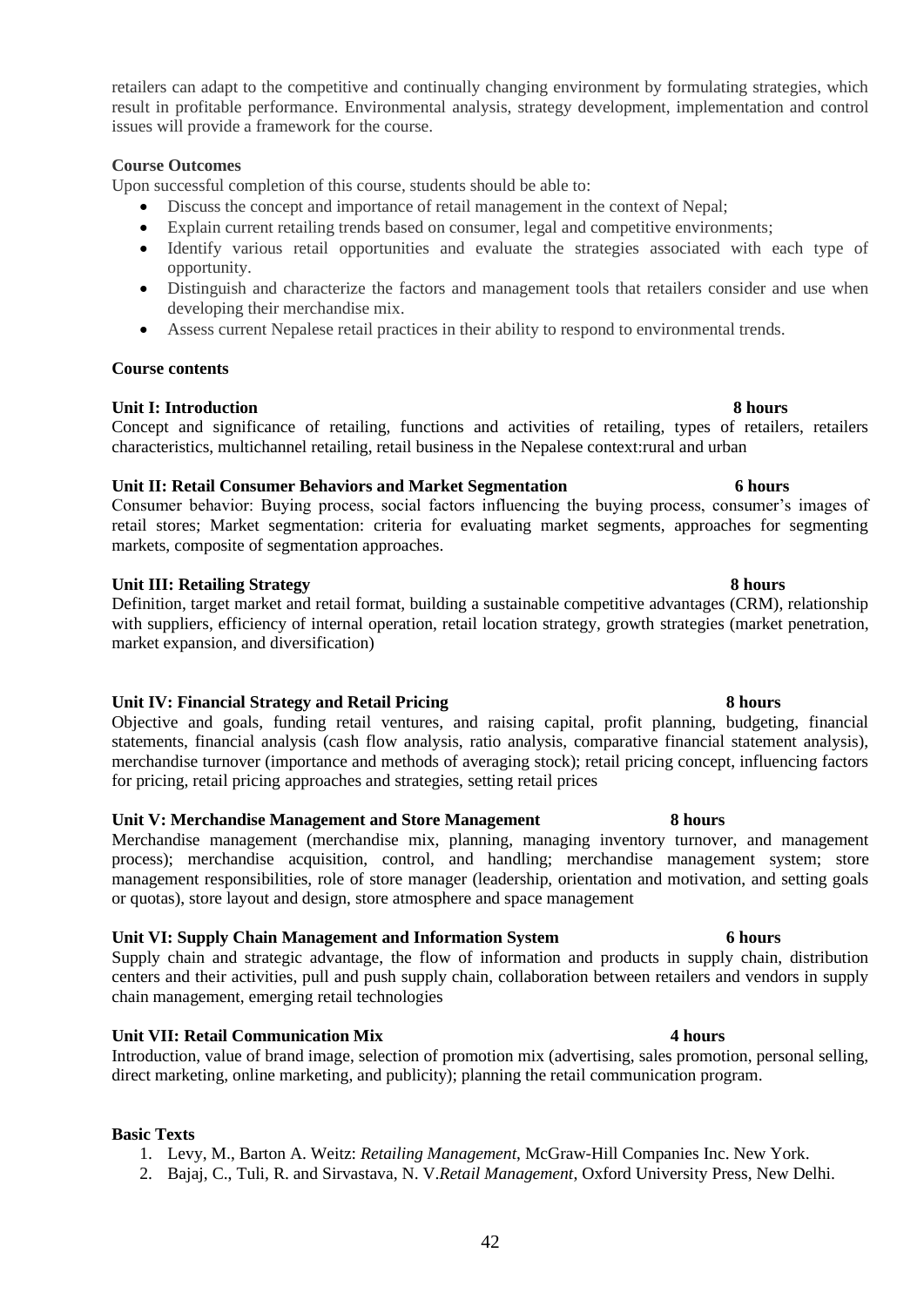retailers can adapt to the competitive and continually changing environment by formulating strategies, which result in profitable performance. Environmental analysis, strategy development, implementation and control issues will provide a framework for the course.

**Course Outcomes**

Upon successful completion of this course, students should be able to:

- Discuss the concept and importance of retail management in the context of Nepal;
- Explain current retailing trends based on consumer, legal and competitive environments;
- Identify various retail opportunities and evaluate the strategies associated with each type of opportunity.
- Distinguish and characterize the factors and management tools that retailers consider and use when developing their merchandise mix.
- Assess current Nepalese retail practices in their ability to respond to environmental trends.

**Course contents**

**Unit I: Introduction** **8 hours**

Concept and significance of retailing, functions and activities of retailing, types of retailers, retailers characteristics, multichannel retailing, retail business in the Nepalese context:rural and urban

**Unit II: Retail Consumer Behaviors and Market Segmentation** **6 hours**

Consumer behavior: Buying process, social factors influencing the buying process, consumer's images of retail stores; Market segmentation: criteria for evaluating market segments, approaches for segmenting markets, composite of segmentation approaches.

**Unit III: Retailing Strategy** **8 hours**

Definition, target market and retail format, building a sustainable competitive advantages (CRM), relationship with suppliers, efficiency of internal operation, retail location strategy, growth strategies (market penetration, market expansion, and diversification)

**Unit IV: Financial Strategy and Retail Pricing** **8 hours**

Objective and goals, funding retail ventures, and raising capital, profit planning, budgeting, financial statements, financial analysis (cash flow analysis, ratio analysis, comparative financial statement analysis), merchandise turnover (importance and methods of averaging stock); retail pricing concept, influencing factors for pricing, retail pricing approaches and strategies, setting retail prices

**Unit V: Merchandise Management and Store Management** **8 hours**

Merchandise management (merchandise mix, planning, managing inventory turnover, and management process); merchandise acquisition, control, and handling; merchandise management system; store management responsibilities, role of store manager (leadership, orientation and motivation, and setting goals or quotas), store layout and design, store atmosphere and space management

**Unit VI: Supply Chain Management and Information System** **6 hours**

Supply chain and strategic advantage, the flow of information and products in supply chain, distribution centers and their activities, pull and push supply chain, collaboration between retailers and vendors in supply chain management, emerging retail technologies

**Unit VII: Retail Communication Mix** **4 hours**

Introduction, value of brand image, selection of promotion mix (advertising, sales promotion, personal selling, direct marketing, online marketing, and publicity); planning the retail communication program.

**Basic Texts**

1. Levy, M., Barton A. Weitz: *Retailing Management*, McGraw-Hill Companies Inc. New York.
2. Bajaj, C., Tuli, R. and Sirvastava, N. V.*Retail Management*, Oxford University Press, New Delhi.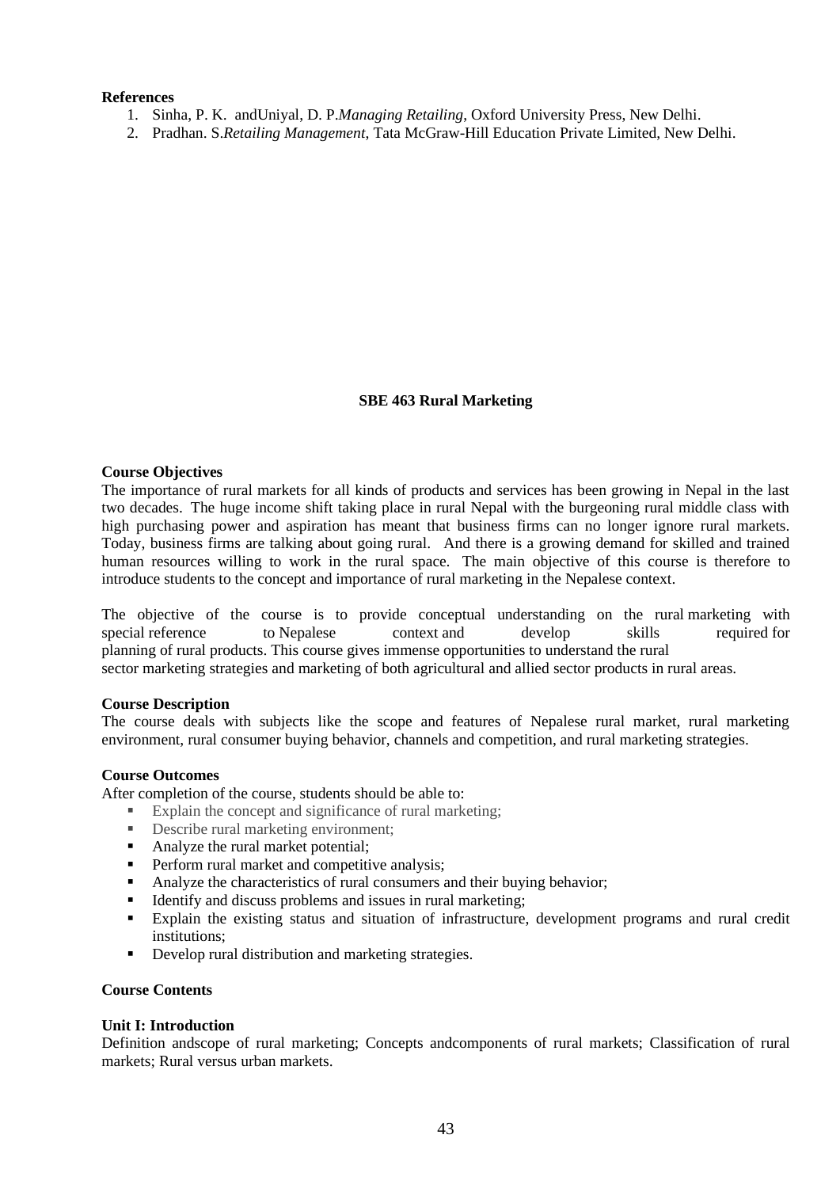**References**

1. Sinha, P. K. andUniyal, D. P.*Managing Retailing*, Oxford University Press, New Delhi.
2. Pradhan. S.*Retailing Management*, Tata McGraw-Hill Education Private Limited, New Delhi.

## SBE 463 Rural Marketing

**Course Objectives**

The importance of rural markets for all kinds of products and services has been growing in Nepal in the last two decades. The huge income shift taking place in rural Nepal with the burgeoning rural middle class with high purchasing power and aspiration has meant that business firms can no longer ignore rural markets. Today, business firms are talking about going rural. And there is a growing demand for skilled and trained human resources willing to work in the rural space. The main objective of this course is therefore to introduce students to the concept and importance of rural marketing in the Nepalese context.

The objective of the course is to provide conceptual understanding on the rural marketing with special reference to Nepalese context and develop skills required for planning of rural products. This course gives immense opportunities to understand the rural sector marketing strategies and marketing of both agricultural and allied sector products in rural areas.

**Course Description**

The course deals with subjects like the scope and features of Nepalese rural market, rural marketing environment, rural consumer buying behavior, channels and competition, and rural marketing strategies.

**Course Outcomes**

After completion of the course, students should be able to:

- Explain the concept and significance of rural marketing;
- Describe rural marketing environment;
- Analyze the rural market potential;
- Perform rural market and competitive analysis;
- Analyze the characteristics of rural consumers and their buying behavior;
- Identify and discuss problems and issues in rural marketing;
- Explain the existing status and situation of infrastructure, development programs and rural credit institutions;
- Develop rural distribution and marketing strategies.

**Course Contents**

**Unit I: Introduction**

Definition andscope of rural marketing; Concepts andcomponents of rural markets; Classification of rural markets; Rural versus urban markets.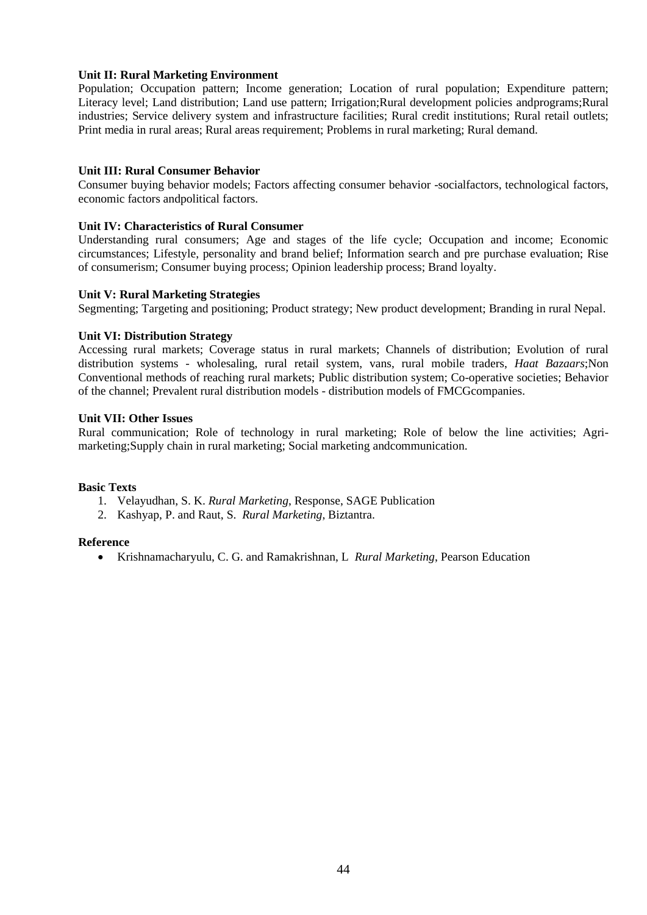**Unit II: Rural Marketing Environment**

Population; Occupation pattern; Income generation; Location of rural population; Expenditure pattern; Literacy level; Land distribution; Land use pattern; Irrigation;Rural development policies andprograms;Rural industries; Service delivery system and infrastructure facilities; Rural credit institutions; Rural retail outlets; Print media in rural areas; Rural areas requirement; Problems in rural marketing; Rural demand.

**Unit III: Rural Consumer Behavior**

Consumer buying behavior models; Factors affecting consumer behavior -socialfactors, technological factors, economic factors andpolitical factors.

**Unit IV: Characteristics of Rural Consumer**

Understanding rural consumers; Age and stages of the life cycle; Occupation and income; Economic circumstances; Lifestyle, personality and brand belief; Information search and pre purchase evaluation; Rise of consumerism; Consumer buying process; Opinion leadership process; Brand loyalty.

**Unit V: Rural Marketing Strategies**

Segmenting; Targeting and positioning; Product strategy; New product development; Branding in rural Nepal.

**Unit VI: Distribution Strategy**

Accessing rural markets; Coverage status in rural markets; Channels of distribution; Evolution of rural distribution systems - wholesaling, rural retail system, vans, rural mobile traders, *Haat Bazaars*;Non Conventional methods of reaching rural markets; Public distribution system; Co-operative societies; Behavior of the channel; Prevalent rural distribution models - distribution models of FMCGcompanies.

**Unit VII: Other Issues**

Rural communication; Role of technology in rural marketing; Role of below the line activities; Agri-marketing;Supply chain in rural marketing; Social marketing andcommunication.

**Basic Texts**

1. Velayudhan, S. K. *Rural Marketing*, Response, SAGE Publication
2. Kashyap, P. and Raut, S. *Rural Marketing*, Biztantra.

**Reference**

- Krishnamacharyulu, C. G. and Ramakrishnan, L *Rural Marketing*, Pearson Education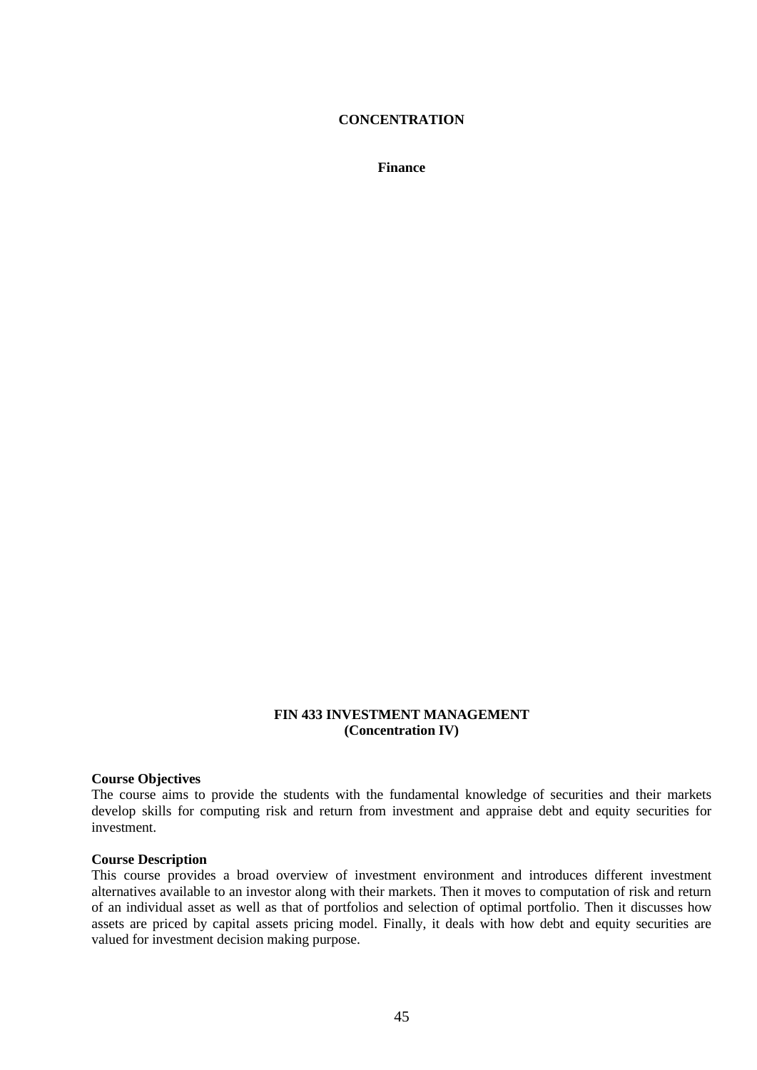# CONCENTRATION

## Finance

## FIN 433 INVESTMENT MANAGEMENT
**(Concentration IV)**

**Course Objectives**

The course aims to provide the students with the fundamental knowledge of securities and their markets develop skills for computing risk and return from investment and appraise debt and equity securities for investment.

**Course Description**

This course provides a broad overview of investment environment and introduces different investment alternatives available to an investor along with their markets. Then it moves to computation of risk and return of an individual asset as well as that of portfolios and selection of optimal portfolio. Then it discusses how assets are priced by capital assets pricing model. Finally, it deals with how debt and equity securities are valued for investment decision making purpose.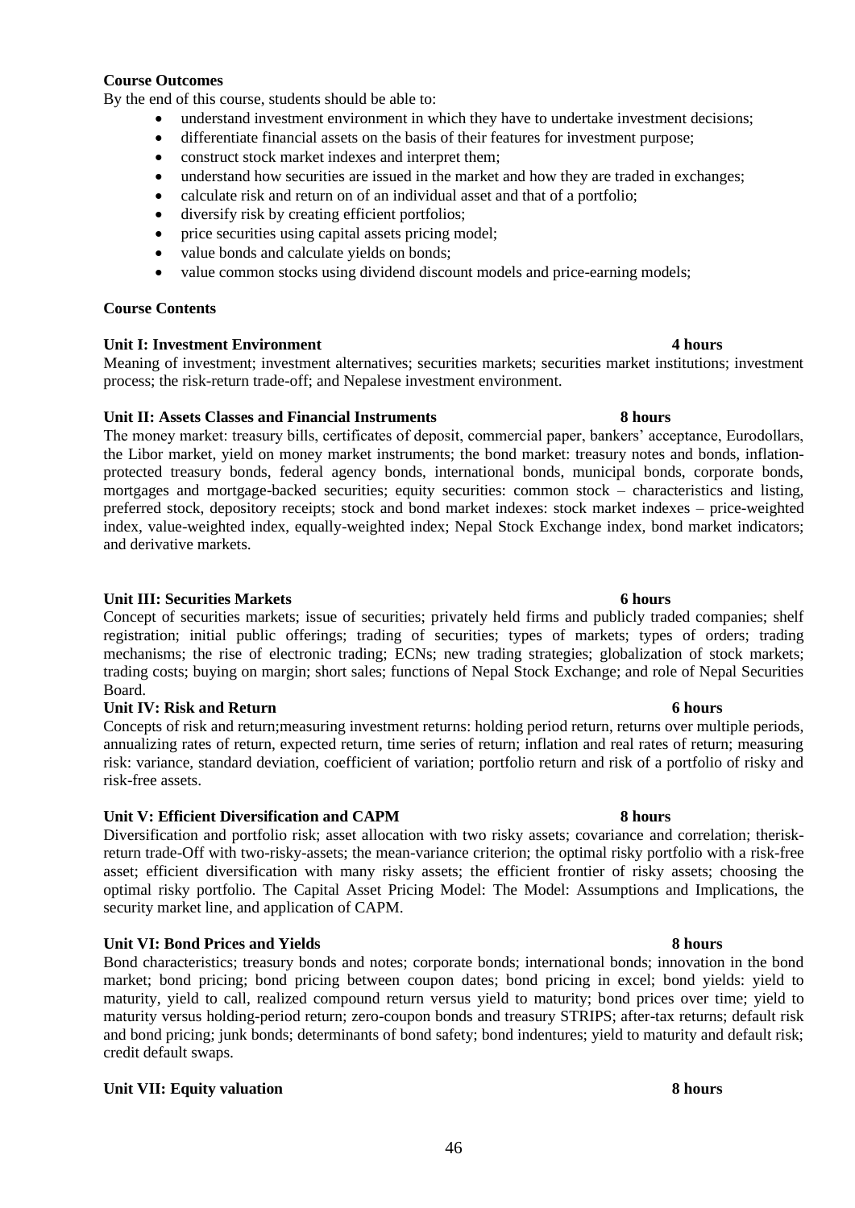**Course Outcomes**

By the end of this course, students should be able to:

- understand investment environment in which they have to undertake investment decisions;
- differentiate financial assets on the basis of their features for investment purpose;
- construct stock market indexes and interpret them;
- understand how securities are issued in the market and how they are traded in exchanges;
- calculate risk and return on of an individual asset and that of a portfolio;
- diversify risk by creating efficient portfolios;
- price securities using capital assets pricing model;
- value bonds and calculate yields on bonds;
- value common stocks using dividend discount models and price-earning models;

**Course Contents**

**Unit I: Investment Environment 4 hours**

Meaning of investment; investment alternatives; securities markets; securities market institutions; investment process; the risk-return trade-off; and Nepalese investment environment.

**Unit II: Assets Classes and Financial Instruments 8 hours**

The money market: treasury bills, certificates of deposit, commercial paper, bankers' acceptance, Eurodollars, the Libor market, yield on money market instruments; the bond market: treasury notes and bonds, inflation-protected treasury bonds, federal agency bonds, international bonds, municipal bonds, corporate bonds, mortgages and mortgage-backed securities; equity securities: common stock – characteristics and listing, preferred stock, depository receipts; stock and bond market indexes: stock market indexes – price-weighted index, value-weighted index, equally-weighted index; Nepal Stock Exchange index, bond market indicators; and derivative markets.

**Unit III: Securities Markets 6 hours**

Concept of securities markets; issue of securities; privately held firms and publicly traded companies; shelf registration; initial public offerings; trading of securities; types of markets; types of orders; trading mechanisms; the rise of electronic trading; ECNs; new trading strategies; globalization of stock markets; trading costs; buying on margin; short sales; functions of Nepal Stock Exchange; and role of Nepal Securities Board.

**Unit IV: Risk and Return 6 hours**

Concepts of risk and return;measuring investment returns: holding period return, returns over multiple periods, annualizing rates of return, expected return, time series of return; inflation and real rates of return; measuring risk: variance, standard deviation, coefficient of variation; portfolio return and risk of a portfolio of risky and risk-free assets.

**Unit V: Efficient Diversification and CAPM 8 hours**

Diversification and portfolio risk; asset allocation with two risky assets; covariance and correlation; therisk-return trade-Off with two-risky-assets; the mean-variance criterion; the optimal risky portfolio with a risk-free asset; efficient diversification with many risky assets; the efficient frontier of risky assets; choosing the optimal risky portfolio. The Capital Asset Pricing Model: The Model: Assumptions and Implications, the security market line, and application of CAPM.

**Unit VI: Bond Prices and Yields 8 hours**

Bond characteristics; treasury bonds and notes; corporate bonds; international bonds; innovation in the bond market; bond pricing; bond pricing between coupon dates; bond pricing in excel; bond yields: yield to maturity, yield to call, realized compound return versus yield to maturity; bond prices over time; yield to maturity versus holding-period return; zero-coupon bonds and treasury STRIPS; after-tax returns; default risk and bond pricing; junk bonds; determinants of bond safety; bond indentures; yield to maturity and default risk; credit default swaps.

**Unit VII: Equity valuation 8 hours**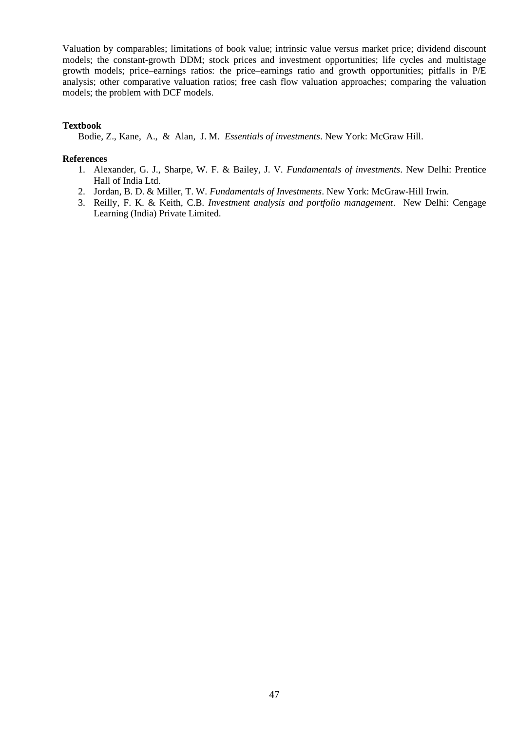Valuation by comparables; limitations of book value; intrinsic value versus market price; dividend discount models; the constant-growth DDM; stock prices and investment opportunities; life cycles and multistage growth models; price–earnings ratios: the price–earnings ratio and growth opportunities; pitfalls in P/E analysis; other comparative valuation ratios; free cash flow valuation approaches; comparing the valuation models; the problem with DCF models.

**Textbook**

Bodie, Z., Kane, A., & Alan, J. M. *Essentials of investments*. New York: McGraw Hill.

**References**

1. Alexander, G. J., Sharpe, W. F. & Bailey, J. V. *Fundamentals of investments*. New Delhi: Prentice Hall of India Ltd.
2. Jordan, B. D. & Miller, T. W. *Fundamentals of Investments*. New York: McGraw-Hill Irwin.
3. Reilly, F. K. & Keith, C.B. *Investment analysis and portfolio management*. New Delhi: Cengage Learning (India) Private Limited.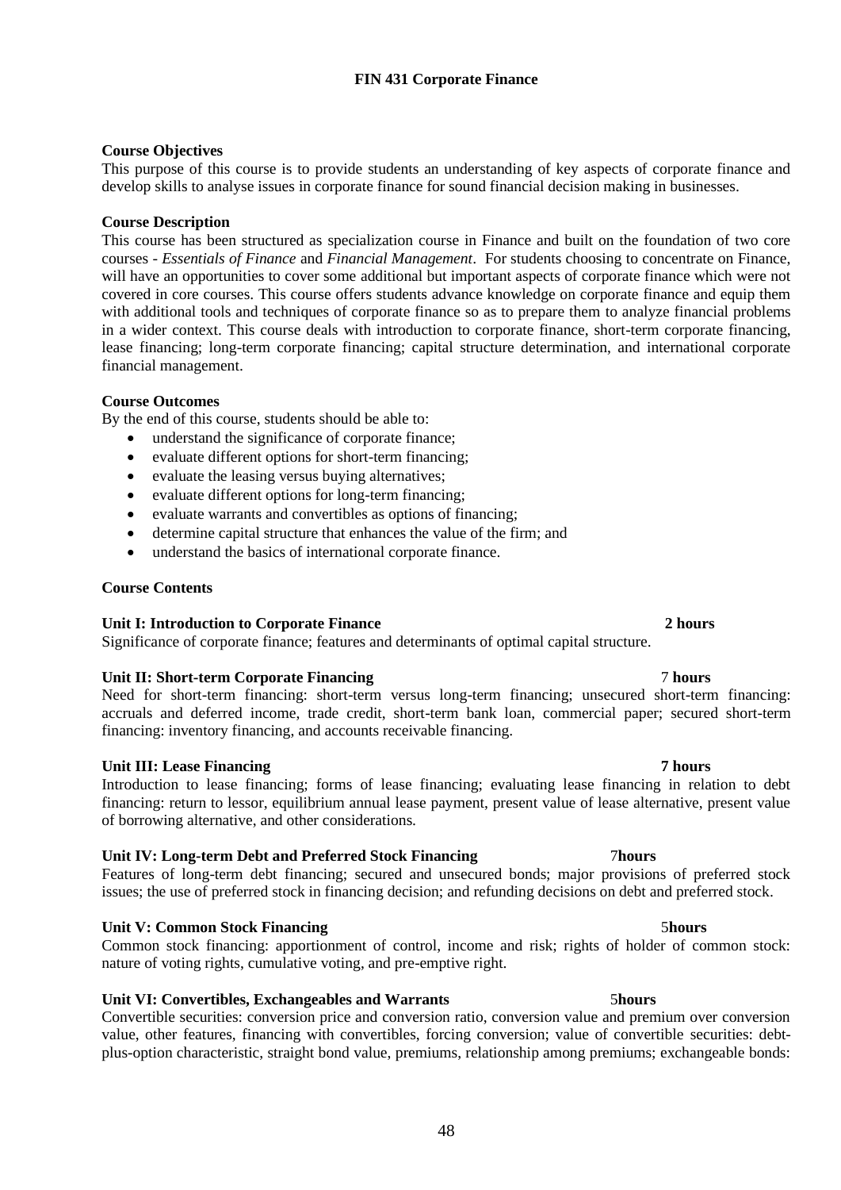# FIN 431 Corporate Finance

**Course Objectives**

This purpose of this course is to provide students an understanding of key aspects of corporate finance and develop skills to analyse issues in corporate finance for sound financial decision making in businesses.

**Course Description**

This course has been structured as specialization course in Finance and built on the foundation of two core courses - *Essentials of Finance* and *Financial Management*. For students choosing to concentrate on Finance, will have an opportunities to cover some additional but important aspects of corporate finance which were not covered in core courses. This course offers students advance knowledge on corporate finance and equip them with additional tools and techniques of corporate finance so as to prepare them to analyze financial problems in a wider context. This course deals with introduction to corporate finance, short-term corporate financing, lease financing; long-term corporate financing; capital structure determination, and international corporate financial management.

**Course Outcomes**

By the end of this course, students should be able to:

- understand the significance of corporate finance;
- evaluate different options for short-term financing;
- evaluate the leasing versus buying alternatives;
- evaluate different options for long-term financing;
- evaluate warrants and convertibles as options of financing;
- determine capital structure that enhances the value of the firm; and
- understand the basics of international corporate finance.

**Course Contents**

**Unit I: Introduction to Corporate Finance** **2 hours**

Significance of corporate finance; features and determinants of optimal capital structure.

**Unit II: Short-term Corporate Financing** 7 **hours**

Need for short-term financing: short-term versus long-term financing; unsecured short-term financing: accruals and deferred income, trade credit, short-term bank loan, commercial paper; secured short-term financing: inventory financing, and accounts receivable financing.

**Unit III: Lease Financing** **7 hours**

Introduction to lease financing; forms of lease financing; evaluating lease financing in relation to debt financing: return to lessor, equilibrium annual lease payment, present value of lease alternative, present value of borrowing alternative, and other considerations.

**Unit IV: Long-term Debt and Preferred Stock Financing** 7**hours**

Features of long-term debt financing; secured and unsecured bonds; major provisions of preferred stock issues; the use of preferred stock in financing decision; and refunding decisions on debt and preferred stock.

**Unit V: Common Stock Financing** 5**hours**

Common stock financing: apportionment of control, income and risk; rights of holder of common stock: nature of voting rights, cumulative voting, and pre-emptive right.

**Unit VI: Convertibles, Exchangeables and Warrants** 5**hours**

Convertible securities: conversion price and conversion ratio, conversion value and premium over conversion value, other features, financing with convertibles, forcing conversion; value of convertible securities: debt-plus-option characteristic, straight bond value, premiums, relationship among premiums; exchangeable bonds: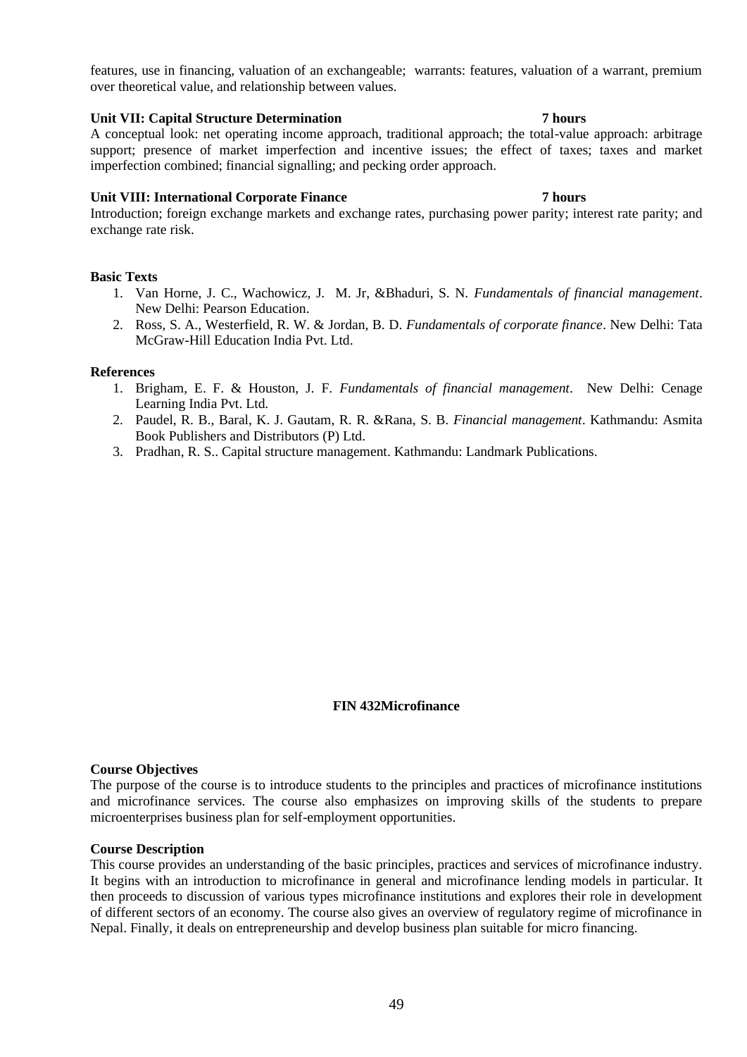features, use in financing, valuation of an exchangeable; warrants: features, valuation of a warrant, premium over theoretical value, and relationship between values.

**Unit VII: Capital Structure Determination 7 hours**

A conceptual look: net operating income approach, traditional approach; the total-value approach: arbitrage support; presence of market imperfection and incentive issues; the effect of taxes; taxes and market imperfection combined; financial signalling; and pecking order approach.

**Unit VIII: International Corporate Finance 7 hours**

Introduction; foreign exchange markets and exchange rates, purchasing power parity; interest rate parity; and exchange rate risk.

**Basic Texts**

1. Van Horne, J. C., Wachowicz, J. M. Jr, &Bhaduri, S. N. *Fundamentals of financial management*. New Delhi: Pearson Education.
2. Ross, S. A., Westerfield, R. W. & Jordan, B. D. *Fundamentals of corporate finance*. New Delhi: Tata McGraw-Hill Education India Pvt. Ltd.

**References**

1. Brigham, E. F. & Houston, J. F. *Fundamentals of financial management*. New Delhi: Cenage Learning India Pvt. Ltd.
2. Paudel, R. B., Baral, K. J. Gautam, R. R. &Rana, S. B. *Financial management*. Kathmandu: Asmita Book Publishers and Distributors (P) Ltd.
3. Pradhan, R. S.. Capital structure management. Kathmandu: Landmark Publications.

## FIN 432Microfinance

**Course Objectives**

The purpose of the course is to introduce students to the principles and practices of microfinance institutions and microfinance services. The course also emphasizes on improving skills of the students to prepare microenterprises business plan for self-employment opportunities.

**Course Description**

This course provides an understanding of the basic principles, practices and services of microfinance industry. It begins with an introduction to microfinance in general and microfinance lending models in particular. It then proceeds to discussion of various types microfinance institutions and explores their role in development of different sectors of an economy. The course also gives an overview of regulatory regime of microfinance in Nepal. Finally, it deals on entrepreneurship and develop business plan suitable for micro financing.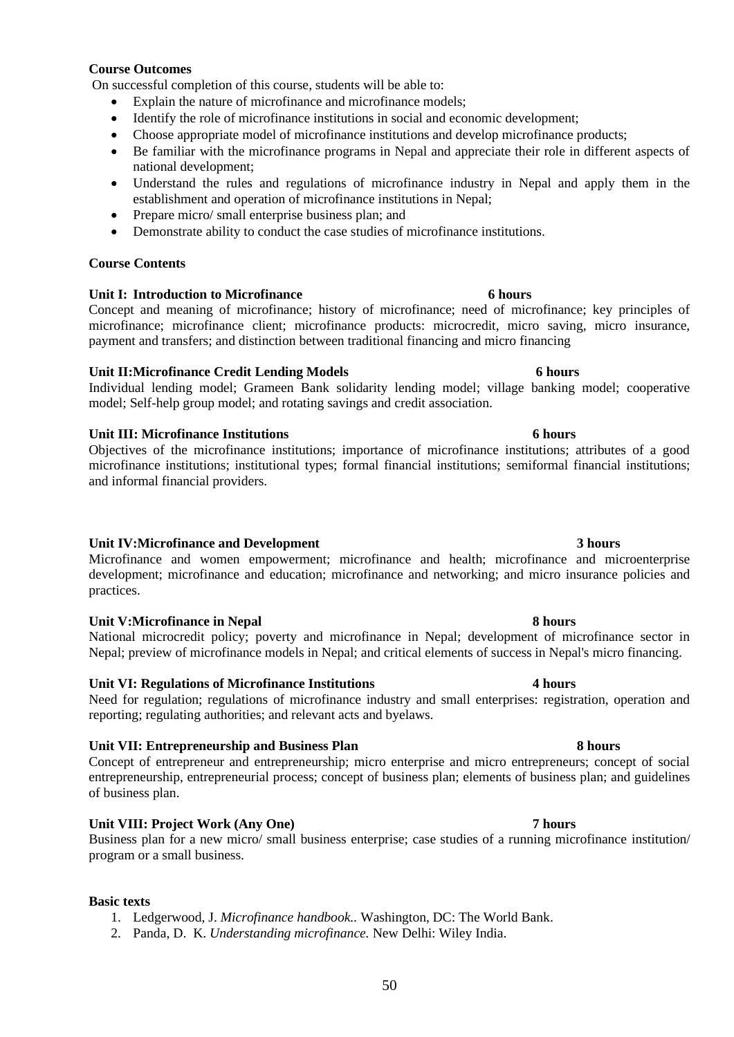**Course Outcomes**

On successful completion of this course, students will be able to:

- Explain the nature of microfinance and microfinance models;
- Identify the role of microfinance institutions in social and economic development;
- Choose appropriate model of microfinance institutions and develop microfinance products;
- Be familiar with the microfinance programs in Nepal and appreciate their role in different aspects of national development;
- Understand the rules and regulations of microfinance industry in Nepal and apply them in the establishment and operation of microfinance institutions in Nepal;
- Prepare micro/ small enterprise business plan; and
- Demonstrate ability to conduct the case studies of microfinance institutions.

**Course Contents**

**Unit I: Introduction to Microfinance 6 hours**

Concept and meaning of microfinance; history of microfinance; need of microfinance; key principles of microfinance; microfinance client; microfinance products: microcredit, micro saving, micro insurance, payment and transfers; and distinction between traditional financing and micro financing

**Unit II:Microfinance Credit Lending Models 6 hours**

Individual lending model; Grameen Bank solidarity lending model; village banking model; cooperative model; Self-help group model; and rotating savings and credit association.

**Unit III: Microfinance Institutions 6 hours**

Objectives of the microfinance institutions; importance of microfinance institutions; attributes of a good microfinance institutions; institutional types; formal financial institutions; semiformal financial institutions; and informal financial providers.

**Unit IV:Microfinance and Development 3 hours**

Microfinance and women empowerment; microfinance and health; microfinance and microenterprise development; microfinance and education; microfinance and networking; and micro insurance policies and practices.

**Unit V:Microfinance in Nepal 8 hours**

National microcredit policy; poverty and microfinance in Nepal; development of microfinance sector in Nepal; preview of microfinance models in Nepal; and critical elements of success in Nepal's micro financing.

**Unit VI: Regulations of Microfinance Institutions 4 hours**

Need for regulation; regulations of microfinance industry and small enterprises: registration, operation and reporting; regulating authorities; and relevant acts and byelaws.

**Unit VII: Entrepreneurship and Business Plan 8 hours**

Concept of entrepreneur and entrepreneurship; micro enterprise and micro entrepreneurs; concept of social entrepreneurship, entrepreneurial process; concept of business plan; elements of business plan; and guidelines of business plan.

**Unit VIII: Project Work (Any One) 7 hours**

Business plan for a new micro/ small business enterprise; case studies of a running microfinance institution/ program or a small business.

**Basic texts**

1. Ledgerwood, J. *Microfinance handbook..* Washington, DC: The World Bank.
2. Panda, D. K. *Understanding microfinance.* New Delhi: Wiley India.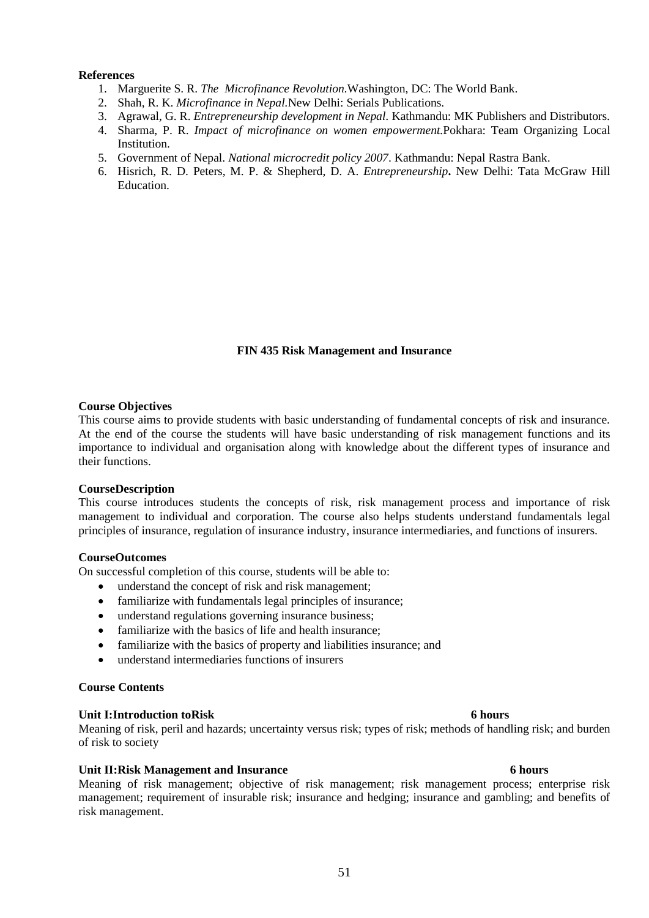**References**

1. Marguerite S. R. *The Microfinance Revolution.*Washington, DC: The World Bank.
2. Shah, R. K. *Microfinance in Nepal.*New Delhi: Serials Publications.
3. Agrawal, G. R. *Entrepreneurship development in Nepal*. Kathmandu: MK Publishers and Distributors.
4. Sharma, P. R. *Impact of microfinance on women empowerment.*Pokhara: Team Organizing Local Institution.
5. Government of Nepal. *National microcredit policy 2007*. Kathmandu: Nepal Rastra Bank.
6. Hisrich, R. D. Peters, M. P. & Shepherd, D. A. ***Entrepreneurship*****.** New Delhi: Tata McGraw Hill Education.

## FIN 435 Risk Management and Insurance

**Course Objectives**

This course aims to provide students with basic understanding of fundamental concepts of risk and insurance. At the end of the course the students will have basic understanding of risk management functions and its importance to individual and organisation along with knowledge about the different types of insurance and their functions.

**CourseDescription**

This course introduces students the concepts of risk, risk management process and importance of risk management to individual and corporation. The course also helps students understand fundamentals legal principles of insurance, regulation of insurance industry, insurance intermediaries, and functions of insurers.

**CourseOutcomes**

On successful completion of this course, students will be able to:

- understand the concept of risk and risk management;
- familiarize with fundamentals legal principles of insurance;
- understand regulations governing insurance business;
- familiarize with the basics of life and health insurance;
- familiarize with the basics of property and liabilities insurance; and
- understand intermediaries functions of insurers

**Course Contents**

**Unit I:Introduction toRisk 6 hours**

Meaning of risk, peril and hazards; uncertainty versus risk; types of risk; methods of handling risk; and burden of risk to society

**Unit II:Risk Management and Insurance 6 hours**

Meaning of risk management; objective of risk management; risk management process; enterprise risk management; requirement of insurable risk; insurance and hedging; insurance and gambling; and benefits of risk management.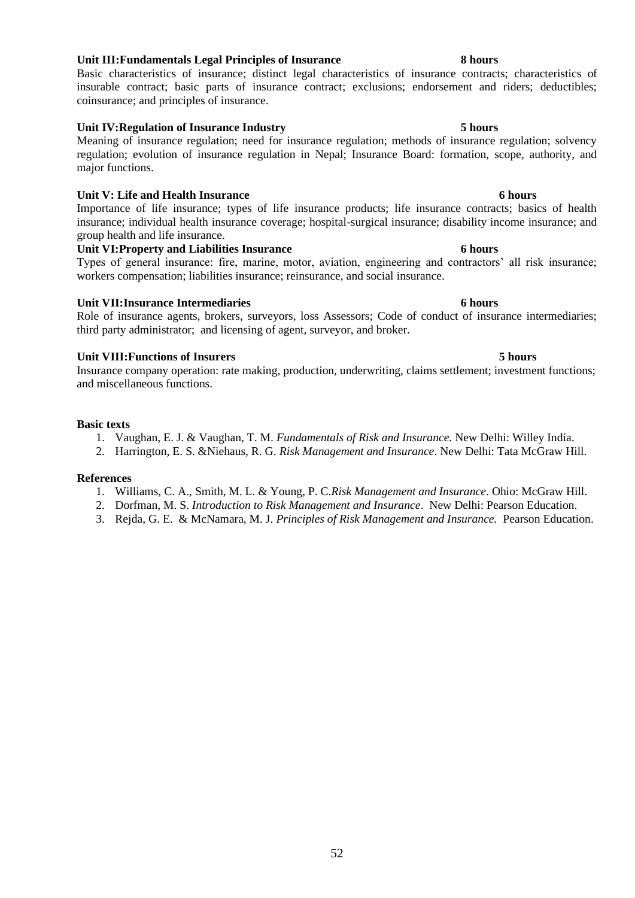**Unit III:Fundamentals Legal Principles of Insurance 8 hours**

Basic characteristics of insurance; distinct legal characteristics of insurance contracts; characteristics of insurable contract; basic parts of insurance contract; exclusions; endorsement and riders; deductibles; coinsurance; and principles of insurance.

**Unit IV:Regulation of Insurance Industry 5 hours**

Meaning of insurance regulation; need for insurance regulation; methods of insurance regulation; solvency regulation; evolution of insurance regulation in Nepal; Insurance Board: formation, scope, authority, and major functions.

**Unit V: Life and Health Insurance 6 hours**

Importance of life insurance; types of life insurance products; life insurance contracts; basics of health insurance; individual health insurance coverage; hospital-surgical insurance; disability income insurance; and group health and life insurance.

**Unit VI:Property and Liabilities Insurance 6 hours**

Types of general insurance: fire, marine, motor, aviation, engineering and contractors' all risk insurance; workers compensation; liabilities insurance; reinsurance, and social insurance.

**Unit VII:Insurance Intermediaries 6 hours**

Role of insurance agents, brokers, surveyors, loss Assessors; Code of conduct of insurance intermediaries; third party administrator; and licensing of agent, surveyor, and broker.

**Unit VIII:Functions of Insurers 5 hours**

Insurance company operation: rate making, production, underwriting, claims settlement; investment functions; and miscellaneous functions.

**Basic texts**

1. Vaughan, E. J. & Vaughan, T. M. *Fundamentals of Risk and Insurance.* New Delhi: Willey India.
2. Harrington, E. S. &Niehaus, R. G. *Risk Management and Insurance*. New Delhi: Tata McGraw Hill.

**References**

1. Williams, C. A., Smith, M. L. & Young, P. C.*Risk Management and Insurance*. Ohio: McGraw Hill.
2. Dorfman, M. S. *Introduction to Risk Management and Insurance*. New Delhi: Pearson Education.
3. Rejda, G. E. & McNamara, M. J. *Principles of Risk Management and Insurance.* Pearson Education.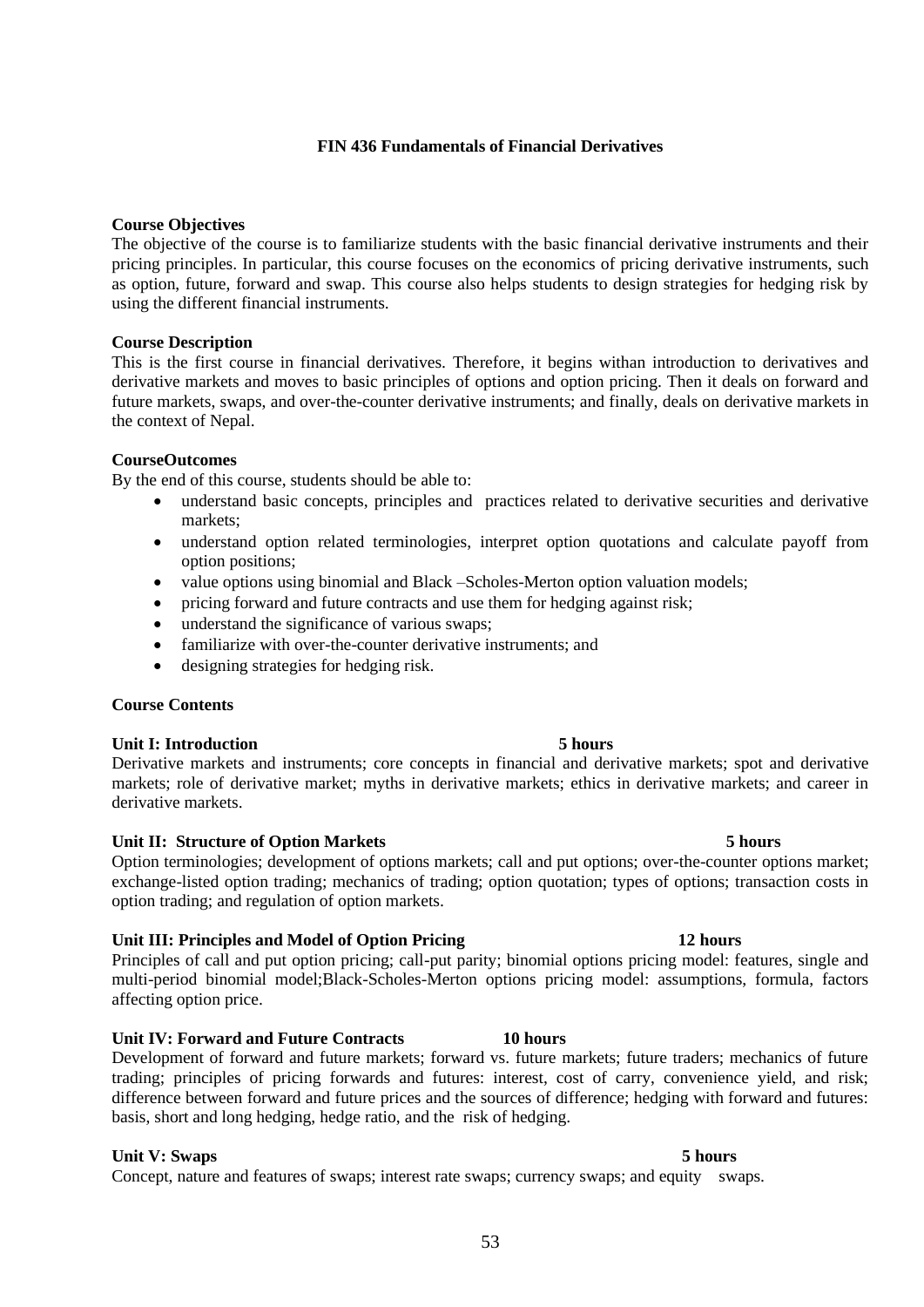# FIN 436 Fundamentals of Financial Derivatives

**Course Objectives**

The objective of the course is to familiarize students with the basic financial derivative instruments and their pricing principles. In particular, this course focuses on the economics of pricing derivative instruments, such as option, future, forward and swap. This course also helps students to design strategies for hedging risk by using the different financial instruments.

**Course Description**

This is the first course in financial derivatives. Therefore, it begins withan introduction to derivatives and derivative markets and moves to basic principles of options and option pricing. Then it deals on forward and future markets, swaps, and over-the-counter derivative instruments; and finally, deals on derivative markets in the context of Nepal.

**CourseOutcomes**

By the end of this course, students should be able to:

- understand basic concepts, principles and practices related to derivative securities and derivative markets;
- understand option related terminologies, interpret option quotations and calculate payoff from option positions;
- value options using binomial and Black –Scholes-Merton option valuation models;
- pricing forward and future contracts and use them for hedging against risk;
- understand the significance of various swaps;
- familiarize with over-the-counter derivative instruments; and
- designing strategies for hedging risk.

**Course Contents**

**Unit I: Introduction 5 hours**

Derivative markets and instruments; core concepts in financial and derivative markets; spot and derivative markets; role of derivative market; myths in derivative markets; ethics in derivative markets; and career in derivative markets.

**Unit II: Structure of Option Markets 5 hours**

Option terminologies; development of options markets; call and put options; over-the-counter options market; exchange-listed option trading; mechanics of trading; option quotation; types of options; transaction costs in option trading; and regulation of option markets.

**Unit III: Principles and Model of Option Pricing 12 hours**

Principles of call and put option pricing; call-put parity; binomial options pricing model: features, single and multi-period binomial model;Black-Scholes-Merton options pricing model: assumptions, formula, factors affecting option price.

**Unit IV: Forward and Future Contracts 10 hours**

Development of forward and future markets; forward vs. future markets; future traders; mechanics of future trading; principles of pricing forwards and futures: interest, cost of carry, convenience yield, and risk; difference between forward and future prices and the sources of difference; hedging with forward and futures: basis, short and long hedging, hedge ratio, and the risk of hedging.

**Unit V: Swaps 5 hours**

Concept, nature and features of swaps; interest rate swaps; currency swaps; and equity swaps.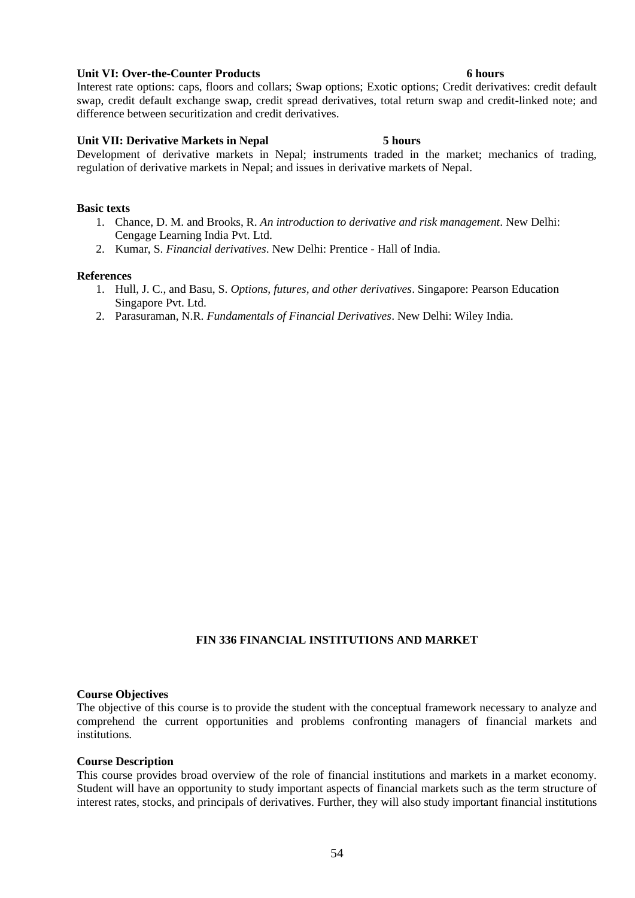**Unit VI: Over-the-Counter Products 6 hours**

Interest rate options: caps, floors and collars; Swap options; Exotic options; Credit derivatives: credit default swap, credit default exchange swap, credit spread derivatives, total return swap and credit-linked note; and difference between securitization and credit derivatives.

**Unit VII: Derivative Markets in Nepal 5 hours**

Development of derivative markets in Nepal; instruments traded in the market; mechanics of trading, regulation of derivative markets in Nepal; and issues in derivative markets of Nepal.

**Basic texts**

1. Chance, D. M. and Brooks, R. *An introduction to derivative and risk management*. New Delhi: Cengage Learning India Pvt. Ltd.
2. Kumar, S. *Financial derivatives*. New Delhi: Prentice - Hall of India.

**References**

1. Hull, J. C., and Basu, S. *Options, futures, and other derivatives*. Singapore: Pearson Education Singapore Pvt. Ltd.
2. Parasuraman, N.R. *Fundamentals of Financial Derivatives*. New Delhi: Wiley India.

## FIN 336 FINANCIAL INSTITUTIONS AND MARKET

**Course Objectives**

The objective of this course is to provide the student with the conceptual framework necessary to analyze and comprehend the current opportunities and problems confronting managers of financial markets and institutions.

**Course Description**

This course provides broad overview of the role of financial institutions and markets in a market economy. Student will have an opportunity to study important aspects of financial markets such as the term structure of interest rates, stocks, and principals of derivatives. Further, they will also study important financial institutions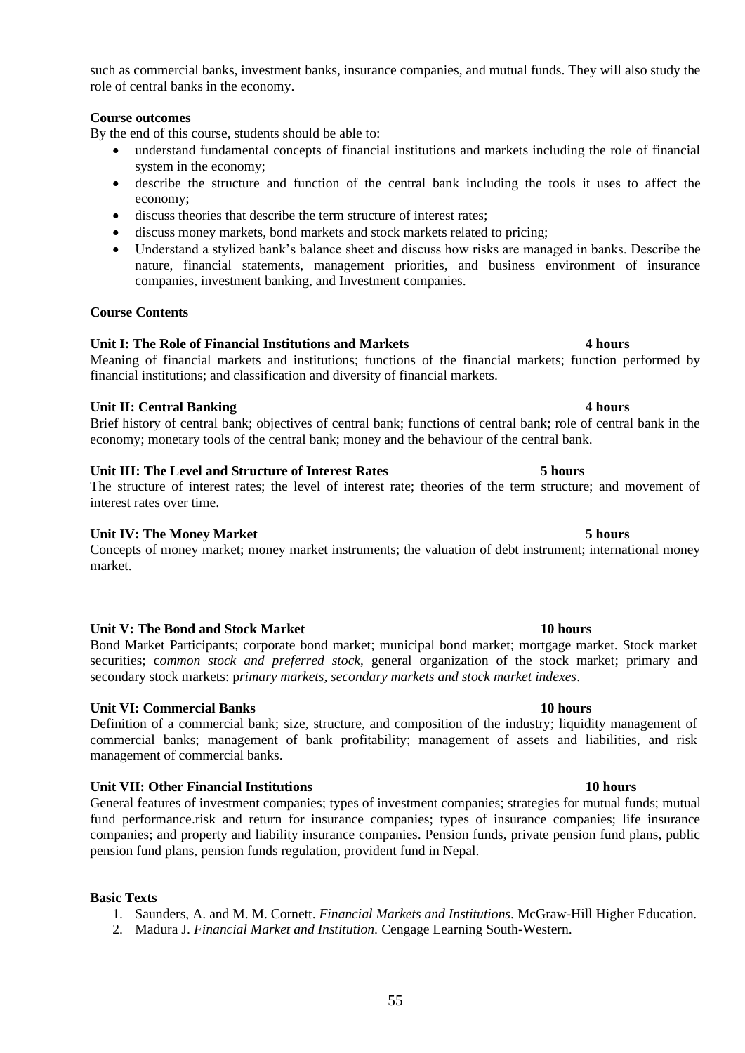such as commercial banks, investment banks, insurance companies, and mutual funds. They will also study the role of central banks in the economy.

**Course outcomes**

By the end of this course, students should be able to:

- understand fundamental concepts of financial institutions and markets including the role of financial system in the economy;
- describe the structure and function of the central bank including the tools it uses to affect the economy;
- discuss theories that describe the term structure of interest rates;
- discuss money markets, bond markets and stock markets related to pricing;
- Understand a stylized bank's balance sheet and discuss how risks are managed in banks. Describe the nature, financial statements, management priorities, and business environment of insurance companies, investment banking, and Investment companies.

**Course Contents**

**Unit I: The Role of Financial Institutions and Markets** **4 hours**

Meaning of financial markets and institutions; functions of the financial markets; function performed by financial institutions; and classification and diversity of financial markets.

**Unit II: Central Banking** **4 hours**

Brief history of central bank; objectives of central bank; functions of central bank; role of central bank in the economy; monetary tools of the central bank; money and the behaviour of the central bank.

**Unit III: The Level and Structure of Interest Rates** **5 hours**

The structure of interest rates; the level of interest rate; theories of the term structure; and movement of interest rates over time.

**Unit IV: The Money Market** **5 hours**

Concepts of money market; money market instruments; the valuation of debt instrument; international money market.

**Unit V: The Bond and Stock Market** **10 hours**

Bond Market Participants; corporate bond market; municipal bond market; mortgage market. Stock market securities; c*ommon stock and preferred stock*, general organization of the stock market; primary and secondary stock markets: p*rimary markets, secondary markets and stock market indexes*.

**Unit VI: Commercial Banks** **10 hours**

Definition of a commercial bank; size, structure, and composition of the industry; liquidity management of commercial banks; management of bank profitability; management of assets and liabilities, and risk management of commercial banks.

**Unit VII: Other Financial Institutions** **10 hours**

General features of investment companies; types of investment companies; strategies for mutual funds; mutual fund performance.risk and return for insurance companies; types of insurance companies; life insurance companies; and property and liability insurance companies. Pension funds, private pension fund plans, public pension fund plans, pension funds regulation, provident fund in Nepal.

**Basic Texts**

1. Saunders, A. and M. M. Cornett. *Financial Markets and Institutions*. McGraw-Hill Higher Education.
2. Madura J. *Financial Market and Institution*. Cengage Learning South-Western.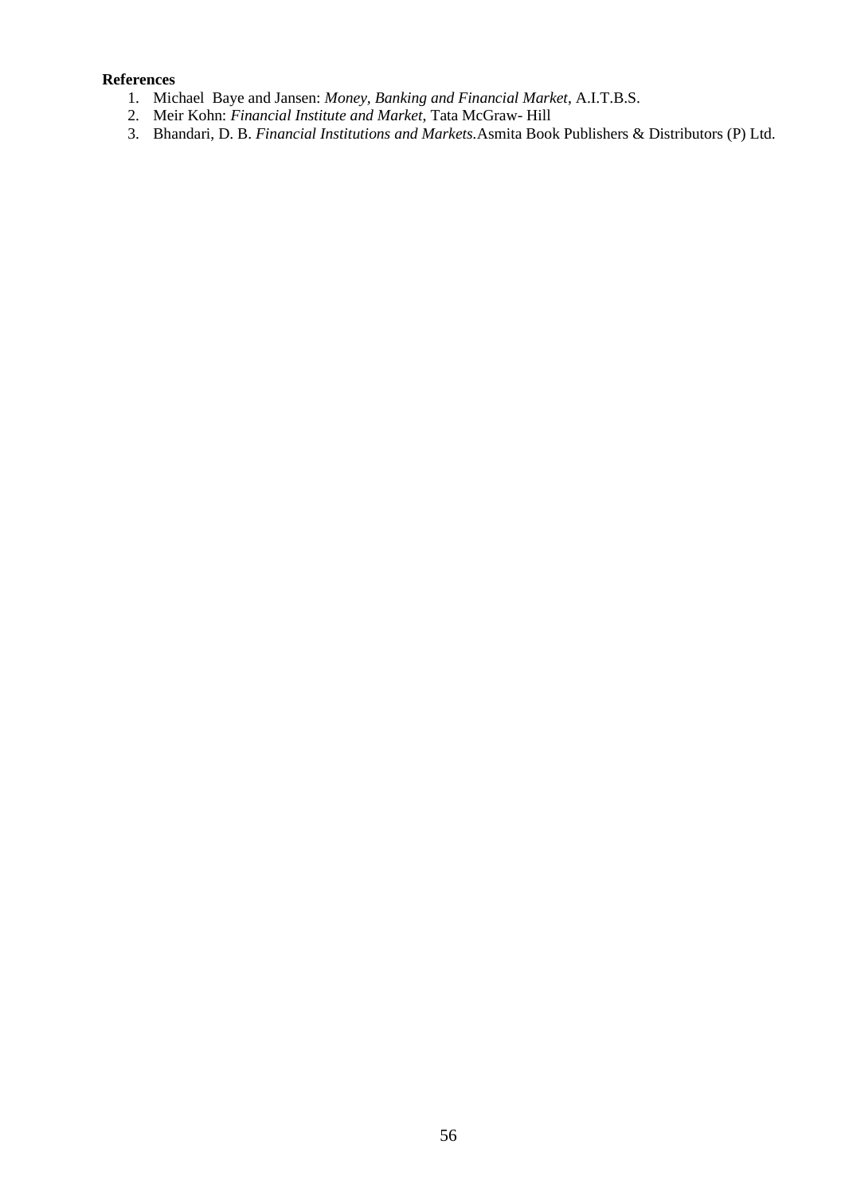**References**

1. Michael Baye and Jansen: *Money, Banking and Financial Market*, A.I.T.B.S.
2. Meir Kohn: *Financial Institute and Market*, Tata McGraw- Hill
3. Bhandari, D. B. *Financial Institutions and Markets.*Asmita Book Publishers & Distributors (P) Ltd.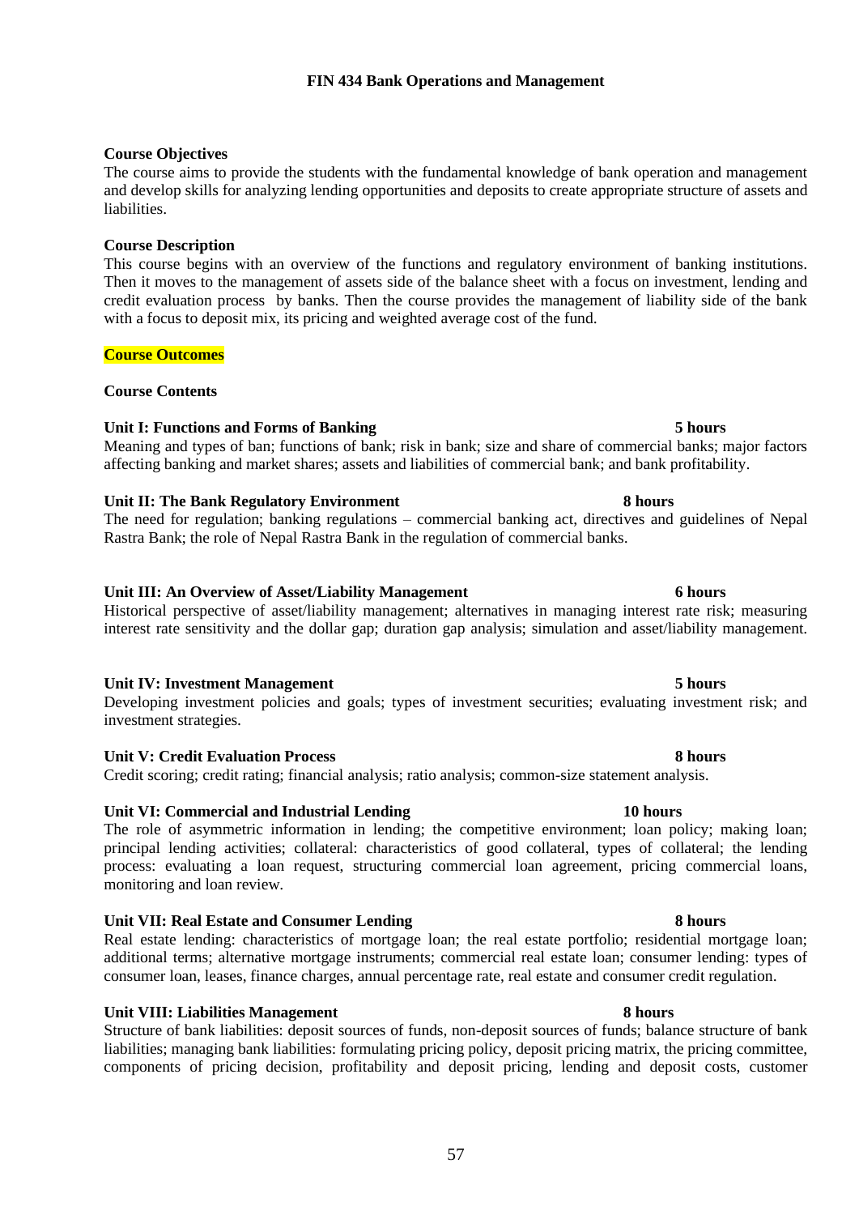**FIN 434 Bank Operations and Management**

**Course Objectives**

The course aims to provide the students with the fundamental knowledge of bank operation and management and develop skills for analyzing lending opportunities and deposits to create appropriate structure of assets and liabilities.

**Course Description**

This course begins with an overview of the functions and regulatory environment of banking institutions. Then it moves to the management of assets side of the balance sheet with a focus on investment, lending and credit evaluation process by banks. Then the course provides the management of liability side of the bank with a focus to deposit mix, its pricing and weighted average cost of the fund.

**Course Outcomes**

**Course Contents**

**Unit I: Functions and Forms of Banking** **5 hours**

Meaning and types of ban; functions of bank; risk in bank; size and share of commercial banks; major factors affecting banking and market shares; assets and liabilities of commercial bank; and bank profitability.

**Unit II: The Bank Regulatory Environment** **8 hours**

The need for regulation; banking regulations – commercial banking act, directives and guidelines of Nepal Rastra Bank; the role of Nepal Rastra Bank in the regulation of commercial banks.

**Unit III: An Overview of Asset/Liability Management** **6 hours**

Historical perspective of asset/liability management; alternatives in managing interest rate risk; measuring interest rate sensitivity and the dollar gap; duration gap analysis; simulation and asset/liability management.

**Unit IV: Investment Management** **5 hours**

Developing investment policies and goals; types of investment securities; evaluating investment risk; and investment strategies.

**Unit V: Credit Evaluation Process** **8 hours**

Credit scoring; credit rating; financial analysis; ratio analysis; common-size statement analysis.

**Unit VI: Commercial and Industrial Lending** **10 hours**

The role of asymmetric information in lending; the competitive environment; loan policy; making loan; principal lending activities; collateral: characteristics of good collateral, types of collateral; the lending process: evaluating a loan request, structuring commercial loan agreement, pricing commercial loans, monitoring and loan review.

**Unit VII: Real Estate and Consumer Lending** **8 hours**

Real estate lending: characteristics of mortgage loan; the real estate portfolio; residential mortgage loan; additional terms; alternative mortgage instruments; commercial real estate loan; consumer lending: types of consumer loan, leases, finance charges, annual percentage rate, real estate and consumer credit regulation.

**Unit VIII: Liabilities Management** **8 hours**

Structure of bank liabilities: deposit sources of funds, non-deposit sources of funds; balance structure of bank liabilities; managing bank liabilities: formulating pricing policy, deposit pricing matrix, the pricing committee, components of pricing decision, profitability and deposit pricing, lending and deposit costs, customer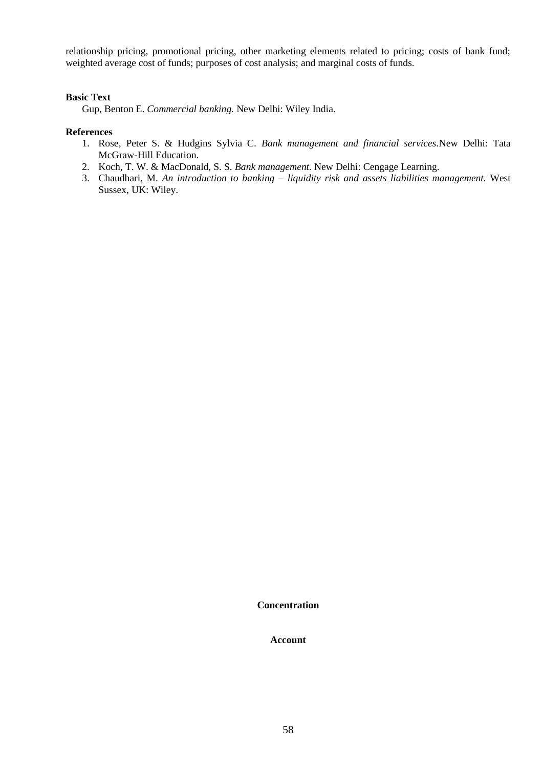relationship pricing, promotional pricing, other marketing elements related to pricing; costs of bank fund; weighted average cost of funds; purposes of cost analysis; and marginal costs of funds.

**Basic Text**

Gup, Benton E. *Commercial banking.* New Delhi: Wiley India.

**References**

1. Rose, Peter S. & Hudgins Sylvia C. *Bank management and financial services*.New Delhi: Tata McGraw-Hill Education.
2. Koch, T. W. & MacDonald, S. S. *Bank management.* New Delhi: Cengage Learning.
3. Chaudhari, M. *An introduction to banking – liquidity risk and assets liabilities management.* West Sussex, UK: Wiley.

**Concentration**

**Account**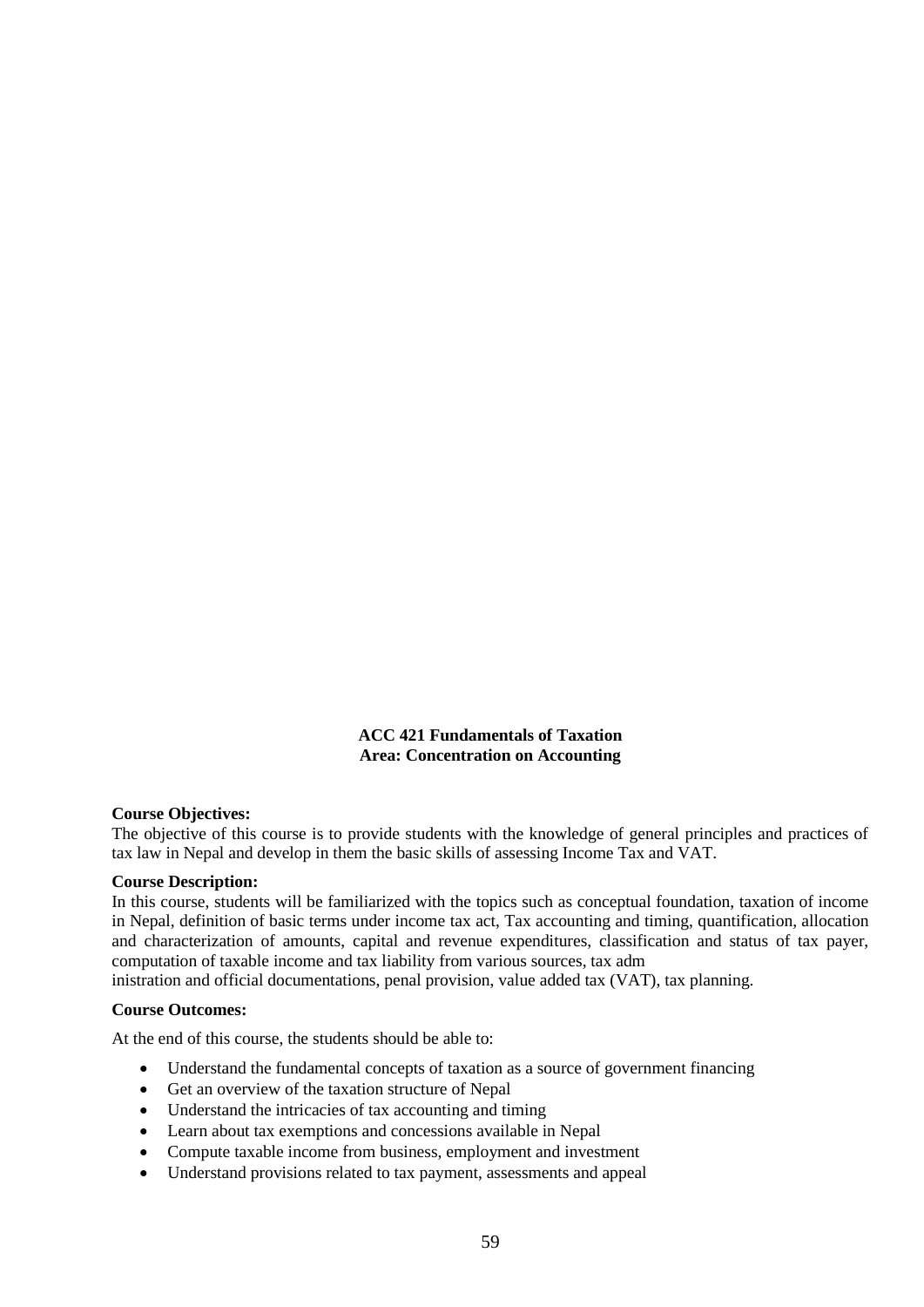**ACC 421 Fundamentals of Taxation**
**Area: Concentration on Accounting**

**Course Objectives:**

The objective of this course is to provide students with the knowledge of general principles and practices of tax law in Nepal and develop in them the basic skills of assessing Income Tax and VAT.

**Course Description:**

In this course, students will be familiarized with the topics such as conceptual foundation, taxation of income in Nepal, definition of basic terms under income tax act, Tax accounting and timing, quantification, allocation and characterization of amounts, capital and revenue expenditures, classification and status of tax payer, computation of taxable income and tax liability from various sources, tax adm
inistration and official documentations, penal provision, value added tax (VAT), tax planning.

**Course Outcomes:**

At the end of this course, the students should be able to:

- Understand the fundamental concepts of taxation as a source of government financing
- Get an overview of the taxation structure of Nepal
- Understand the intricacies of tax accounting and timing
- Learn about tax exemptions and concessions available in Nepal
- Compute taxable income from business, employment and investment
- Understand provisions related to tax payment, assessments and appeal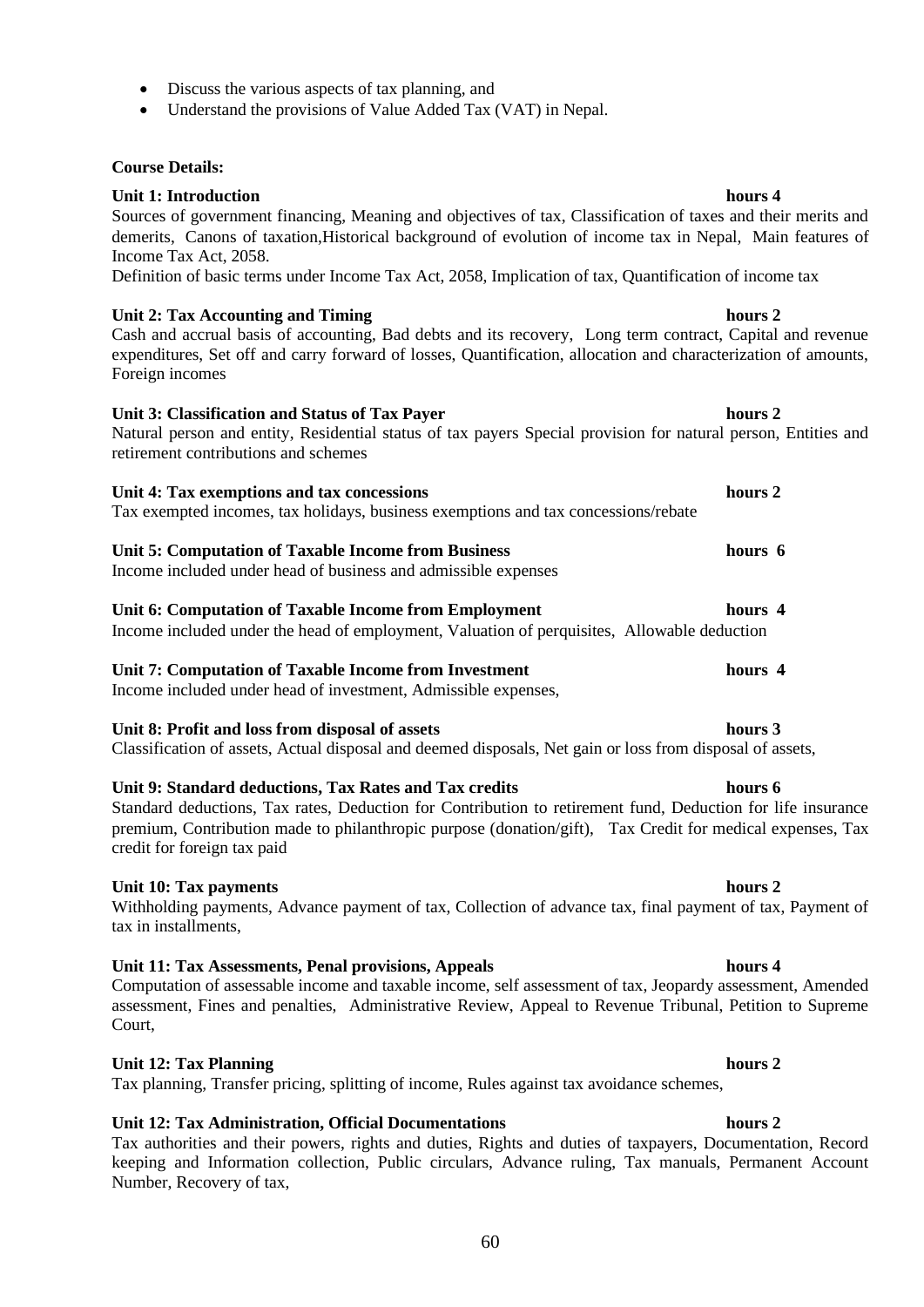- Discuss the various aspects of tax planning, and
- Understand the provisions of Value Added Tax (VAT) in Nepal.

**Course Details:**

**Unit 1: Introduction** **hours 4**

Sources of government financing, Meaning and objectives of tax, Classification of taxes and their merits and demerits, Canons of taxation,Historical background of evolution of income tax in Nepal, Main features of Income Tax Act, 2058.

Definition of basic terms under Income Tax Act, 2058, Implication of tax, Quantification of income tax

**Unit 2: Tax Accounting and Timing** **hours 2**

Cash and accrual basis of accounting, Bad debts and its recovery, Long term contract, Capital and revenue expenditures, Set off and carry forward of losses, Quantification, allocation and characterization of amounts, Foreign incomes

**Unit 3: Classification and Status of Tax Payer** **hours 2**

Natural person and entity, Residential status of tax payers Special provision for natural person, Entities and retirement contributions and schemes

**Unit 4: Tax exemptions and tax concessions** **hours 2**

Tax exempted incomes, tax holidays, business exemptions and tax concessions/rebate

**Unit 5: Computation of Taxable Income from Business** **hours 6**

Income included under head of business and admissible expenses

**Unit 6: Computation of Taxable Income from Employment** **hours 4**

Income included under the head of employment, Valuation of perquisites, Allowable deduction

**Unit 7: Computation of Taxable Income from Investment** **hours 4**

Income included under head of investment, Admissible expenses,

**Unit 8: Profit and loss from disposal of assets** **hours 3**

Classification of assets, Actual disposal and deemed disposals, Net gain or loss from disposal of assets,

**Unit 9: Standard deductions, Tax Rates and Tax credits** **hours 6**

Standard deductions, Tax rates, Deduction for Contribution to retirement fund, Deduction for life insurance premium, Contribution made to philanthropic purpose (donation/gift), Tax Credit for medical expenses, Tax credit for foreign tax paid

**Unit 10: Tax payments** **hours 2**

Withholding payments, Advance payment of tax, Collection of advance tax, final payment of tax, Payment of tax in installments,

**Unit 11: Tax Assessments, Penal provisions, Appeals** **hours 4**

Computation of assessable income and taxable income, self assessment of tax, Jeopardy assessment, Amended assessment, Fines and penalties, Administrative Review, Appeal to Revenue Tribunal, Petition to Supreme Court,

**Unit 12: Tax Planning** **hours 2**

Tax planning, Transfer pricing, splitting of income, Rules against tax avoidance schemes,

**Unit 12: Tax Administration, Official Documentations** **hours 2**

Tax authorities and their powers, rights and duties, Rights and duties of taxpayers, Documentation, Record keeping and Information collection, Public circulars, Advance ruling, Tax manuals, Permanent Account Number, Recovery of tax,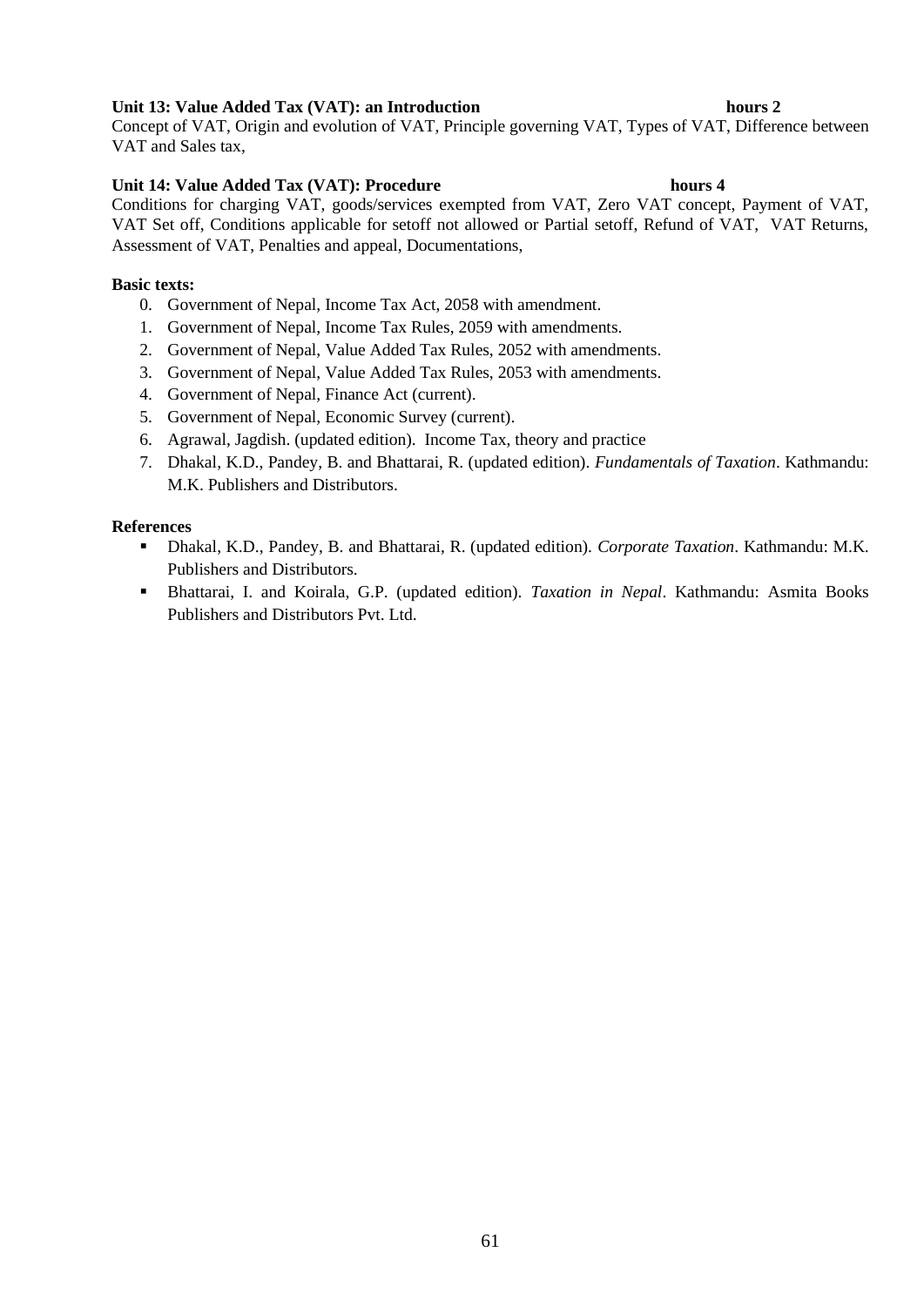**Unit 13: Value Added Tax (VAT): an Introduction hours 2**

Concept of VAT, Origin and evolution of VAT, Principle governing VAT, Types of VAT, Difference between VAT and Sales tax,

**Unit 14: Value Added Tax (VAT): Procedure hours 4**

Conditions for charging VAT, goods/services exempted from VAT, Zero VAT concept, Payment of VAT, VAT Set off, Conditions applicable for setoff not allowed or Partial setoff, Refund of VAT, VAT Returns, Assessment of VAT, Penalties and appeal, Documentations,

**Basic texts:**

0. Government of Nepal, Income Tax Act, 2058 with amendment.
1. Government of Nepal, Income Tax Rules, 2059 with amendments.
2. Government of Nepal, Value Added Tax Rules, 2052 with amendments.
3. Government of Nepal, Value Added Tax Rules, 2053 with amendments.
4. Government of Nepal, Finance Act (current).
5. Government of Nepal, Economic Survey (current).
6. Agrawal, Jagdish. (updated edition). Income Tax, theory and practice
7. Dhakal, K.D., Pandey, B. and Bhattarai, R. (updated edition). *Fundamentals of Taxation*. Kathmandu: M.K. Publishers and Distributors.

**References**

- Dhakal, K.D., Pandey, B. and Bhattarai, R. (updated edition). *Corporate Taxation*. Kathmandu: M.K. Publishers and Distributors.
- Bhattarai, I. and Koirala, G.P. (updated edition). *Taxation in Nepal*. Kathmandu: Asmita Books Publishers and Distributors Pvt. Ltd.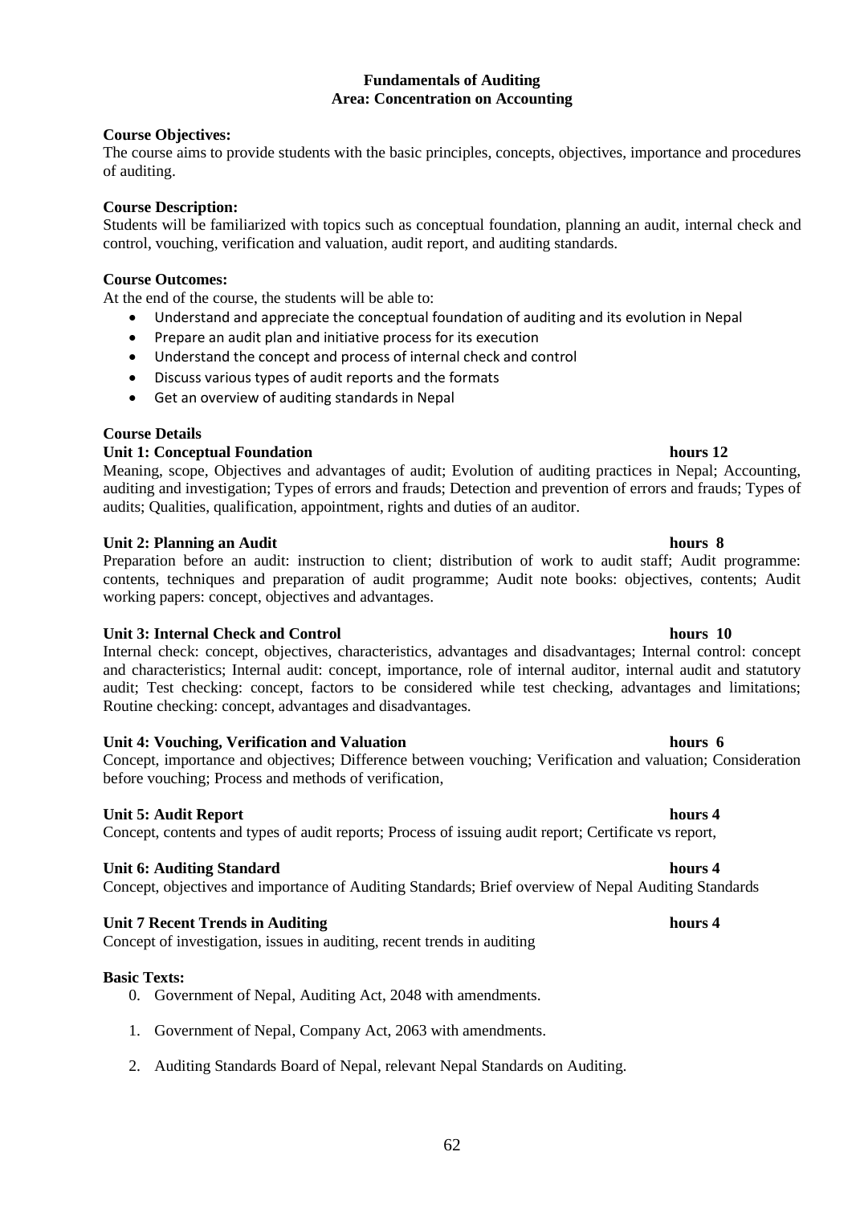**Fundamentals of Auditing**
**Area: Concentration on Accounting**

**Course Objectives:**
The course aims to provide students with the basic principles, concepts, objectives, importance and procedures of auditing.

**Course Description:**
Students will be familiarized with topics such as conceptual foundation, planning an audit, internal check and control, vouching, verification and valuation, audit report, and auditing standards.

**Course Outcomes:**
At the end of the course, the students will be able to:

- Understand and appreciate the conceptual foundation of auditing and its evolution in Nepal
- Prepare an audit plan and initiative process for its execution
- Understand the concept and process of internal check and control
- Discuss various types of audit reports and the formats
- Get an overview of auditing standards in Nepal

**Course Details**

**Unit 1: Conceptual Foundation** **hours 12**
Meaning, scope, Objectives and advantages of audit; Evolution of auditing practices in Nepal; Accounting, auditing and investigation; Types of errors and frauds; Detection and prevention of errors and frauds; Types of audits; Qualities, qualification, appointment, rights and duties of an auditor.

**Unit 2: Planning an Audit** **hours 8**
Preparation before an audit: instruction to client; distribution of work to audit staff; Audit programme: contents, techniques and preparation of audit programme; Audit note books: objectives, contents; Audit working papers: concept, objectives and advantages.

**Unit 3: Internal Check and Control** **hours 10**
Internal check: concept, objectives, characteristics, advantages and disadvantages; Internal control: concept and characteristics; Internal audit: concept, importance, role of internal auditor, internal audit and statutory audit; Test checking: concept, factors to be considered while test checking, advantages and limitations; Routine checking: concept, advantages and disadvantages.

**Unit 4: Vouching, Verification and Valuation** **hours 6**
Concept, importance and objectives; Difference between vouching; Verification and valuation; Consideration before vouching; Process and methods of verification,

**Unit 5: Audit Report** **hours 4**
Concept, contents and types of audit reports; Process of issuing audit report; Certificate vs report,

**Unit 6: Auditing Standard** **hours 4**
Concept, objectives and importance of Auditing Standards; Brief overview of Nepal Auditing Standards

**Unit 7 Recent Trends in Auditing** **hours 4**
Concept of investigation, issues in auditing, recent trends in auditing

**Basic Texts:**

0. Government of Nepal, Auditing Act, 2048 with amendments.
1. Government of Nepal, Company Act, 2063 with amendments.
2. Auditing Standards Board of Nepal, relevant Nepal Standards on Auditing.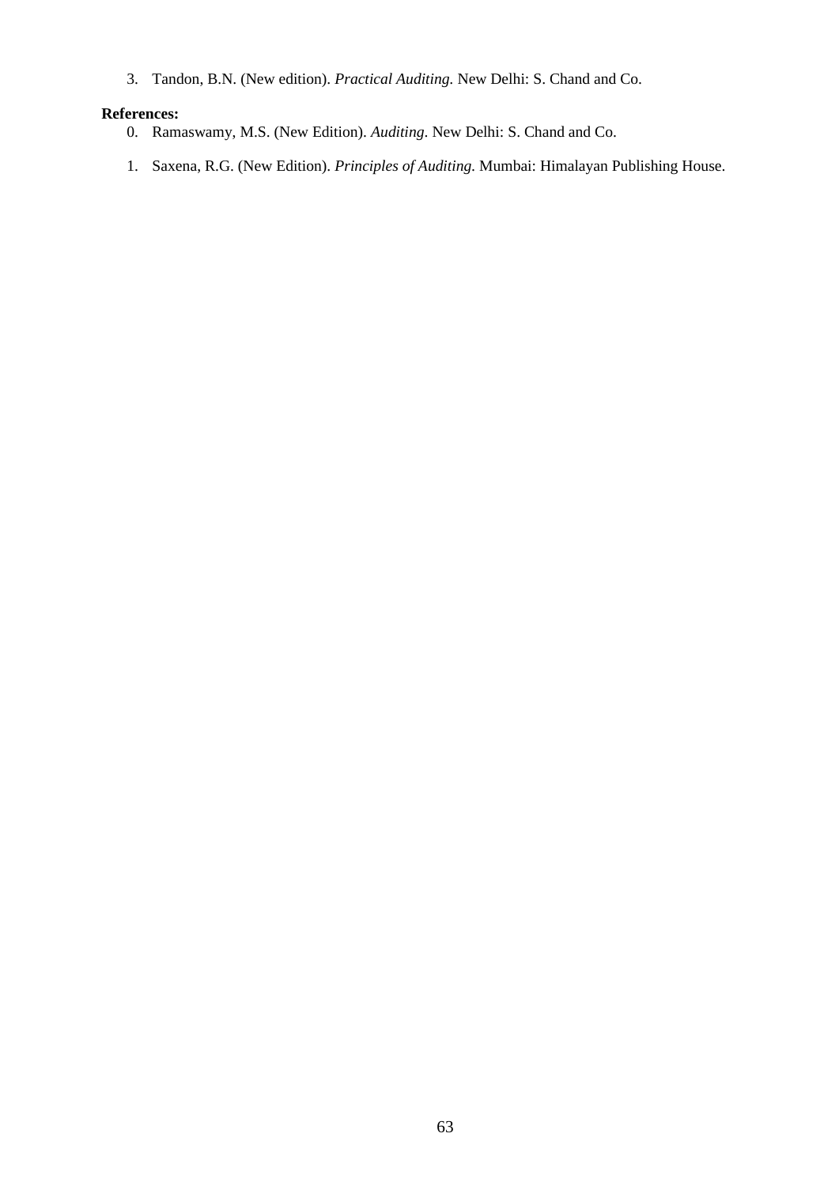3. Tandon, B.N. (New edition). *Practical Auditing*. New Delhi: S. Chand and Co.

**References:**

0. Ramaswamy, M.S. (New Edition). *Auditing*. New Delhi: S. Chand and Co.

1. Saxena, R.G. (New Edition). *Principles of Auditing*. Mumbai: Himalayan Publishing House.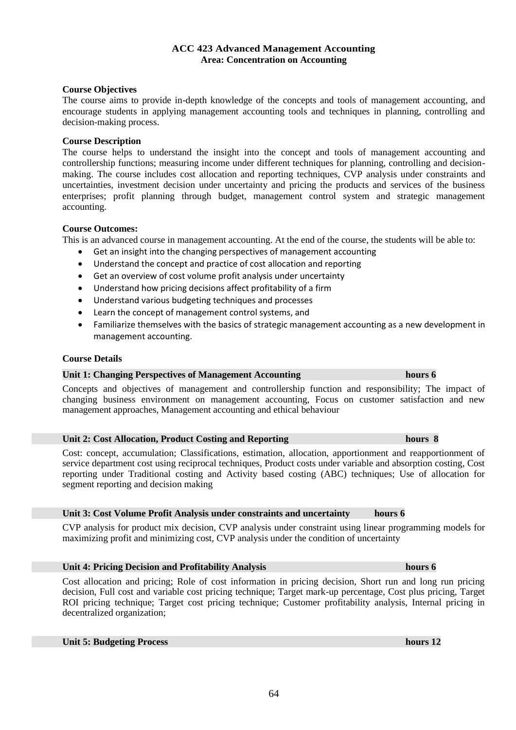# ACC 423 Advanced Management Accounting
## Area: Concentration on Accounting

**Course Objectives**

The course aims to provide in-depth knowledge of the concepts and tools of management accounting, and encourage students in applying management accounting tools and techniques in planning, controlling and decision-making process.

**Course Description**

The course helps to understand the insight into the concept and tools of management accounting and controllership functions; measuring income under different techniques for planning, controlling and decision-making. The course includes cost allocation and reporting techniques, CVP analysis under constraints and uncertainties, investment decision under uncertainty and pricing the products and services of the business enterprises; profit planning through budget, management control system and strategic management accounting.

**Course Outcomes:**

This is an advanced course in management accounting. At the end of the course, the students will be able to:

- Get an insight into the changing perspectives of management accounting
- Understand the concept and practice of cost allocation and reporting
- Get an overview of cost volume profit analysis under uncertainty
- Understand how pricing decisions affect profitability of a firm
- Understand various budgeting techniques and processes
- Learn the concept of management control systems, and
- Familiarize themselves with the basics of strategic management accounting as a new development in management accounting.

**Course Details**

**Unit 1: Changing Perspectives of Management Accounting hours 6**

Concepts and objectives of management and controllership function and responsibility; The impact of changing business environment on management accounting, Focus on customer satisfaction and new management approaches, Management accounting and ethical behaviour

**Unit 2: Cost Allocation, Product Costing and Reporting hours 8**

Cost: concept, accumulation; Classifications, estimation, allocation, apportionment and reapportionment of service department cost using reciprocal techniques, Product costs under variable and absorption costing, Cost reporting under Traditional costing and Activity based costing (ABC) techniques; Use of allocation for segment reporting and decision making

**Unit 3: Cost Volume Profit Analysis under constraints and uncertainty hours 6**

CVP analysis for product mix decision, CVP analysis under constraint using linear programming models for maximizing profit and minimizing cost, CVP analysis under the condition of uncertainty

**Unit 4: Pricing Decision and Profitability Analysis hours 6**

Cost allocation and pricing; Role of cost information in pricing decision, Short run and long run pricing decision, Full cost and variable cost pricing technique; Target mark-up percentage, Cost plus pricing, Target ROI pricing technique; Target cost pricing technique; Customer profitability analysis, Internal pricing in decentralized organization;

**Unit 5: Budgeting Process hours 12**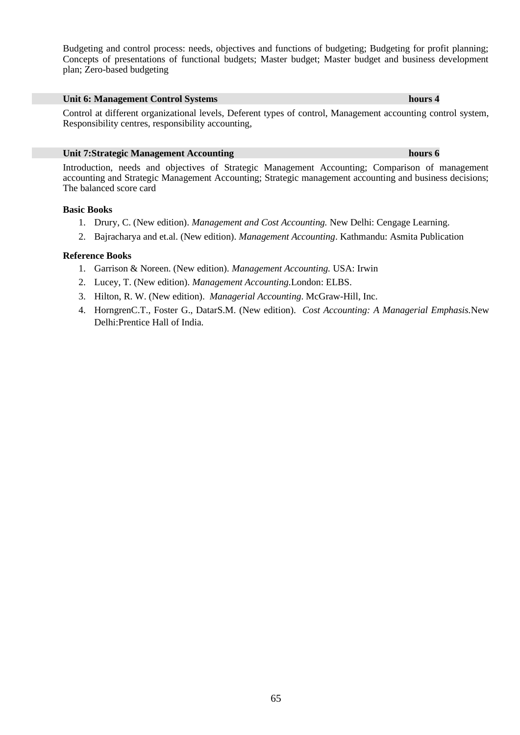Budgeting and control process: needs, objectives and functions of budgeting; Budgeting for profit planning; Concepts of presentations of functional budgets; Master budget; Master budget and business development plan; Zero-based budgeting

**Unit 6: Management Control Systems** **hours 4**

Control at different organizational levels, Deferent types of control, Management accounting control system, Responsibility centres, responsibility accounting,

**Unit 7:Strategic Management Accounting** **hours 6**

Introduction, needs and objectives of Strategic Management Accounting; Comparison of management accounting and Strategic Management Accounting; Strategic management accounting and business decisions; The balanced score card

**Basic Books**

1. Drury, C. (New edition). *Management and Cost Accounting.* New Delhi: Cengage Learning.
2. Bajracharya and et.al. (New edition). *Management Accounting*. Kathmandu: Asmita Publication

**Reference Books**

1. Garrison & Noreen. (New edition). *Management Accounting.* USA: Irwin
2. Lucey, T. (New edition). *Management Accounting*.London: ELBS.
3. Hilton, R. W. (New edition). *Managerial Accounting*. McGraw-Hill, Inc.
4. HorngrenC.T., Foster G., DatarS.M. (New edition). *Cost Accounting: A Managerial Emphasis.*New Delhi:Prentice Hall of India.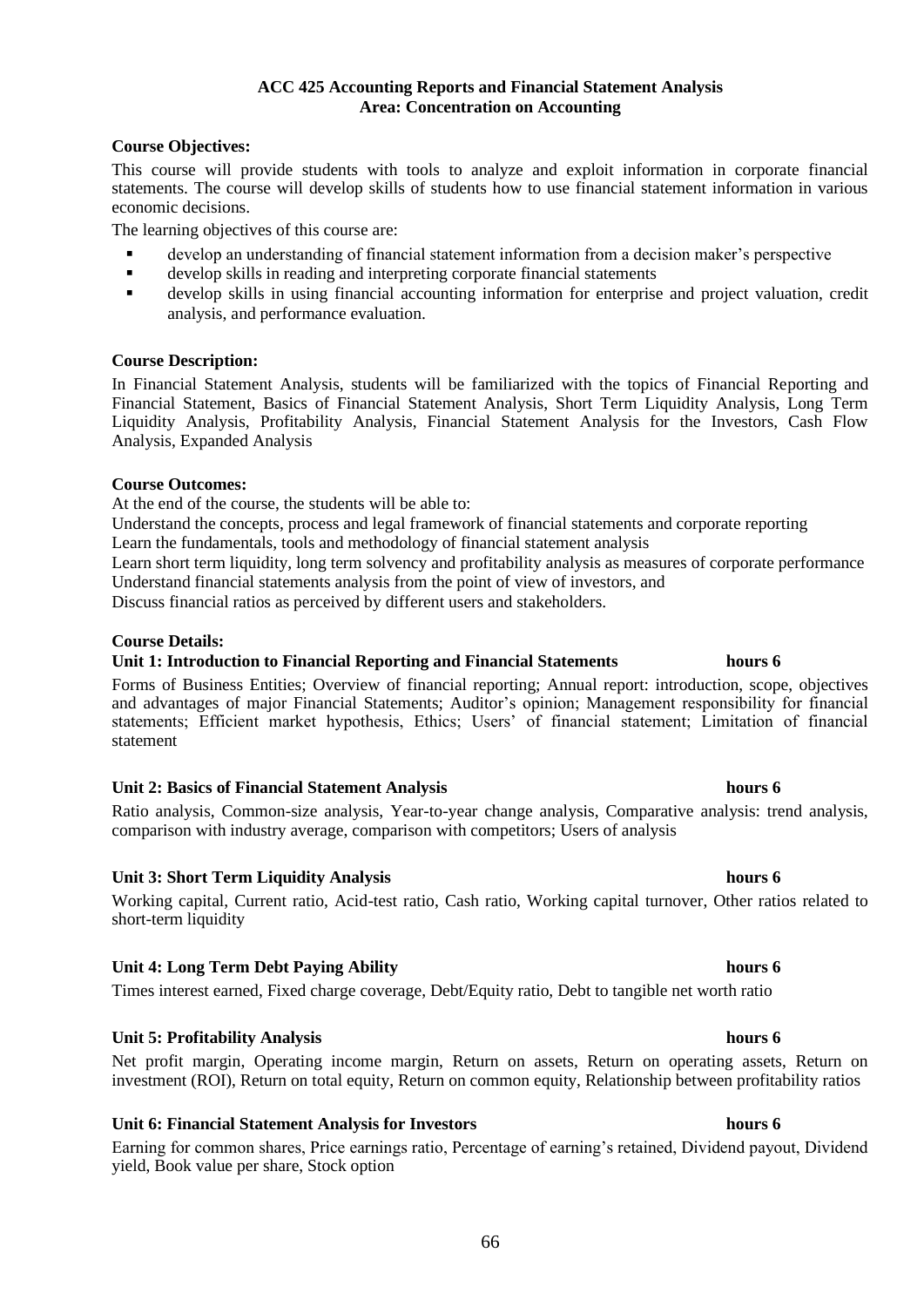**ACC 425 Accounting Reports and Financial Statement Analysis**
**Area: Concentration on Accounting**

**Course Objectives:**

This course will provide students with tools to analyze and exploit information in corporate financial statements. The course will develop skills of students how to use financial statement information in various economic decisions.

The learning objectives of this course are:

- develop an understanding of financial statement information from a decision maker's perspective
- develop skills in reading and interpreting corporate financial statements
- develop skills in using financial accounting information for enterprise and project valuation, credit analysis, and performance evaluation.

**Course Description:**

In Financial Statement Analysis, students will be familiarized with the topics of Financial Reporting and Financial Statement, Basics of Financial Statement Analysis, Short Term Liquidity Analysis, Long Term Liquidity Analysis, Profitability Analysis, Financial Statement Analysis for the Investors, Cash Flow Analysis, Expanded Analysis

**Course Outcomes:**

At the end of the course, the students will be able to:

Understand the concepts, process and legal framework of financial statements and corporate reporting

Learn the fundamentals, tools and methodology of financial statement analysis

Learn short term liquidity, long term solvency and profitability analysis as measures of corporate performance

Understand financial statements analysis from the point of view of investors, and

Discuss financial ratios as perceived by different users and stakeholders.

**Course Details:**

**Unit 1: Introduction to Financial Reporting and Financial Statements hours 6**

Forms of Business Entities; Overview of financial reporting; Annual report: introduction, scope, objectives and advantages of major Financial Statements; Auditor's opinion; Management responsibility for financial statements; Efficient market hypothesis, Ethics; Users' of financial statement; Limitation of financial statement

**Unit 2: Basics of Financial Statement Analysis hours 6**

Ratio analysis, Common-size analysis, Year-to-year change analysis, Comparative analysis: trend analysis, comparison with industry average, comparison with competitors; Users of analysis

**Unit 3: Short Term Liquidity Analysis hours 6**

Working capital, Current ratio, Acid-test ratio, Cash ratio, Working capital turnover, Other ratios related to short-term liquidity

**Unit 4: Long Term Debt Paying Ability hours 6**

Times interest earned, Fixed charge coverage, Debt/Equity ratio, Debt to tangible net worth ratio

**Unit 5: Profitability Analysis hours 6**

Net profit margin, Operating income margin, Return on assets, Return on operating assets, Return on investment (ROI), Return on total equity, Return on common equity, Relationship between profitability ratios

**Unit 6: Financial Statement Analysis for Investors hours 6**

Earning for common shares, Price earnings ratio, Percentage of earning's retained, Dividend payout, Dividend yield, Book value per share, Stock option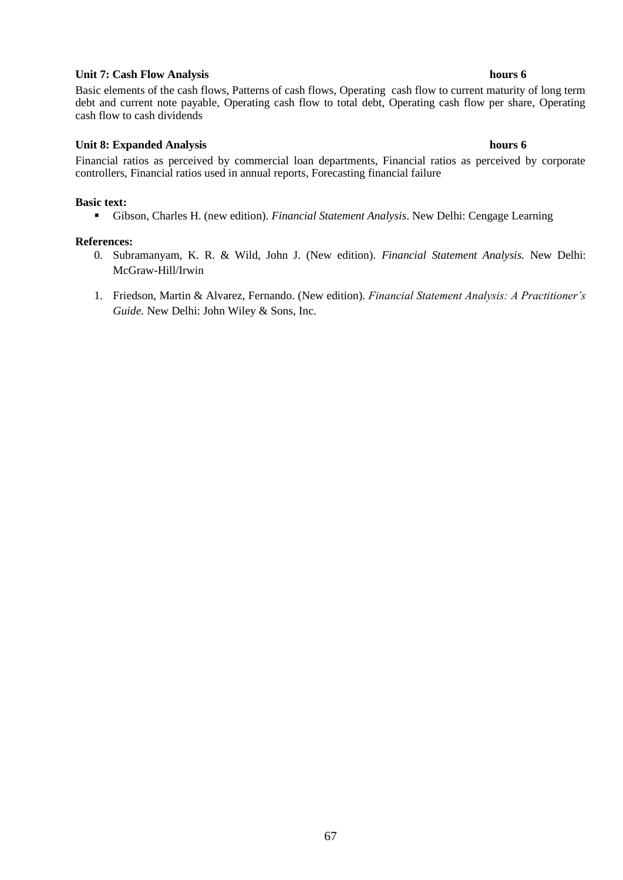**Unit 7: Cash Flow Analysis** **hours 6**

Basic elements of the cash flows, Patterns of cash flows, Operating cash flow to current maturity of long term debt and current note payable, Operating cash flow to total debt, Operating cash flow per share, Operating cash flow to cash dividends

**Unit 8: Expanded Analysis** **hours 6**

Financial ratios as perceived by commercial loan departments, Financial ratios as perceived by corporate controllers, Financial ratios used in annual reports, Forecasting financial failure

**Basic text:**

- Gibson, Charles H. (new edition). *Financial Statement Analysis*. New Delhi: Cengage Learning

**References:**

0. Subramanyam, K. R. & Wild, John J. (New edition). *Financial Statement Analysis.* New Delhi: McGraw-Hill/Irwin

1. Friedson, Martin & Alvarez, Fernando. (New edition). *Financial Statement Analysis: A Practitioner's Guide.* New Delhi: John Wiley & Sons, Inc.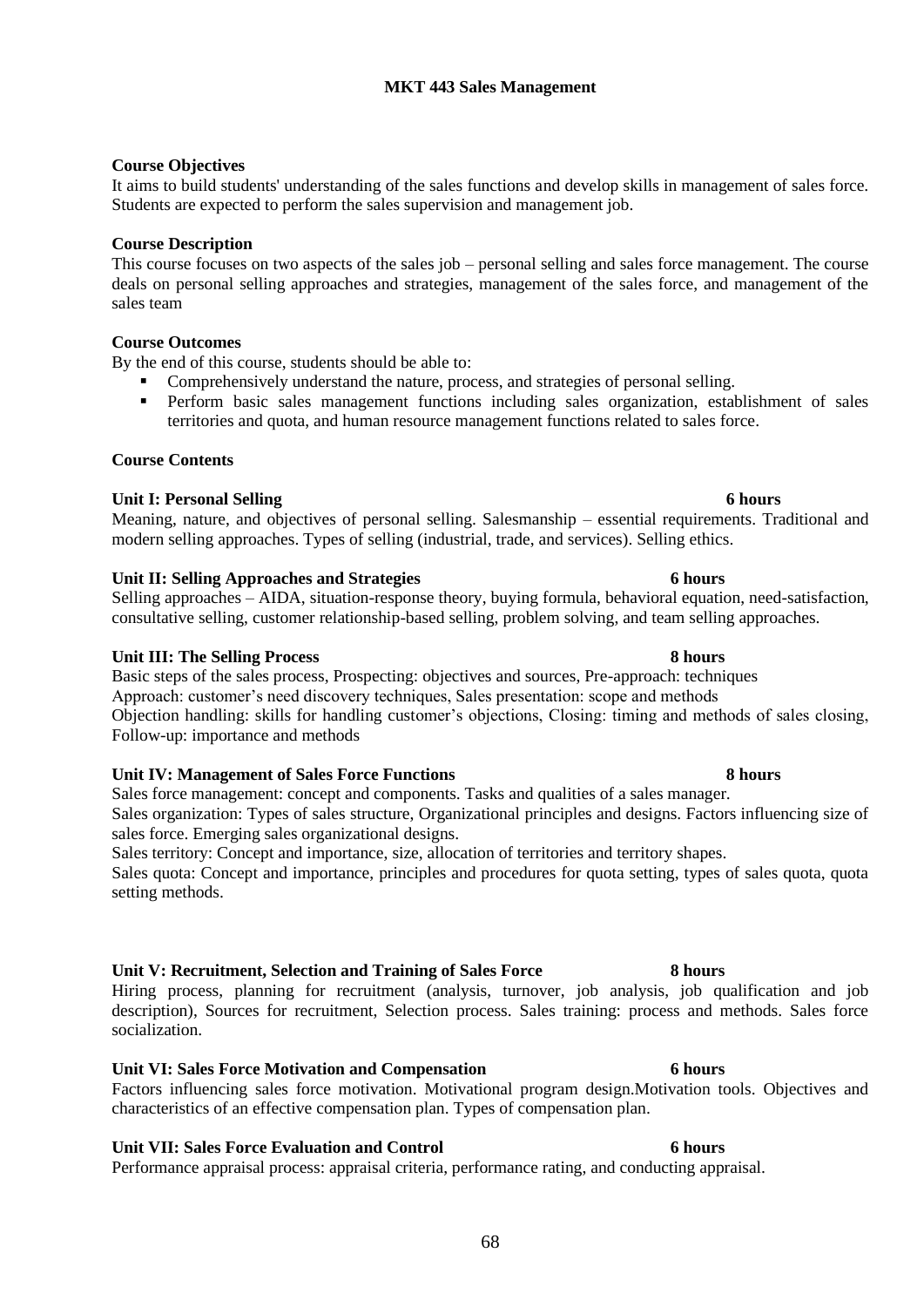# MKT 443 Sales Management

**Course Objectives**

It aims to build students' understanding of the sales functions and develop skills in management of sales force. Students are expected to perform the sales supervision and management job.

**Course Description**

This course focuses on two aspects of the sales job – personal selling and sales force management. The course deals on personal selling approaches and strategies, management of the sales force, and management of the sales team

**Course Outcomes**

By the end of this course, students should be able to:

- Comprehensively understand the nature, process, and strategies of personal selling.
- Perform basic sales management functions including sales organization, establishment of sales territories and quota, and human resource management functions related to sales force.

**Course Contents**

**Unit I: Personal Selling 6 hours**

Meaning, nature, and objectives of personal selling. Salesmanship – essential requirements. Traditional and modern selling approaches. Types of selling (industrial, trade, and services). Selling ethics.

**Unit II: Selling Approaches and Strategies 6 hours**

Selling approaches – AIDA, situation-response theory, buying formula, behavioral equation, need-satisfaction, consultative selling, customer relationship-based selling, problem solving, and team selling approaches.

**Unit III: The Selling Process 8 hours**

Basic steps of the sales process, Prospecting: objectives and sources, Pre-approach: techniques
Approach: customer's need discovery techniques, Sales presentation: scope and methods
Objection handling: skills for handling customer's objections, Closing: timing and methods of sales closing, Follow-up: importance and methods

**Unit IV: Management of Sales Force Functions 8 hours**

Sales force management: concept and components. Tasks and qualities of a sales manager.
Sales organization: Types of sales structure, Organizational principles and designs. Factors influencing size of sales force. Emerging sales organizational designs.
Sales territory: Concept and importance, size, allocation of territories and territory shapes.
Sales quota: Concept and importance, principles and procedures for quota setting, types of sales quota, quota setting methods.

**Unit V: Recruitment, Selection and Training of Sales Force 8 hours**

Hiring process, planning for recruitment (analysis, turnover, job analysis, job qualification and job description), Sources for recruitment, Selection process. Sales training: process and methods. Sales force socialization.

**Unit VI: Sales Force Motivation and Compensation 6 hours**

Factors influencing sales force motivation. Motivational program design.Motivation tools. Objectives and characteristics of an effective compensation plan. Types of compensation plan.

**Unit VII: Sales Force Evaluation and Control 6 hours**

Performance appraisal process: appraisal criteria, performance rating, and conducting appraisal.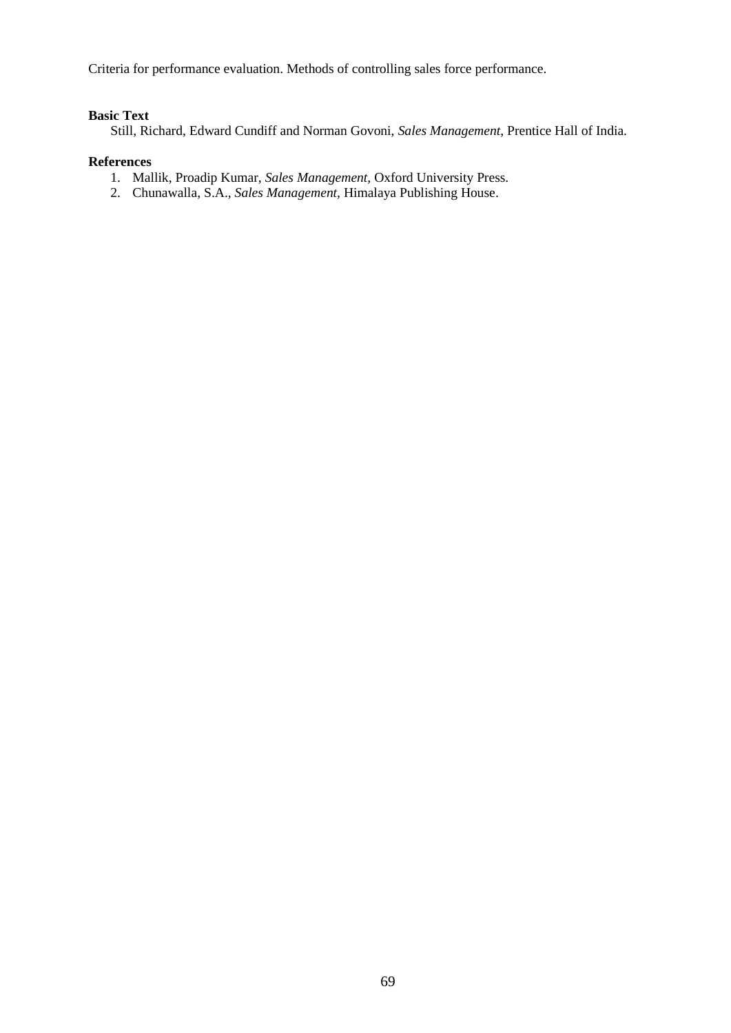Criteria for performance evaluation. Methods of controlling sales force performance.

**Basic Text**

Still, Richard, Edward Cundiff and Norman Govoni, *Sales Management*, Prentice Hall of India.

**References**

1. Mallik, Proadip Kumar, *Sales Management*, Oxford University Press.
2. Chunawalla, S.A., *Sales Management*, Himalaya Publishing House.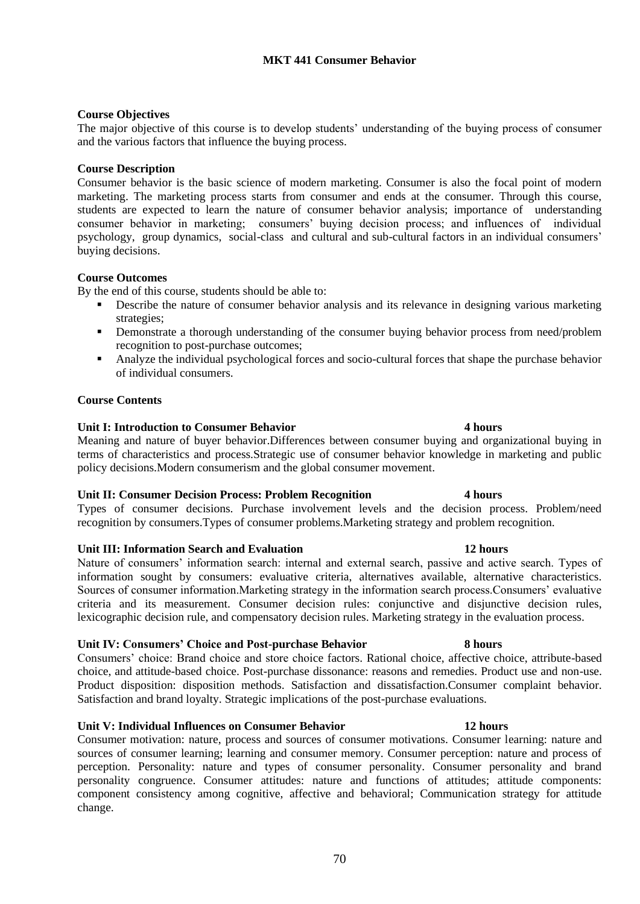# MKT 441 Consumer Behavior

**Course Objectives**

The major objective of this course is to develop students' understanding of the buying process of consumer and the various factors that influence the buying process.

**Course Description**

Consumer behavior is the basic science of modern marketing. Consumer is also the focal point of modern marketing. The marketing process starts from consumer and ends at the consumer. Through this course, students are expected to learn the nature of consumer behavior analysis; importance of understanding consumer behavior in marketing; consumers' buying decision process; and influences of individual psychology, group dynamics, social-class and cultural and sub-cultural factors in an individual consumers' buying decisions.

**Course Outcomes**

By the end of this course, students should be able to:

- Describe the nature of consumer behavior analysis and its relevance in designing various marketing strategies;
- Demonstrate a thorough understanding of the consumer buying behavior process from need/problem recognition to post-purchase outcomes;
- Analyze the individual psychological forces and socio-cultural forces that shape the purchase behavior of individual consumers.

**Course Contents**

**Unit I: Introduction to Consumer Behavior 4 hours**

Meaning and nature of buyer behavior.Differences between consumer buying and organizational buying in terms of characteristics and process.Strategic use of consumer behavior knowledge in marketing and public policy decisions.Modern consumerism and the global consumer movement.

**Unit II: Consumer Decision Process: Problem Recognition 4 hours**

Types of consumer decisions. Purchase involvement levels and the decision process. Problem/need recognition by consumers.Types of consumer problems.Marketing strategy and problem recognition.

**Unit III: Information Search and Evaluation 12 hours**

Nature of consumers' information search: internal and external search, passive and active search. Types of information sought by consumers: evaluative criteria, alternatives available, alternative characteristics. Sources of consumer information.Marketing strategy in the information search process.Consumers' evaluative criteria and its measurement. Consumer decision rules: conjunctive and disjunctive decision rules, lexicographic decision rule, and compensatory decision rules. Marketing strategy in the evaluation process.

**Unit IV: Consumers' Choice and Post-purchase Behavior 8 hours**

Consumers' choice: Brand choice and store choice factors. Rational choice, affective choice, attribute-based choice, and attitude-based choice. Post-purchase dissonance: reasons and remedies. Product use and non-use. Product disposition: disposition methods. Satisfaction and dissatisfaction.Consumer complaint behavior. Satisfaction and brand loyalty. Strategic implications of the post-purchase evaluations.

**Unit V: Individual Influences on Consumer Behavior 12 hours**

Consumer motivation: nature, process and sources of consumer motivations. Consumer learning: nature and sources of consumer learning; learning and consumer memory. Consumer perception: nature and process of perception. Personality: nature and types of consumer personality. Consumer personality and brand personality congruence. Consumer attitudes: nature and functions of attitudes; attitude components: component consistency among cognitive, affective and behavioral; Communication strategy for attitude change.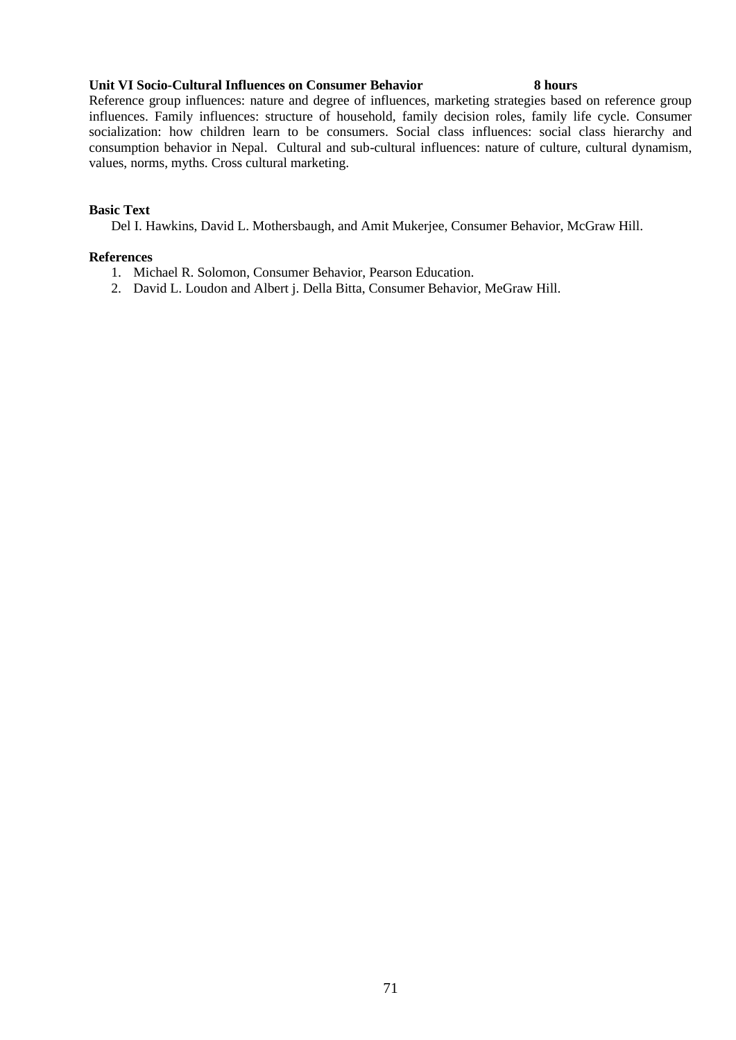**Unit VI Socio-Cultural Influences on Consumer Behavior 8 hours**

Reference group influences: nature and degree of influences, marketing strategies based on reference group influences. Family influences: structure of household, family decision roles, family life cycle. Consumer socialization: how children learn to be consumers. Social class influences: social class hierarchy and consumption behavior in Nepal. Cultural and sub-cultural influences: nature of culture, cultural dynamism, values, norms, myths. Cross cultural marketing.

**Basic Text**

Del I. Hawkins, David L. Mothersbaugh, and Amit Mukerjee, Consumer Behavior, McGraw Hill.

**References**

1. Michael R. Solomon, Consumer Behavior, Pearson Education.
2. David L. Loudon and Albert j. Della Bitta, Consumer Behavior, MeGraw Hill.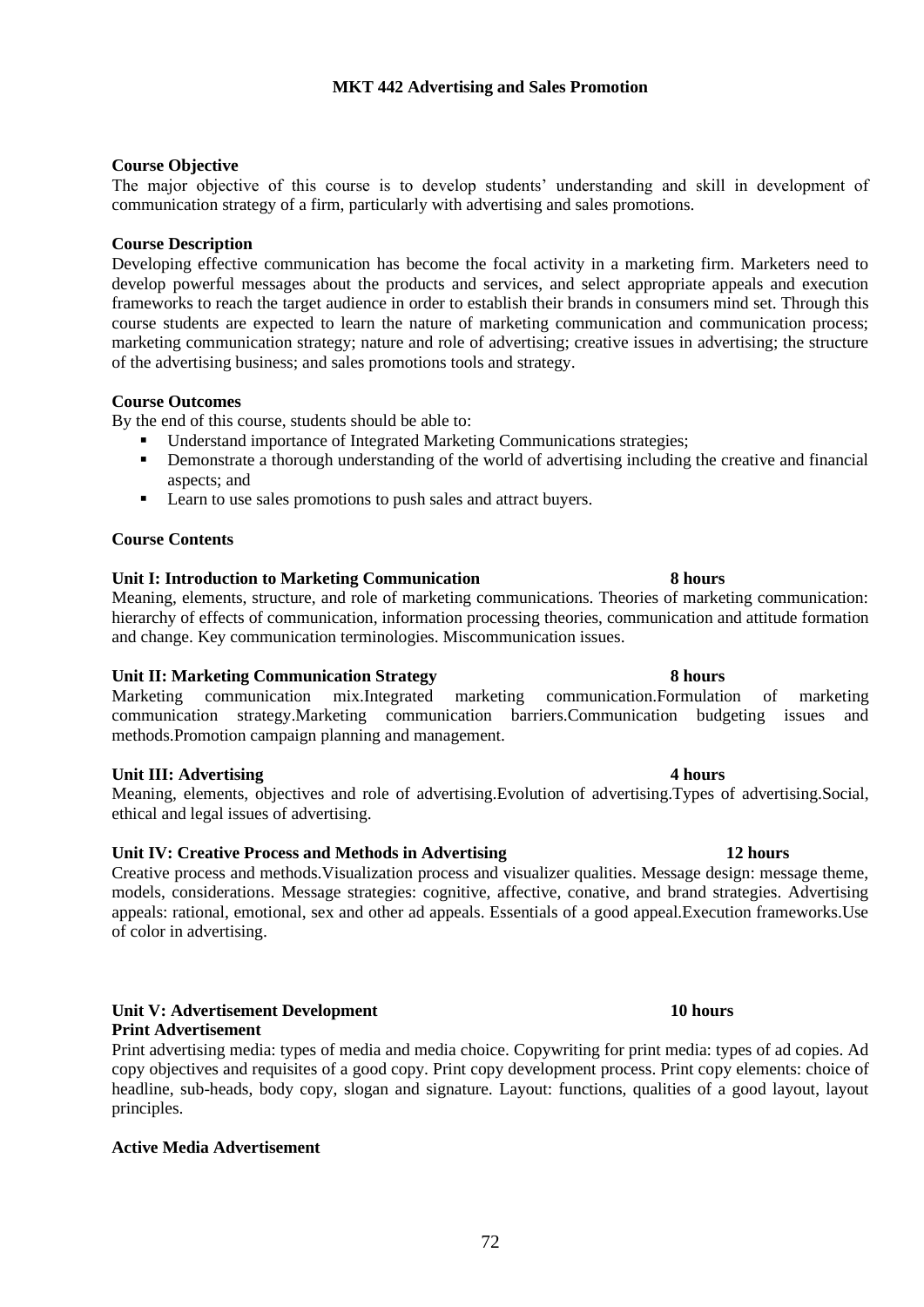# MKT 442 Advertising and Sales Promotion

**Course Objective**

The major objective of this course is to develop students' understanding and skill in development of communication strategy of a firm, particularly with advertising and sales promotions.

**Course Description**

Developing effective communication has become the focal activity in a marketing firm. Marketers need to develop powerful messages about the products and services, and select appropriate appeals and execution frameworks to reach the target audience in order to establish their brands in consumers mind set. Through this course students are expected to learn the nature of marketing communication and communication process; marketing communication strategy; nature and role of advertising; creative issues in advertising; the structure of the advertising business; and sales promotions tools and strategy.

**Course Outcomes**

By the end of this course, students should be able to:

- Understand importance of Integrated Marketing Communications strategies;
- Demonstrate a thorough understanding of the world of advertising including the creative and financial aspects; and
- Learn to use sales promotions to push sales and attract buyers.

**Course Contents**

**Unit I: Introduction to Marketing Communication 8 hours**

Meaning, elements, structure, and role of marketing communications. Theories of marketing communication: hierarchy of effects of communication, information processing theories, communication and attitude formation and change. Key communication terminologies. Miscommunication issues.

**Unit II: Marketing Communication Strategy 8 hours**

Marketing communication mix.Integrated marketing communication.Formulation of marketing communication strategy.Marketing communication barriers.Communication budgeting issues and methods.Promotion campaign planning and management.

**Unit III: Advertising 4 hours**

Meaning, elements, objectives and role of advertising.Evolution of advertising.Types of advertising.Social, ethical and legal issues of advertising.

**Unit IV: Creative Process and Methods in Advertising 12 hours**

Creative process and methods.Visualization process and visualizer qualities. Message design: message theme, models, considerations. Message strategies: cognitive, affective, conative, and brand strategies. Advertising appeals: rational, emotional, sex and other ad appeals. Essentials of a good appeal.Execution frameworks.Use of color in advertising.

**Unit V: Advertisement Development 10 hours**

**Print Advertisement**

Print advertising media: types of media and media choice. Copywriting for print media: types of ad copies. Ad copy objectives and requisites of a good copy. Print copy development process. Print copy elements: choice of headline, sub-heads, body copy, slogan and signature. Layout: functions, qualities of a good layout, layout principles.

**Active Media Advertisement**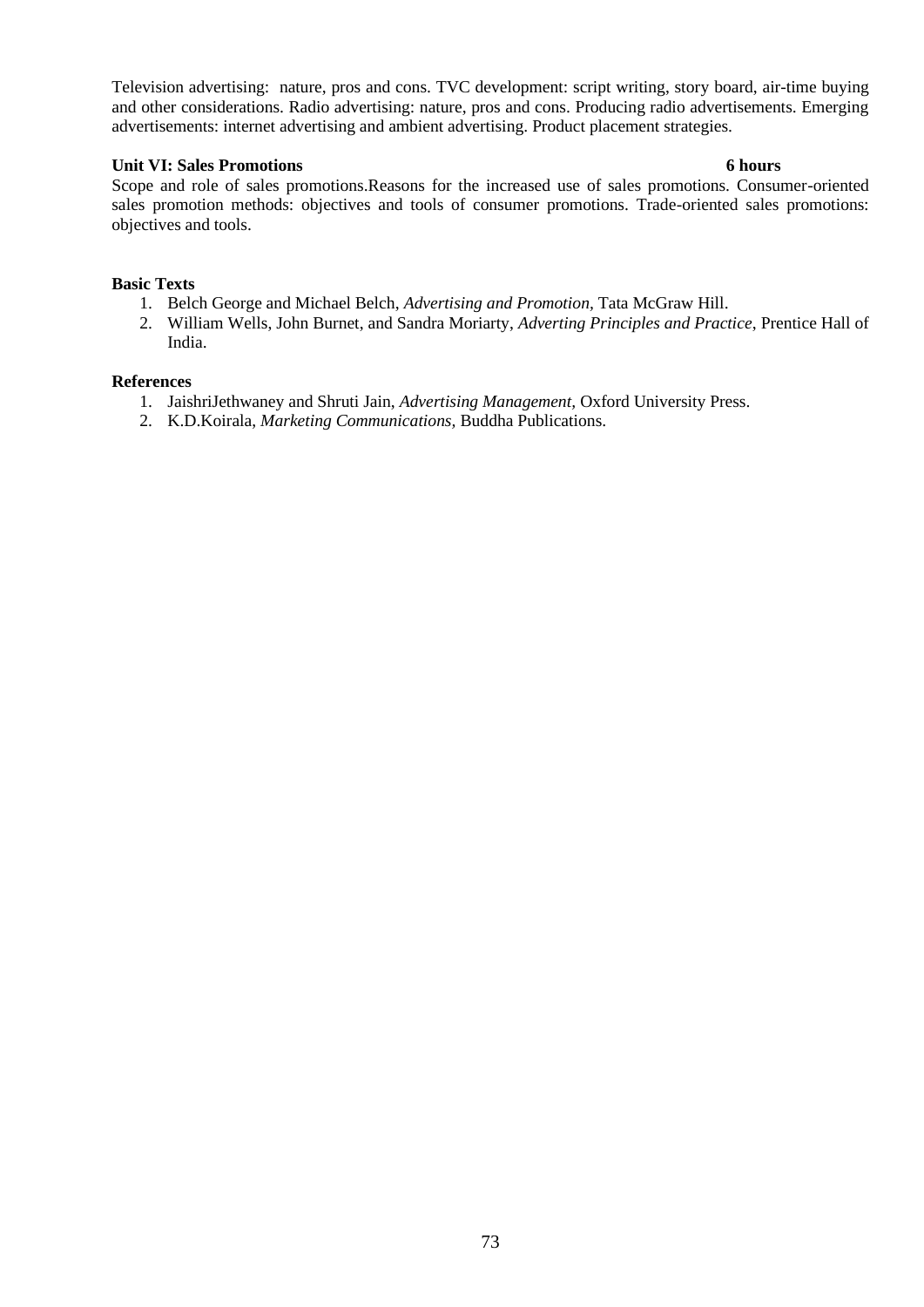Television advertising: nature, pros and cons. TVC development: script writing, story board, air-time buying and other considerations. Radio advertising: nature, pros and cons. Producing radio advertisements. Emerging advertisements: internet advertising and ambient advertising. Product placement strategies.

**Unit VI: Sales Promotions** **6 hours**

Scope and role of sales promotions.Reasons for the increased use of sales promotions. Consumer-oriented sales promotion methods: objectives and tools of consumer promotions. Trade-oriented sales promotions: objectives and tools.

**Basic Texts**

1. Belch George and Michael Belch, *Advertising and Promotion,* Tata McGraw Hill.
2. William Wells, John Burnet, and Sandra Moriarty, *Adverting Principles and Practice,* Prentice Hall of India.

**References**

1. JaishriJethwaney and Shruti Jain, *Advertising Management,* Oxford University Press.
2. K.D.Koirala, *Marketing Communications,* Buddha Publications.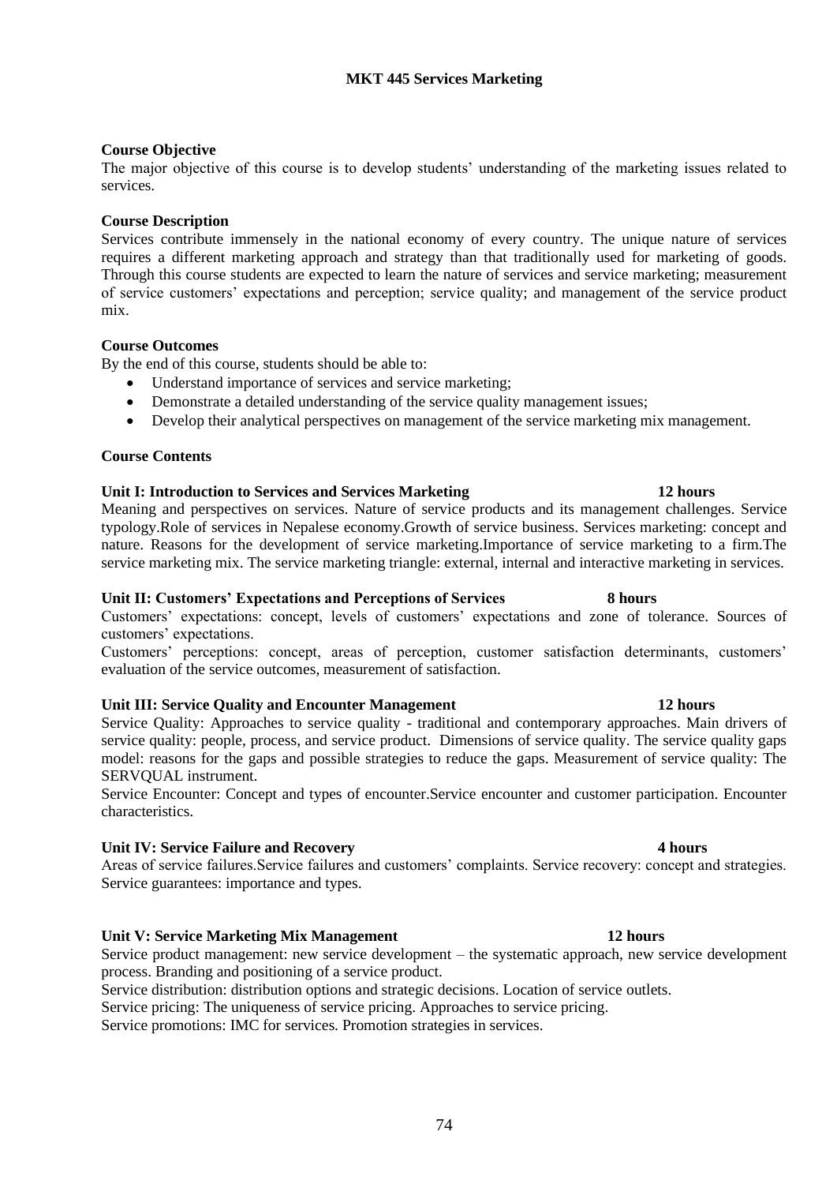# MKT 445 Services Marketing

**Course Objective**

The major objective of this course is to develop students' understanding of the marketing issues related to services.

**Course Description**

Services contribute immensely in the national economy of every country. The unique nature of services requires a different marketing approach and strategy than that traditionally used for marketing of goods. Through this course students are expected to learn the nature of services and service marketing; measurement of service customers' expectations and perception; service quality; and management of the service product mix.

**Course Outcomes**

By the end of this course, students should be able to:

- Understand importance of services and service marketing;
- Demonstrate a detailed understanding of the service quality management issues;
- Develop their analytical perspectives on management of the service marketing mix management.

**Course Contents**

**Unit I: Introduction to Services and Services Marketing 12 hours**

Meaning and perspectives on services. Nature of service products and its management challenges. Service typology.Role of services in Nepalese economy.Growth of service business. Services marketing: concept and nature. Reasons for the development of service marketing.Importance of service marketing to a firm.The service marketing mix. The service marketing triangle: external, internal and interactive marketing in services.

**Unit II: Customers' Expectations and Perceptions of Services 8 hours**

Customers' expectations: concept, levels of customers' expectations and zone of tolerance. Sources of customers' expectations.

Customers' perceptions: concept, areas of perception, customer satisfaction determinants, customers' evaluation of the service outcomes, measurement of satisfaction.

**Unit III: Service Quality and Encounter Management 12 hours**

Service Quality: Approaches to service quality - traditional and contemporary approaches. Main drivers of service quality: people, process, and service product. Dimensions of service quality. The service quality gaps model: reasons for the gaps and possible strategies to reduce the gaps. Measurement of service quality: The SERVQUAL instrument.

Service Encounter: Concept and types of encounter.Service encounter and customer participation. Encounter characteristics.

**Unit IV: Service Failure and Recovery 4 hours**

Areas of service failures.Service failures and customers' complaints. Service recovery: concept and strategies. Service guarantees: importance and types.

**Unit V: Service Marketing Mix Management 12 hours**

Service product management: new service development – the systematic approach, new service development process. Branding and positioning of a service product.

Service distribution: distribution options and strategic decisions. Location of service outlets.

Service pricing: The uniqueness of service pricing. Approaches to service pricing.

Service promotions: IMC for services. Promotion strategies in services.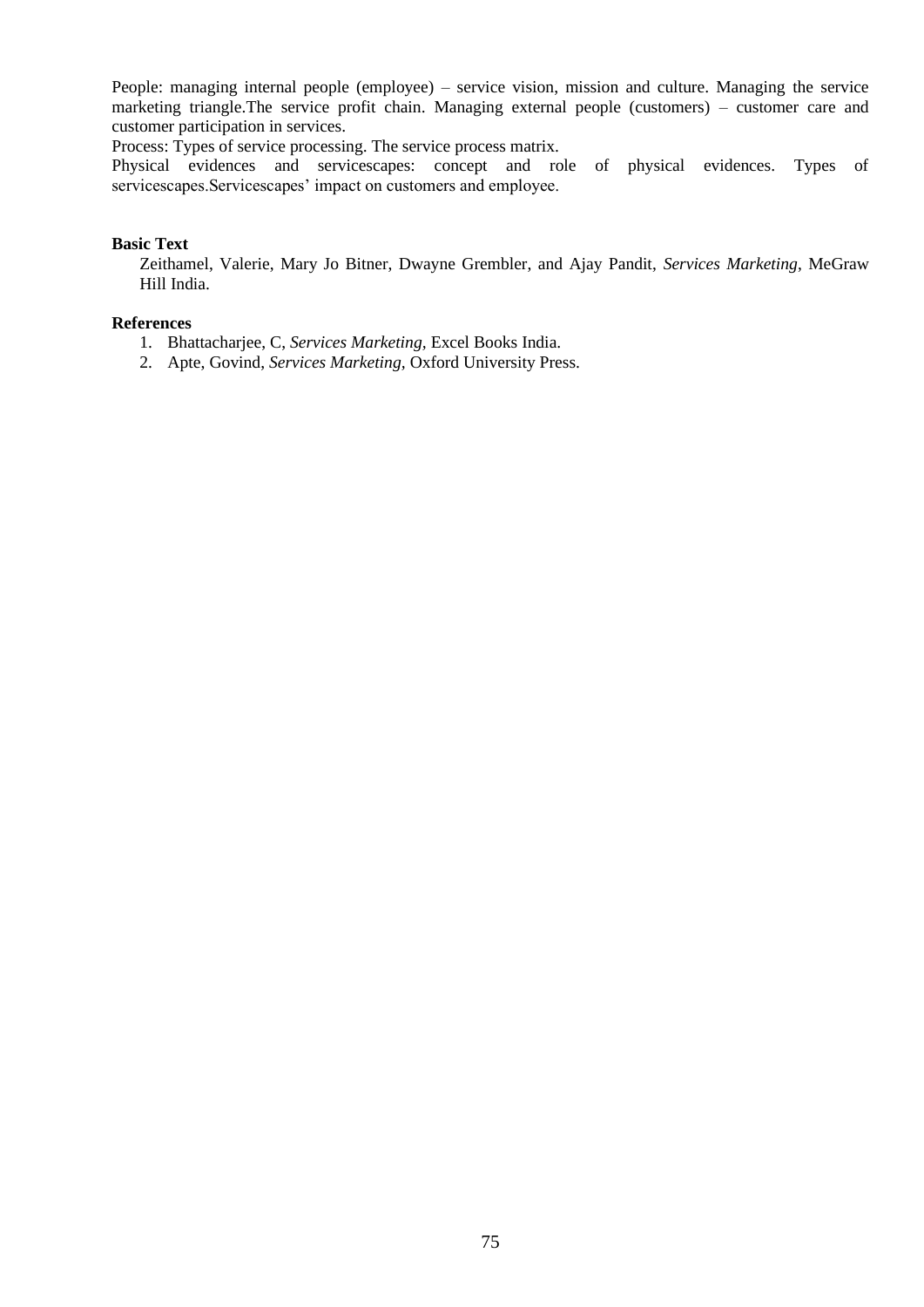People: managing internal people (employee) – service vision, mission and culture. Managing the service marketing triangle.The service profit chain. Managing external people (customers) – customer care and customer participation in services.

Process: Types of service processing. The service process matrix.

Physical evidences and servicescapes: concept and role of physical evidences. Types of servicescapes.Servicescapes' impact on customers and employee.

**Basic Text**

Zeithamel, Valerie, Mary Jo Bitner, Dwayne Grembler, and Ajay Pandit, *Services Marketing*, MeGraw Hill India.

**References**

1. Bhattacharjee, C, *Services Marketing*, Excel Books India.
2. Apte, Govind, *Services Marketing*, Oxford University Press.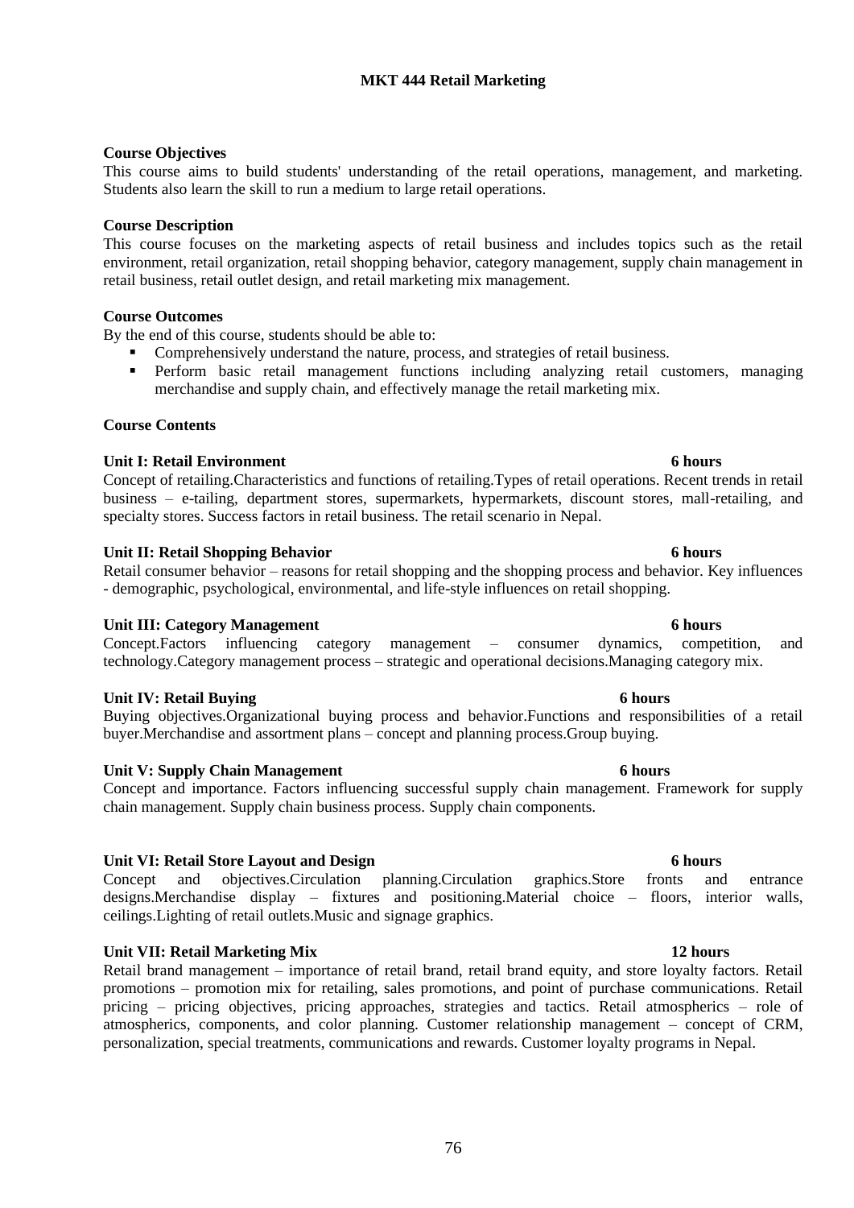# MKT 444 Retail Marketing

**Course Objectives**

This course aims to build students' understanding of the retail operations, management, and marketing. Students also learn the skill to run a medium to large retail operations.

**Course Description**

This course focuses on the marketing aspects of retail business and includes topics such as the retail environment, retail organization, retail shopping behavior, category management, supply chain management in retail business, retail outlet design, and retail marketing mix management.

**Course Outcomes**

By the end of this course, students should be able to:

- Comprehensively understand the nature, process, and strategies of retail business.
- Perform basic retail management functions including analyzing retail customers, managing merchandise and supply chain, and effectively manage the retail marketing mix.

**Course Contents**

**Unit I: Retail Environment 6 hours**

Concept of retailing.Characteristics and functions of retailing.Types of retail operations. Recent trends in retail business – e-tailing, department stores, supermarkets, hypermarkets, discount stores, mall-retailing, and specialty stores. Success factors in retail business. The retail scenario in Nepal.

**Unit II: Retail Shopping Behavior 6 hours**

Retail consumer behavior – reasons for retail shopping and the shopping process and behavior. Key influences - demographic, psychological, environmental, and life-style influences on retail shopping.

**Unit III: Category Management 6 hours**

Concept.Factors influencing category management – consumer dynamics, competition, and technology.Category management process – strategic and operational decisions.Managing category mix.

**Unit IV: Retail Buying 6 hours**

Buying objectives.Organizational buying process and behavior.Functions and responsibilities of a retail buyer.Merchandise and assortment plans – concept and planning process.Group buying.

**Unit V: Supply Chain Management 6 hours**

Concept and importance. Factors influencing successful supply chain management. Framework for supply chain management. Supply chain business process. Supply chain components.

**Unit VI: Retail Store Layout and Design 6 hours**

Concept and objectives.Circulation planning.Circulation graphics.Store fronts and entrance designs.Merchandise display – fixtures and positioning.Material choice – floors, interior walls, ceilings.Lighting of retail outlets.Music and signage graphics.

**Unit VII: Retail Marketing Mix 12 hours**

Retail brand management – importance of retail brand, retail brand equity, and store loyalty factors. Retail promotions – promotion mix for retailing, sales promotions, and point of purchase communications. Retail pricing – pricing objectives, pricing approaches, strategies and tactics. Retail atmospherics – role of atmospherics, components, and color planning. Customer relationship management – concept of CRM, personalization, special treatments, communications and rewards. Customer loyalty programs in Nepal.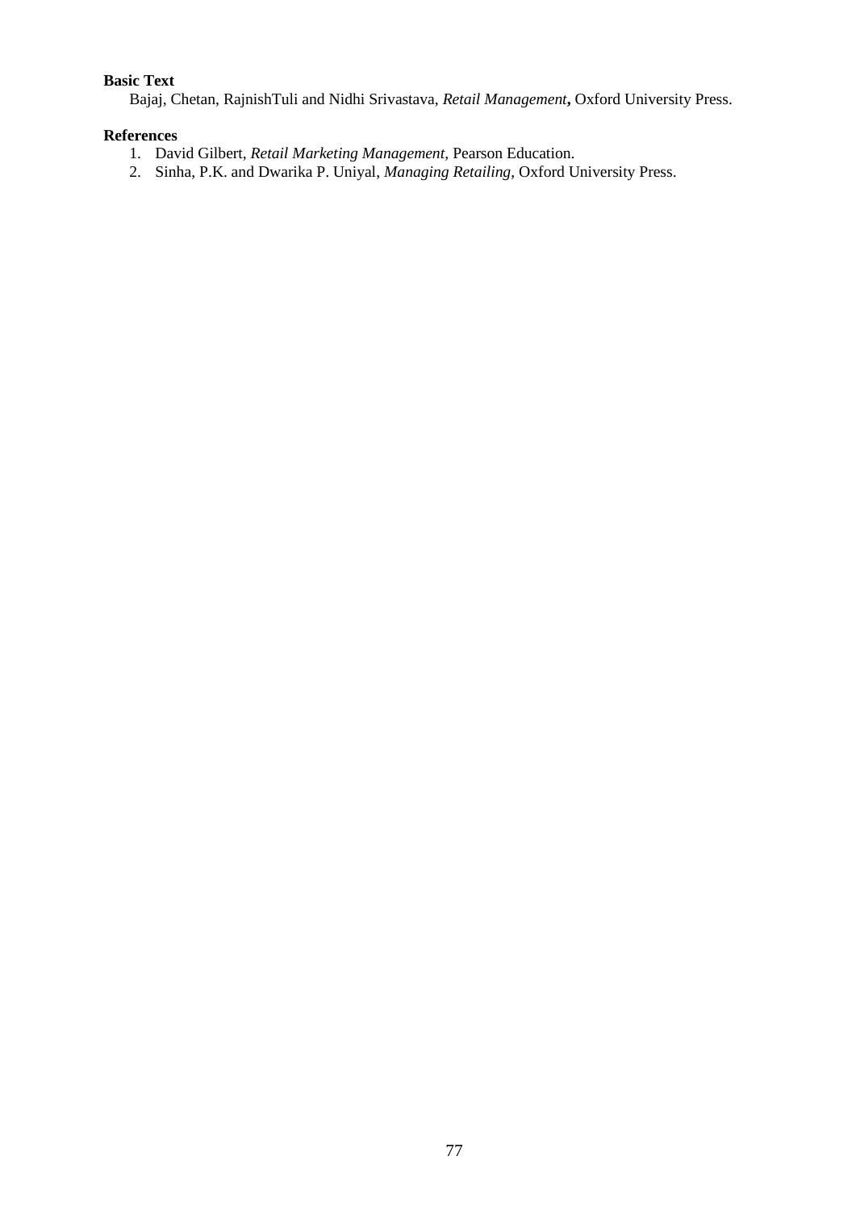**Basic Text**

Bajaj, Chetan, RajnishTuli and Nidhi Srivastava, *Retail Management***,** Oxford University Press.

**References**

1. David Gilbert, *Retail Marketing Management,* Pearson Education.
2. Sinha, P.K. and Dwarika P. Uniyal, *Managing Retailing*, Oxford University Press.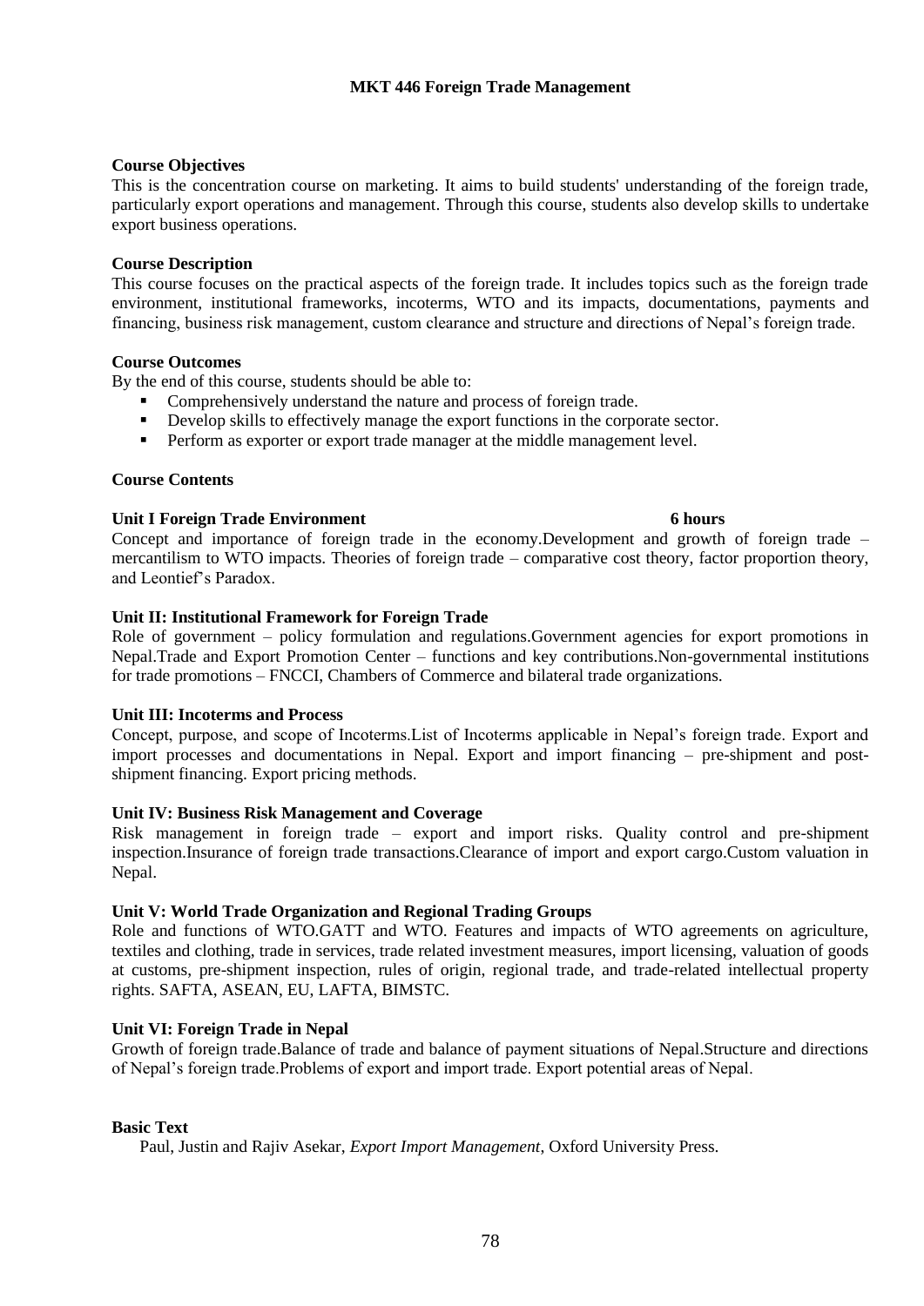# MKT 446 Foreign Trade Management

## Course Objectives

This is the concentration course on marketing. It aims to build students' understanding of the foreign trade, particularly export operations and management. Through this course, students also develop skills to undertake export business operations.

## Course Description

This course focuses on the practical aspects of the foreign trade. It includes topics such as the foreign trade environment, institutional frameworks, incoterms, WTO and its impacts, documentations, payments and financing, business risk management, custom clearance and structure and directions of Nepal's foreign trade.

## Course Outcomes

By the end of this course, students should be able to:

- Comprehensively understand the nature and process of foreign trade.
- Develop skills to effectively manage the export functions in the corporate sector.
- Perform as exporter or export trade manager at the middle management level.

## Course Contents

### Unit I Foreign Trade Environment — 6 hours

Concept and importance of foreign trade in the economy.Development and growth of foreign trade – mercantilism to WTO impacts. Theories of foreign trade – comparative cost theory, factor proportion theory, and Leontief's Paradox.

### Unit II: Institutional Framework for Foreign Trade

Role of government – policy formulation and regulations.Government agencies for export promotions in Nepal.Trade and Export Promotion Center – functions and key contributions.Non-governmental institutions for trade promotions – FNCCI, Chambers of Commerce and bilateral trade organizations.

### Unit III: Incoterms and Process

Concept, purpose, and scope of Incoterms.List of Incoterms applicable in Nepal's foreign trade. Export and import processes and documentations in Nepal. Export and import financing – pre-shipment and post-shipment financing. Export pricing methods.

### Unit IV: Business Risk Management and Coverage

Risk management in foreign trade – export and import risks. Quality control and pre-shipment inspection.Insurance of foreign trade transactions.Clearance of import and export cargo.Custom valuation in Nepal.

### Unit V: World Trade Organization and Regional Trading Groups

Role and functions of WTO.GATT and WTO. Features and impacts of WTO agreements on agriculture, textiles and clothing, trade in services, trade related investment measures, import licensing, valuation of goods at customs, pre-shipment inspection, rules of origin, regional trade, and trade-related intellectual property rights. SAFTA, ASEAN, EU, LAFTA, BIMSTC.

### Unit VI: Foreign Trade in Nepal

Growth of foreign trade.Balance of trade and balance of payment situations of Nepal.Structure and directions of Nepal's foreign trade.Problems of export and import trade. Export potential areas of Nepal.

## Basic Text

Paul, Justin and Rajiv Asekar, *Export Import Management*, Oxford University Press.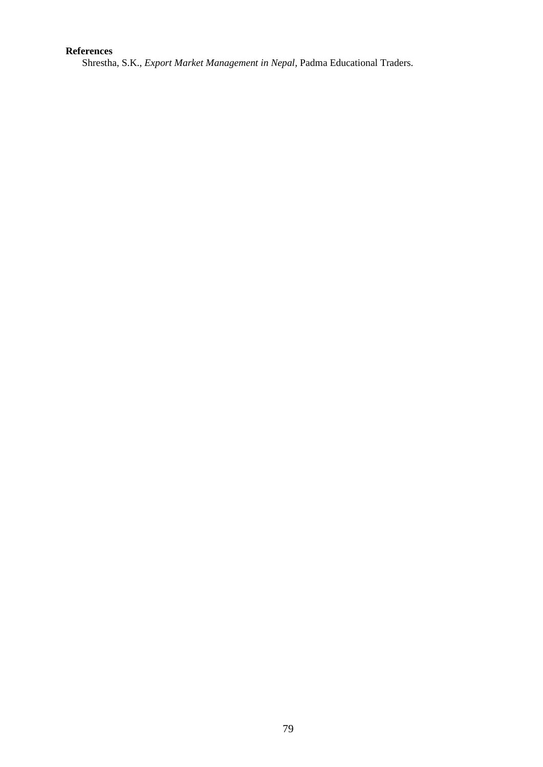**References**

Shrestha, S.K., *Export Market Management in Nepal*, Padma Educational Traders.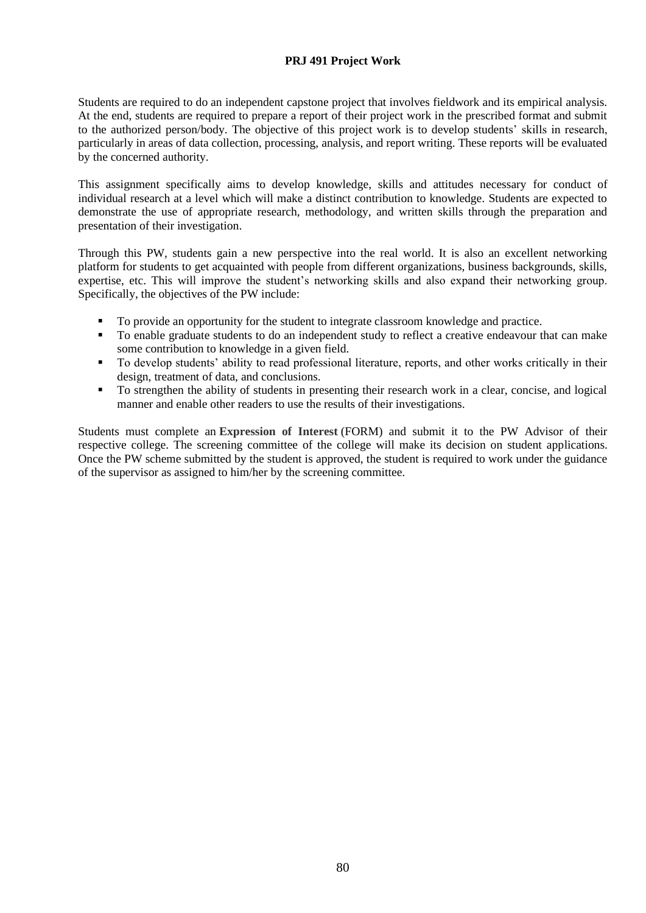**PRJ 491 Project Work**

Students are required to do an independent capstone project that involves fieldwork and its empirical analysis. At the end, students are required to prepare a report of their project work in the prescribed format and submit to the authorized person/body. The objective of this project work is to develop students' skills in research, particularly in areas of data collection, processing, analysis, and report writing. These reports will be evaluated by the concerned authority.

This assignment specifically aims to develop knowledge, skills and attitudes necessary for conduct of individual research at a level which will make a distinct contribution to knowledge. Students are expected to demonstrate the use of appropriate research, methodology, and written skills through the preparation and presentation of their investigation.

Through this PW, students gain a new perspective into the real world. It is also an excellent networking platform for students to get acquainted with people from different organizations, business backgrounds, skills, expertise, etc. This will improve the student's networking skills and also expand their networking group. Specifically, the objectives of the PW include:

- To provide an opportunity for the student to integrate classroom knowledge and practice.
- To enable graduate students to do an independent study to reflect a creative endeavour that can make some contribution to knowledge in a given field.
- To develop students' ability to read professional literature, reports, and other works critically in their design, treatment of data, and conclusions.
- To strengthen the ability of students in presenting their research work in a clear, concise, and logical manner and enable other readers to use the results of their investigations.

Students must complete an **Expression of Interest** (FORM) and submit it to the PW Advisor of their respective college. The screening committee of the college will make its decision on student applications. Once the PW scheme submitted by the student is approved, the student is required to work under the guidance of the supervisor as assigned to him/her by the screening committee.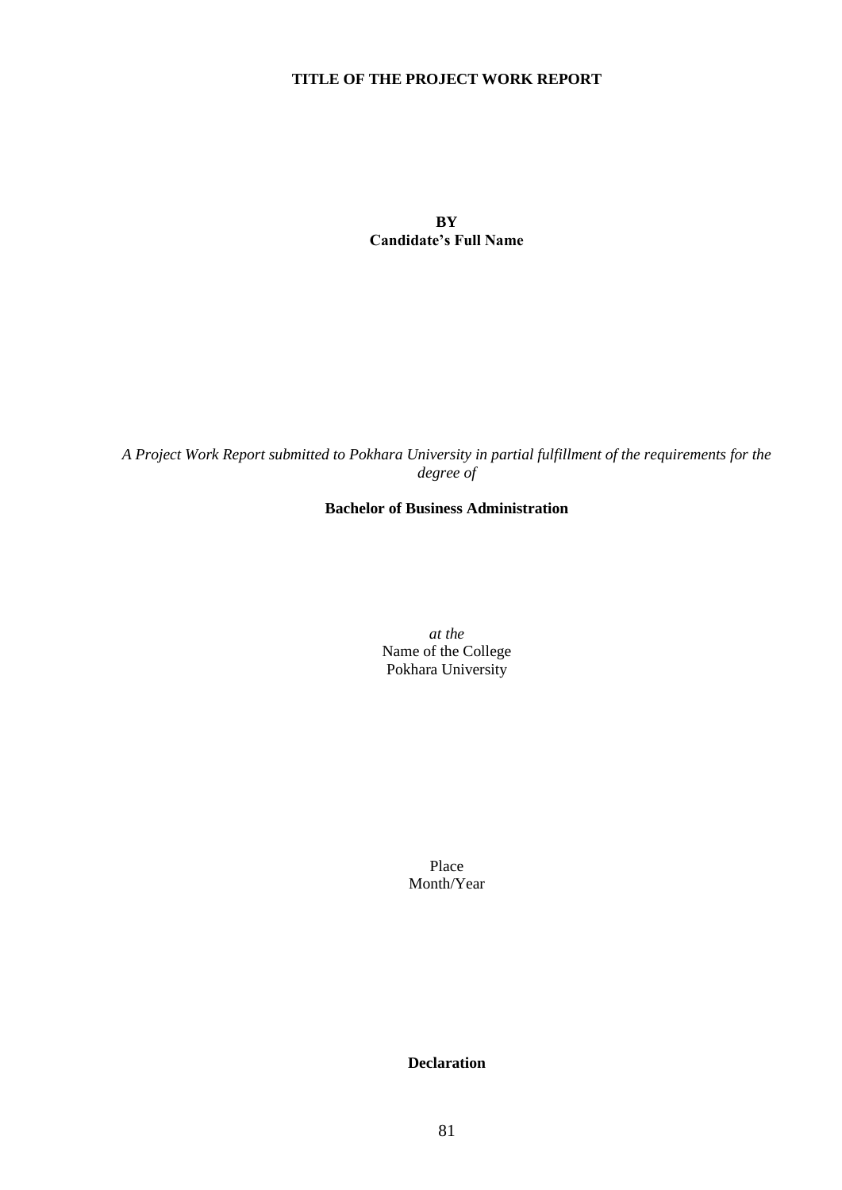**TITLE OF THE PROJECT WORK REPORT**

**BY**
**Candidate's Full Name**

*A Project Work Report submitted to Pokhara University in partial fulfillment of the requirements for the degree of*

**Bachelor of Business Administration**

*at the*
Name of the College
Pokhara University

Place
Month/Year

**Declaration**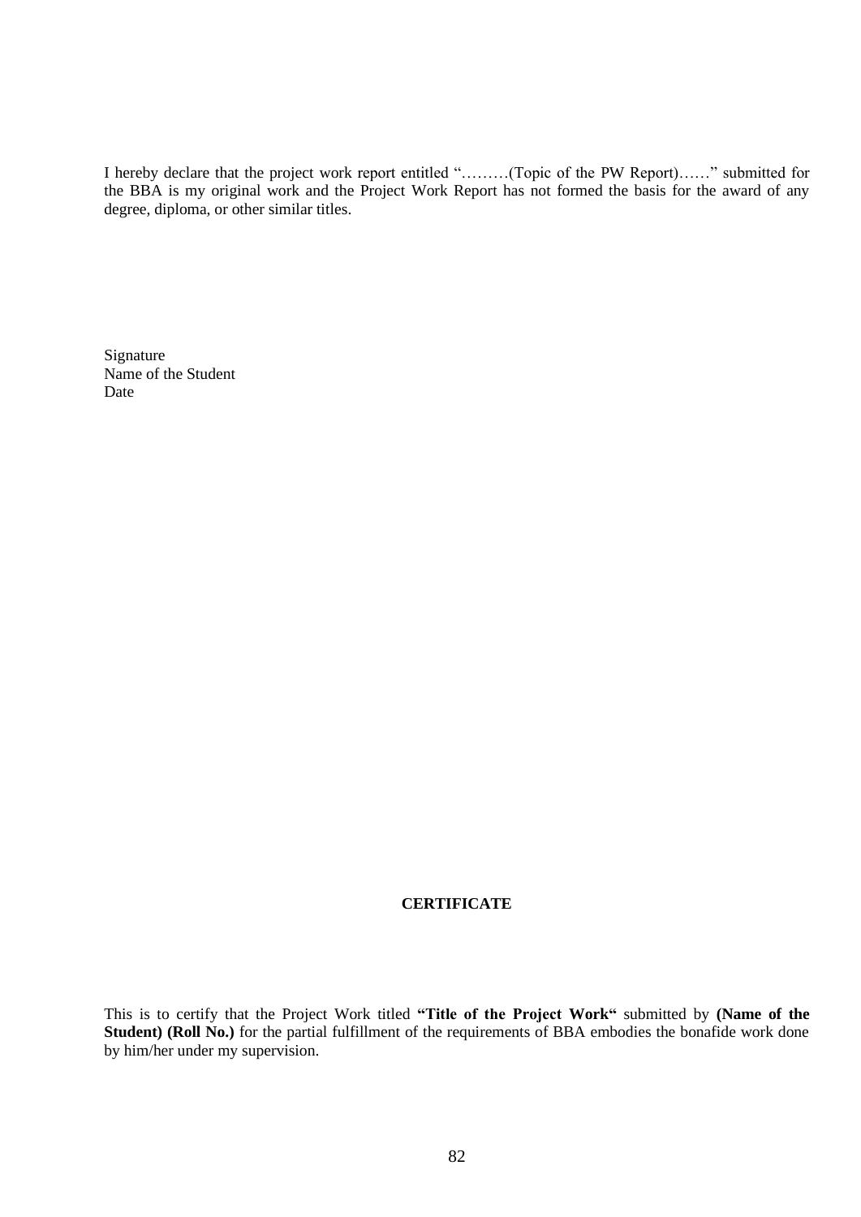I hereby declare that the project work report entitled "………(Topic of the PW Report)……" submitted for the BBA is my original work and the Project Work Report has not formed the basis for the award of any degree, diploma, or other similar titles.

Signature
Name of the Student
Date

## CERTIFICATE

This is to certify that the Project Work titled **"Title of the Project Work"** submitted by **(Name of the Student) (Roll No.)** for the partial fulfillment of the requirements of BBA embodies the bonafide work done by him/her under my supervision.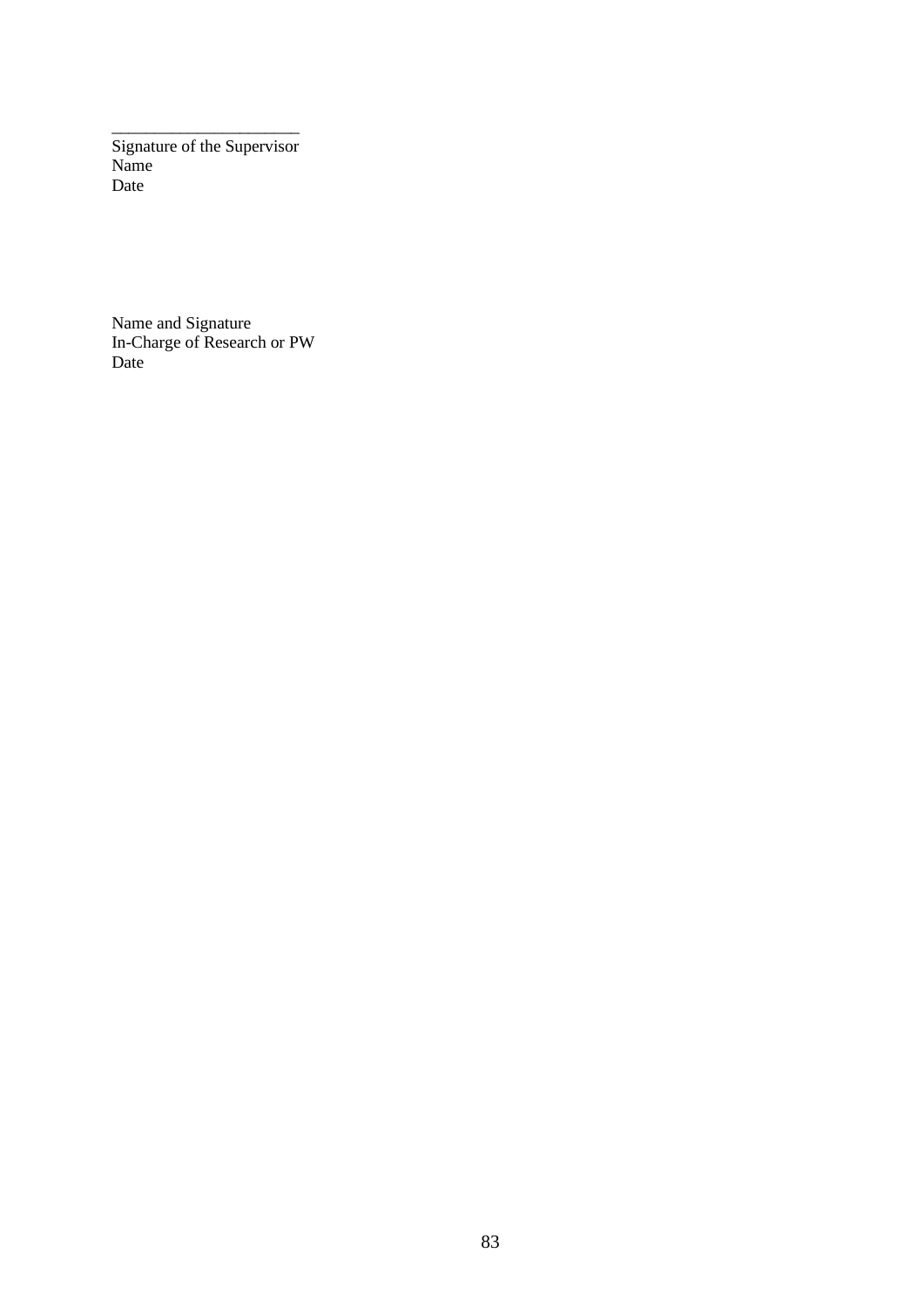\_\_\_\_\_\_\_\_\_\_\_\_\_\_\_\_\_\_\_\_\_\_
Signature of the Supervisor
Name
Date

Name and Signature
In-Charge of Research or PW
Date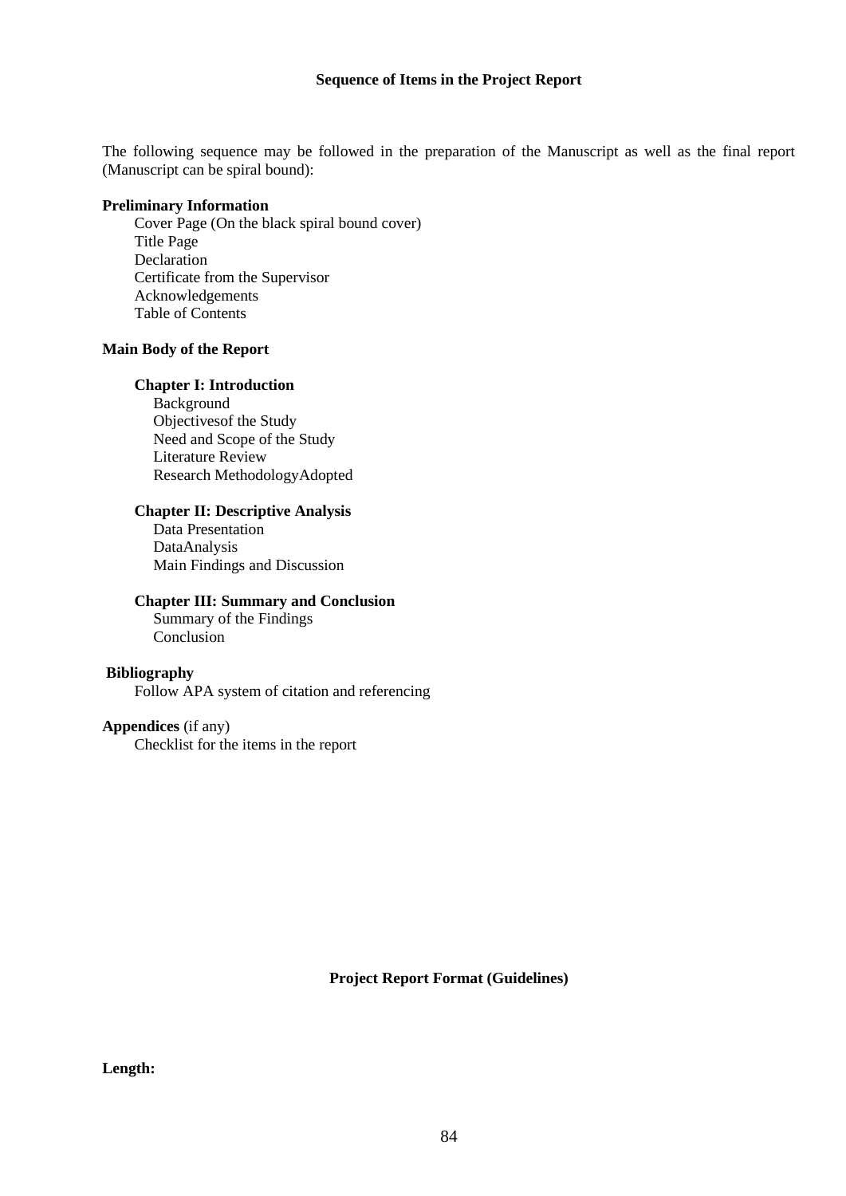## Sequence of Items in the Project Report

The following sequence may be followed in the preparation of the Manuscript as well as the final report (Manuscript can be spiral bound):

**Preliminary Information**

Cover Page (On the black spiral bound cover)
Title Page
Declaration
Certificate from the Supervisor
Acknowledgements
Table of Contents

**Main Body of the Report**

**Chapter I: Introduction**

Background
Objectivesof the Study
Need and Scope of the Study
Literature Review
Research MethodologyAdopted

**Chapter II: Descriptive Analysis**

Data Presentation
DataAnalysis
Main Findings and Discussion

**Chapter III: Summary and Conclusion**

Summary of the Findings
Conclusion

**Bibliography**

Follow APA system of citation and referencing

**Appendices** (if any)

Checklist for the items in the report

## Project Report Format (Guidelines)

**Length:**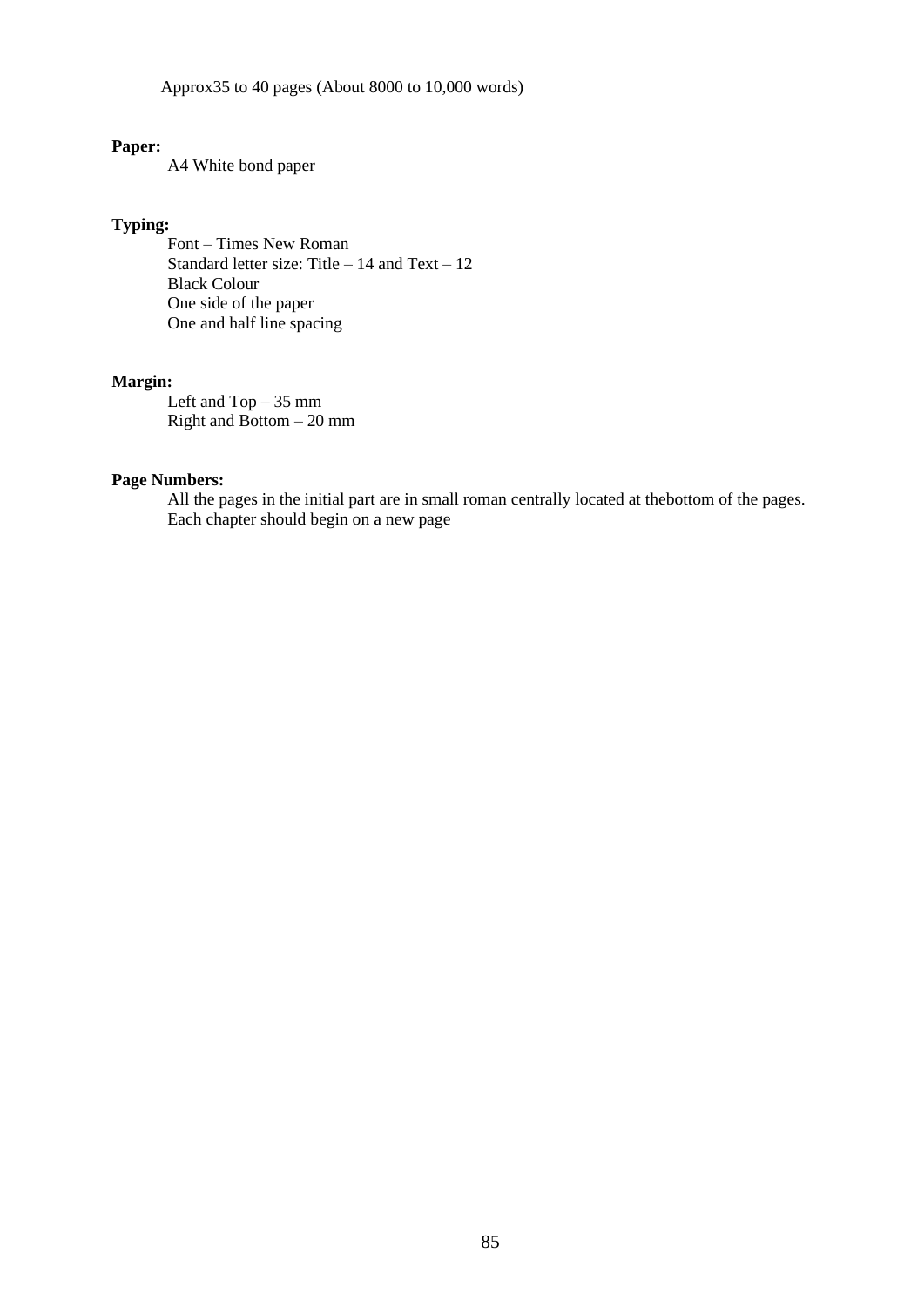Approx35 to 40 pages (About 8000 to 10,000 words)

**Paper:**

A4 White bond paper

**Typing:**

Font – Times New Roman
Standard letter size: Title – 14 and Text – 12
Black Colour
One side of the paper
One and half line spacing

**Margin:**

Left and Top – 35 mm
Right and Bottom – 20 mm

**Page Numbers:**

All the pages in the initial part are in small roman centrally located at thebottom of the pages.
Each chapter should begin on a new page